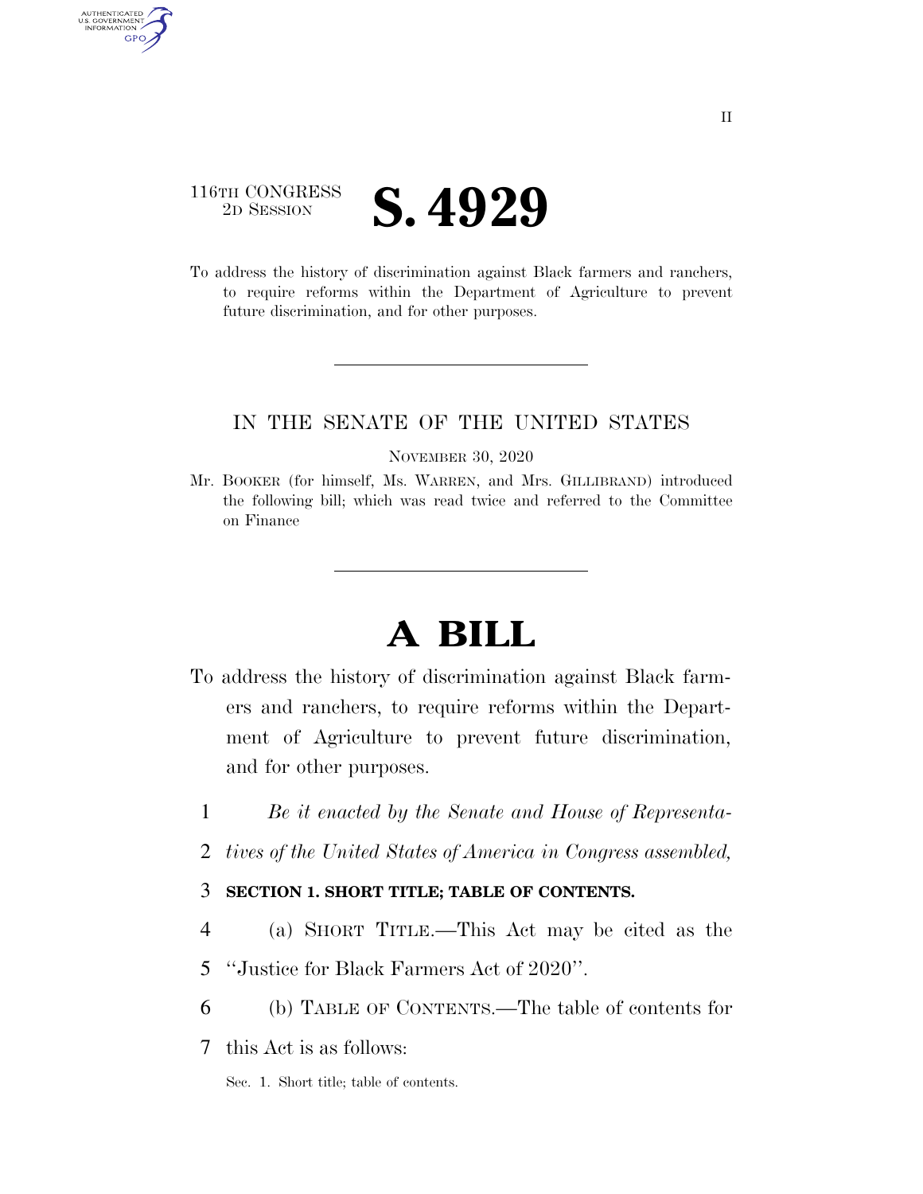116TH CONGRESS
2D SESSION

# S. 4929

To address the history of discrimination against Black farmers and ranchers, to require reforms within the Department of Agriculture to prevent future discrimination, and for other purposes.

IN THE SENATE OF THE UNITED STATES

NOVEMBER 30, 2020

Mr. BOOKER (for himself, Ms. WARREN, and Mrs. GILLIBRAND) introduced the following bill; which was read twice and referred to the Committee on Finance

# A BILL

To address the history of discrimination against Black farmers and ranchers, to require reforms within the Department of Agriculture to prevent future discrimination, and for other purposes.

*Be it enacted by the Senate and House of Representatives of the United States of America in Congress assembled,*

**SECTION 1. SHORT TITLE; TABLE OF CONTENTS.**

(a) SHORT TITLE.—This Act may be cited as the "Justice for Black Farmers Act of 2020".

(b) TABLE OF CONTENTS.—The table of contents for this Act is as follows:

Sec. 1. Short title; table of contents.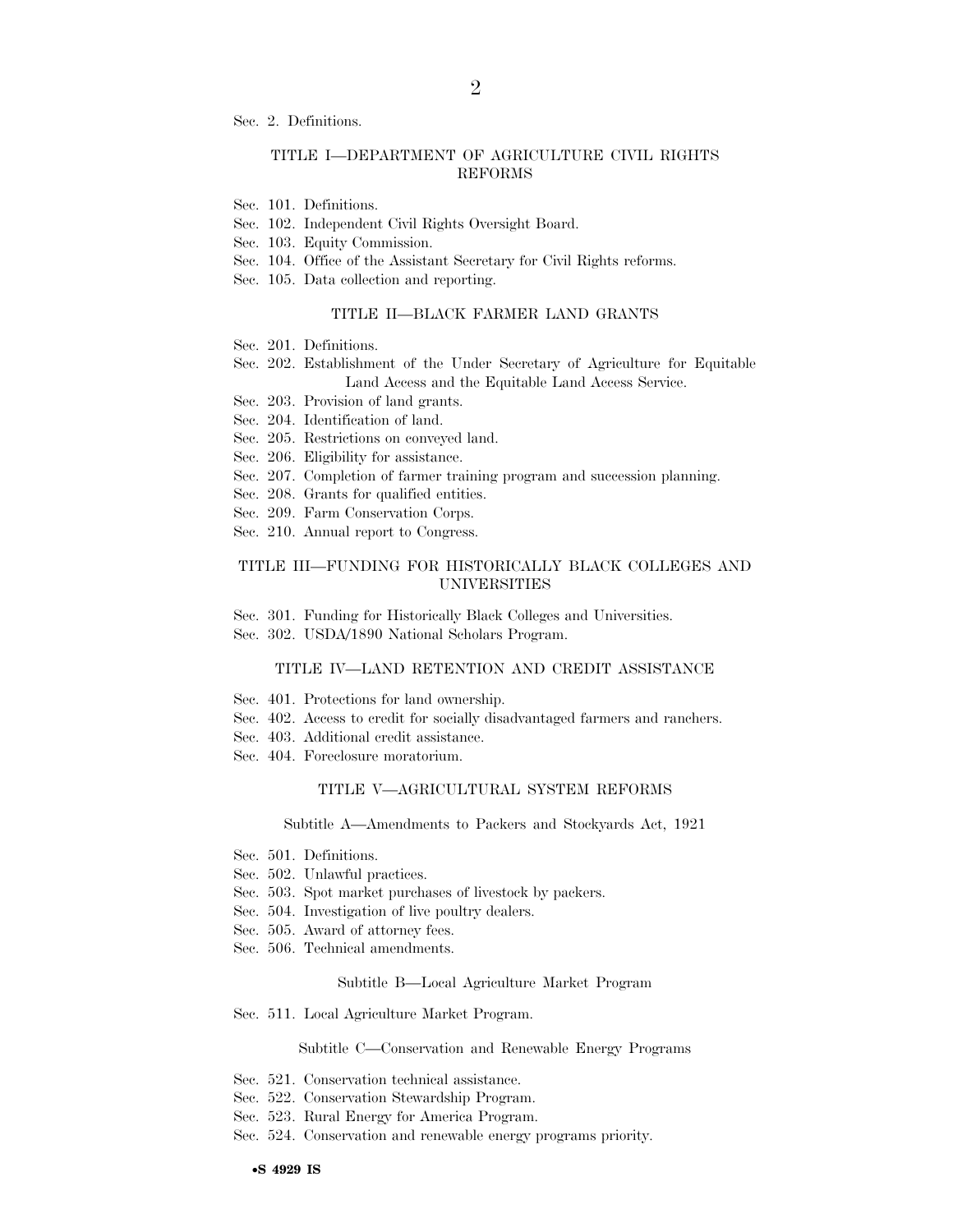Sec. 2. Definitions.

### TITLE I—DEPARTMENT OF AGRICULTURE CIVIL RIGHTS REFORMS

Sec. 101. Definitions.
Sec. 102. Independent Civil Rights Oversight Board.
Sec. 103. Equity Commission.
Sec. 104. Office of the Assistant Secretary for Civil Rights reforms.
Sec. 105. Data collection and reporting.

### TITLE II—BLACK FARMER LAND GRANTS

Sec. 201. Definitions.
Sec. 202. Establishment of the Under Secretary of Agriculture for Equitable Land Access and the Equitable Land Access Service.
Sec. 203. Provision of land grants.
Sec. 204. Identification of land.
Sec. 205. Restrictions on conveyed land.
Sec. 206. Eligibility for assistance.
Sec. 207. Completion of farmer training program and succession planning.
Sec. 208. Grants for qualified entities.
Sec. 209. Farm Conservation Corps.
Sec. 210. Annual report to Congress.

### TITLE III—FUNDING FOR HISTORICALLY BLACK COLLEGES AND UNIVERSITIES

Sec. 301. Funding for Historically Black Colleges and Universities.
Sec. 302. USDA/1890 National Scholars Program.

### TITLE IV—LAND RETENTION AND CREDIT ASSISTANCE

Sec. 401. Protections for land ownership.
Sec. 402. Access to credit for socially disadvantaged farmers and ranchers.
Sec. 403. Additional credit assistance.
Sec. 404. Foreclosure moratorium.

### TITLE V—AGRICULTURAL SYSTEM REFORMS

#### Subtitle A—Amendments to Packers and Stockyards Act, 1921

Sec. 501. Definitions.
Sec. 502. Unlawful practices.
Sec. 503. Spot market purchases of livestock by packers.
Sec. 504. Investigation of live poultry dealers.
Sec. 505. Award of attorney fees.
Sec. 506. Technical amendments.

#### Subtitle B—Local Agriculture Market Program

Sec. 511. Local Agriculture Market Program.

#### Subtitle C—Conservation and Renewable Energy Programs

Sec. 521. Conservation technical assistance.
Sec. 522. Conservation Stewardship Program.
Sec. 523. Rural Energy for America Program.
Sec. 524. Conservation and renewable energy programs priority.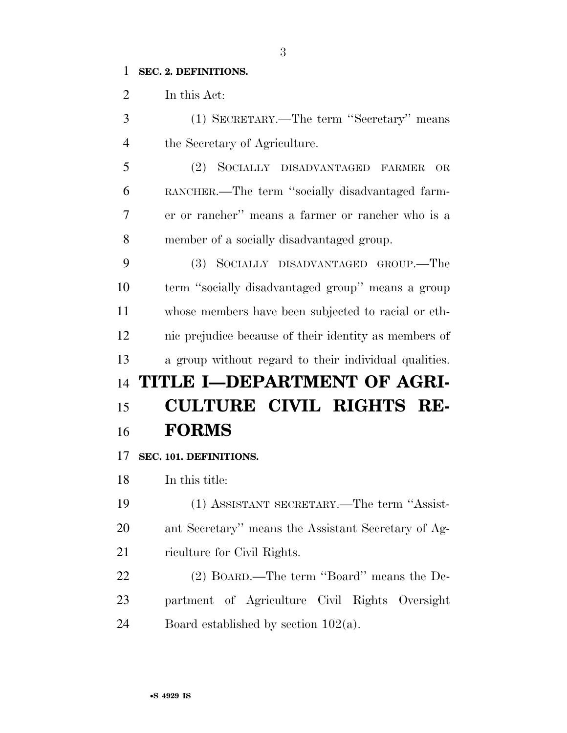**SEC. 2. DEFINITIONS.**

In this Act:

(1) SECRETARY.—The term ''Secretary'' means the Secretary of Agriculture.

(2) SOCIALLY DISADVANTAGED FARMER OR RANCHER.—The term ''socially disadvantaged farmer or rancher'' means a farmer or rancher who is a member of a socially disadvantaged group.

(3) SOCIALLY DISADVANTAGED GROUP.—The term ''socially disadvantaged group'' means a group whose members have been subjected to racial or ethnic prejudice because of their identity as members of a group without regard to their individual qualities.

# TITLE I—DEPARTMENT OF AGRICULTURE CIVIL RIGHTS REFORMS

**SEC. 101. DEFINITIONS.**

In this title:

(1) ASSISTANT SECRETARY.—The term ''Assistant Secretary'' means the Assistant Secretary of Agriculture for Civil Rights.

(2) BOARD.—The term ''Board'' means the Department of Agriculture Civil Rights Oversight Board established by section 102(a).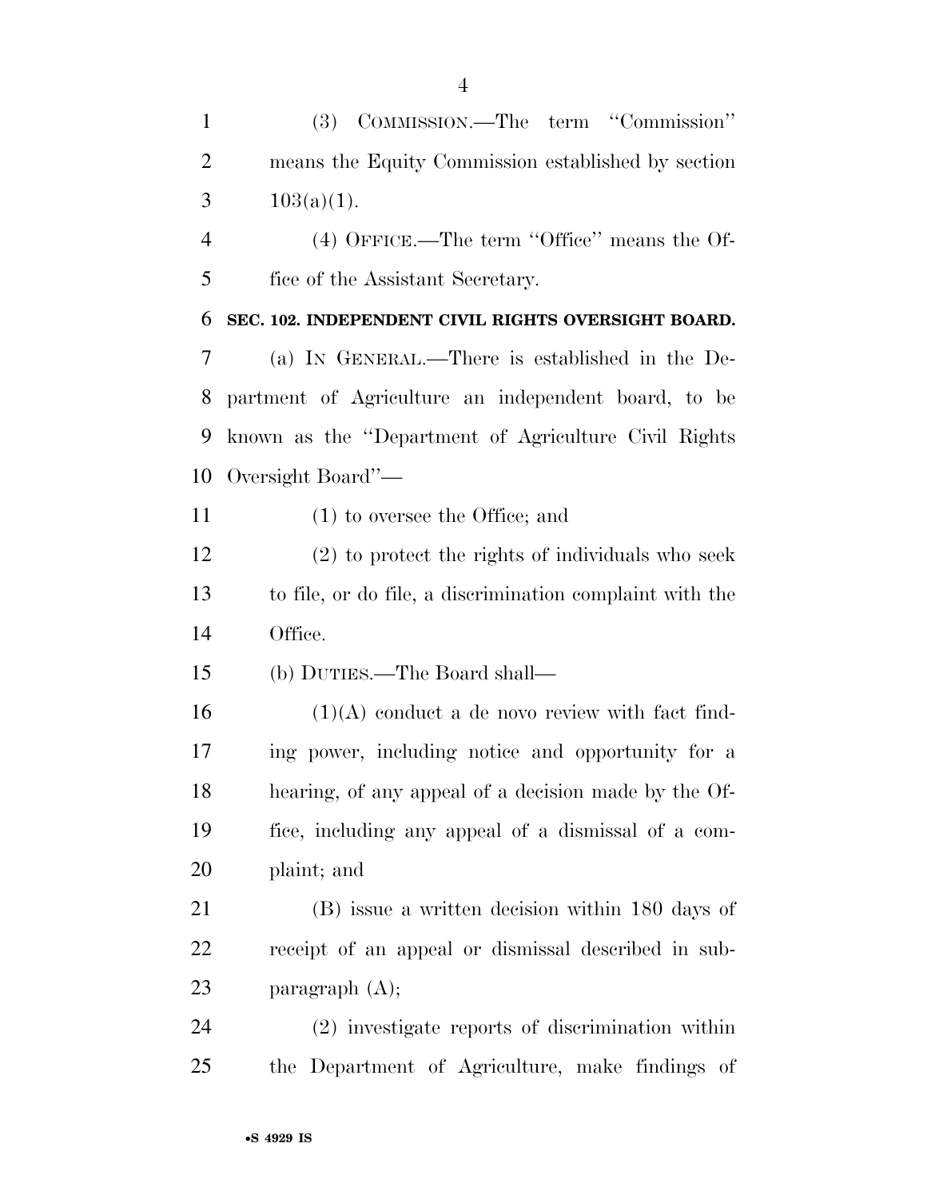(3) COMMISSION.—The term "Commission" means the Equity Commission established by section 103(a)(1).

(4) OFFICE.—The term "Office" means the Office of the Assistant Secretary.

**SEC. 102. INDEPENDENT CIVIL RIGHTS OVERSIGHT BOARD.**

(a) IN GENERAL.—There is established in the Department of Agriculture an independent board, to be known as the "Department of Agriculture Civil Rights Oversight Board"—

(1) to oversee the Office; and

(2) to protect the rights of individuals who seek to file, or do file, a discrimination complaint with the Office.

(b) DUTIES.—The Board shall—

(1)(A) conduct a de novo review with fact finding power, including notice and opportunity for a hearing, of any appeal of a decision made by the Office, including any appeal of a dismissal of a complaint; and

(B) issue a written decision within 180 days of receipt of an appeal or dismissal described in subparagraph (A);

(2) investigate reports of discrimination within the Department of Agriculture, make findings of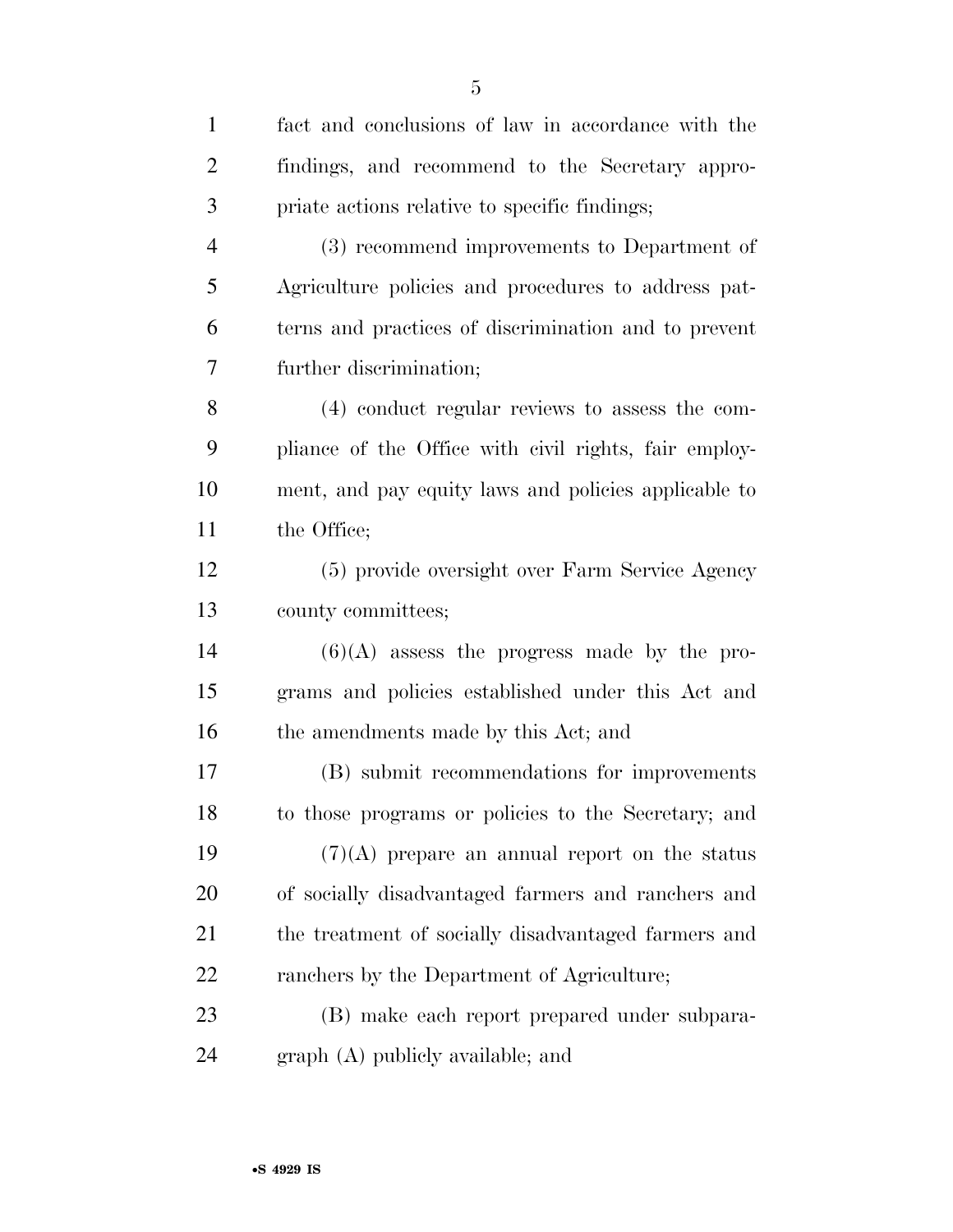fact and conclusions of law in accordance with the findings, and recommend to the Secretary appropriate actions relative to specific findings;

(3) recommend improvements to Department of Agriculture policies and procedures to address patterns and practices of discrimination and to prevent further discrimination;

(4) conduct regular reviews to assess the compliance of the Office with civil rights, fair employment, and pay equity laws and policies applicable to the Office;

(5) provide oversight over Farm Service Agency county committees;

(6)(A) assess the progress made by the programs and policies established under this Act and the amendments made by this Act; and

(B) submit recommendations for improvements to those programs or policies to the Secretary; and

(7)(A) prepare an annual report on the status of socially disadvantaged farmers and ranchers and the treatment of socially disadvantaged farmers and ranchers by the Department of Agriculture;

(B) make each report prepared under subparagraph (A) publicly available; and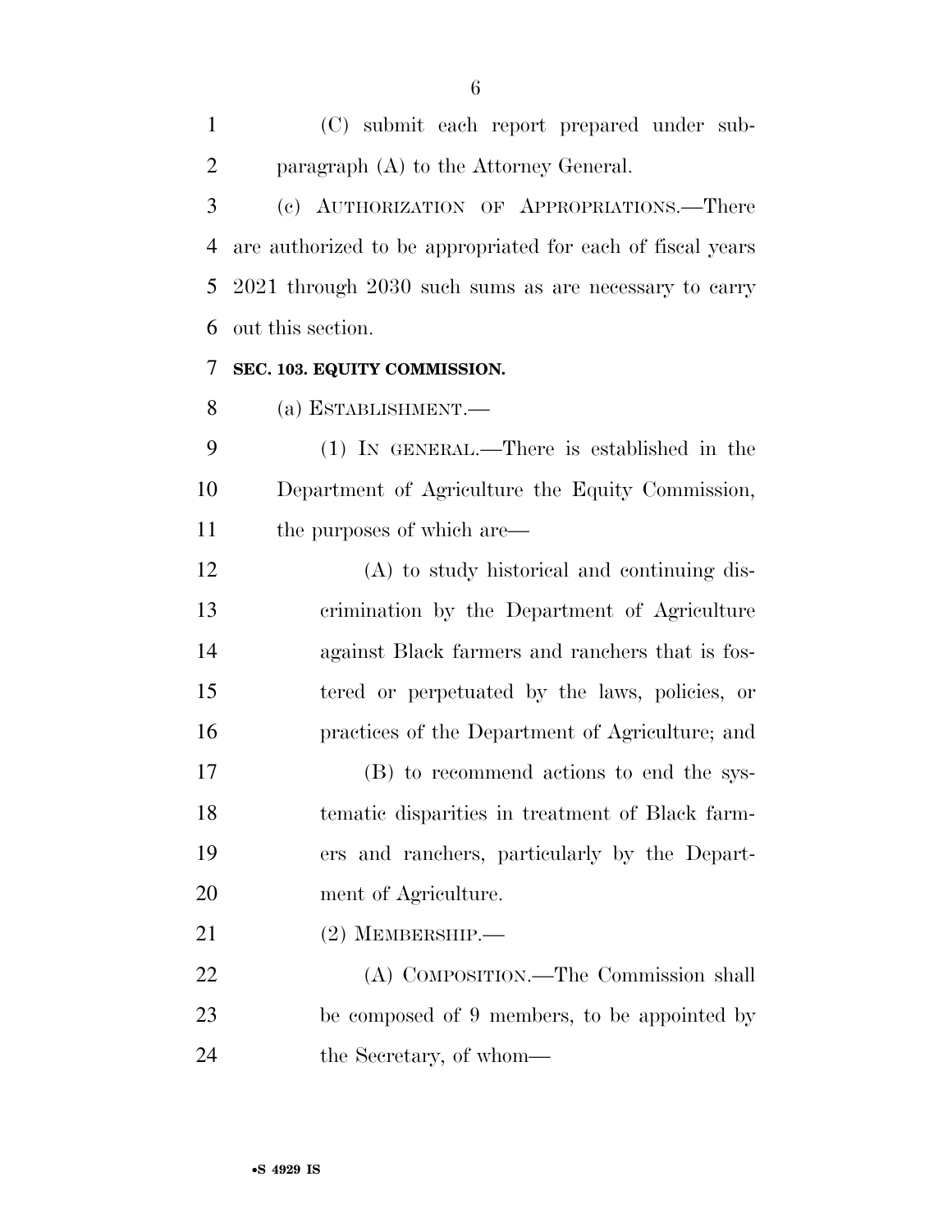(C) submit each report prepared under subparagraph (A) to the Attorney General.

(c) AUTHORIZATION OF APPROPRIATIONS.—There are authorized to be appropriated for each of fiscal years 2021 through 2030 such sums as are necessary to carry out this section.

**SEC. 103. EQUITY COMMISSION.**

(a) ESTABLISHMENT.—

(1) IN GENERAL.—There is established in the Department of Agriculture the Equity Commission, the purposes of which are—

(A) to study historical and continuing discrimination by the Department of Agriculture against Black farmers and ranchers that is fostered or perpetuated by the laws, policies, or practices of the Department of Agriculture; and

(B) to recommend actions to end the systematic disparities in treatment of Black farmers and ranchers, particularly by the Department of Agriculture.

(2) MEMBERSHIP.—

(A) COMPOSITION.—The Commission shall be composed of 9 members, to be appointed by the Secretary, of whom—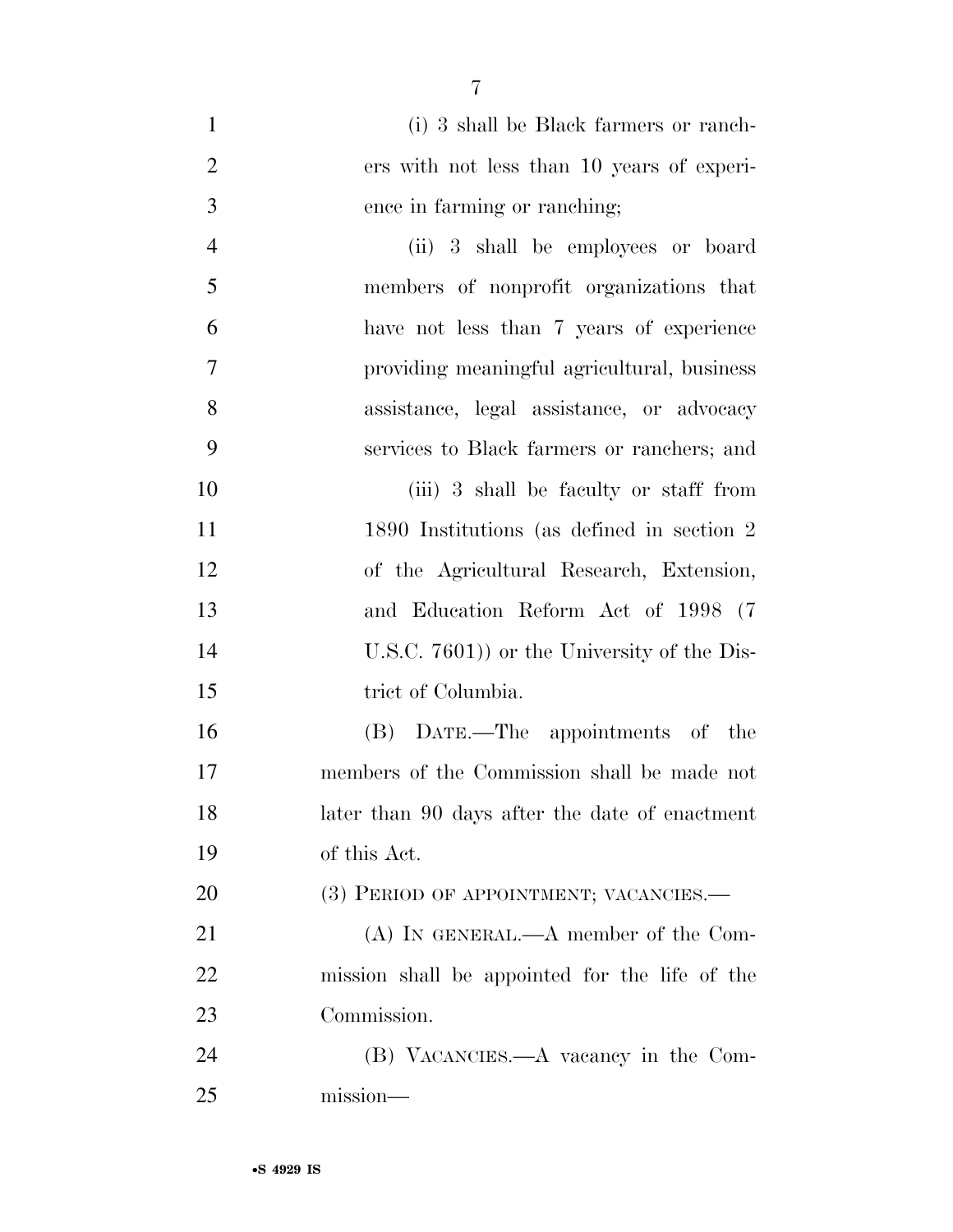(i) 3 shall be Black farmers or ranchers with not less than 10 years of experience in farming or ranching;

(ii) 3 shall be employees or board members of nonprofit organizations that have not less than 7 years of experience providing meaningful agricultural, business assistance, legal assistance, or advocacy services to Black farmers or ranchers; and

(iii) 3 shall be faculty or staff from 1890 Institutions (as defined in section 2 of the Agricultural Research, Extension, and Education Reform Act of 1998 (7 U.S.C. 7601)) or the University of the District of Columbia.

(B) DATE.—The appointments of the members of the Commission shall be made not later than 90 days after the date of enactment of this Act.

(3) PERIOD OF APPOINTMENT; VACANCIES.—

(A) IN GENERAL.—A member of the Commission shall be appointed for the life of the Commission.

(B) VACANCIES.—A vacancy in the Commission—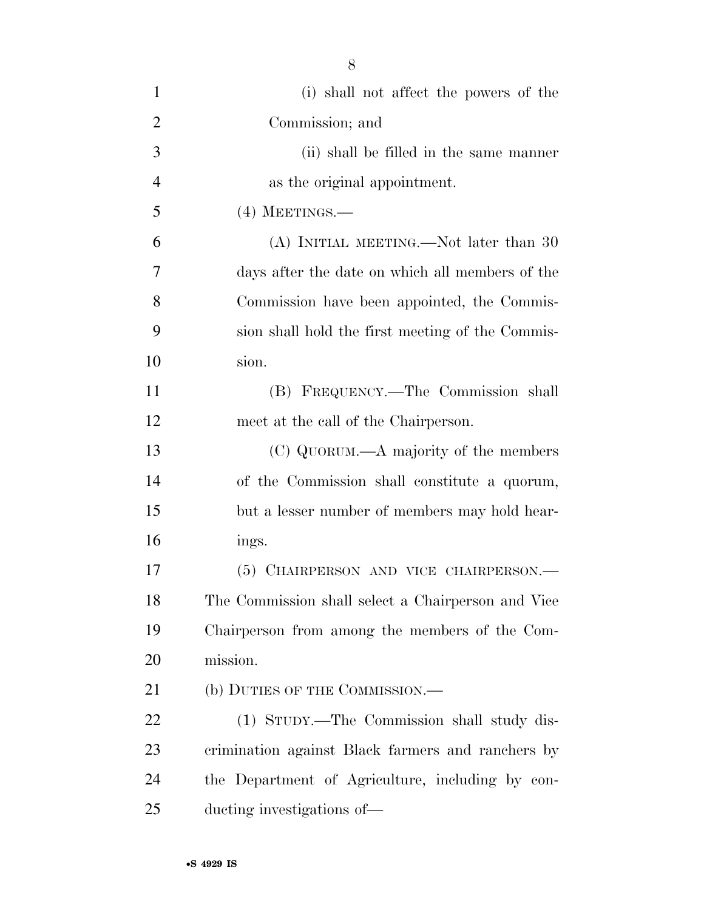(i) shall not affect the powers of the Commission; and

(ii) shall be filled in the same manner as the original appointment.

(4) MEETINGS.—

(A) INITIAL MEETING.—Not later than 30 days after the date on which all members of the Commission have been appointed, the Commission shall hold the first meeting of the Commission.

(B) FREQUENCY.—The Commission shall meet at the call of the Chairperson.

(C) QUORUM.—A majority of the members of the Commission shall constitute a quorum, but a lesser number of members may hold hearings.

(5) CHAIRPERSON AND VICE CHAIRPERSON.—The Commission shall select a Chairperson and Vice Chairperson from among the members of the Commission.

(b) DUTIES OF THE COMMISSION.—

(1) STUDY.—The Commission shall study discrimination against Black farmers and ranchers by the Department of Agriculture, including by conducting investigations of—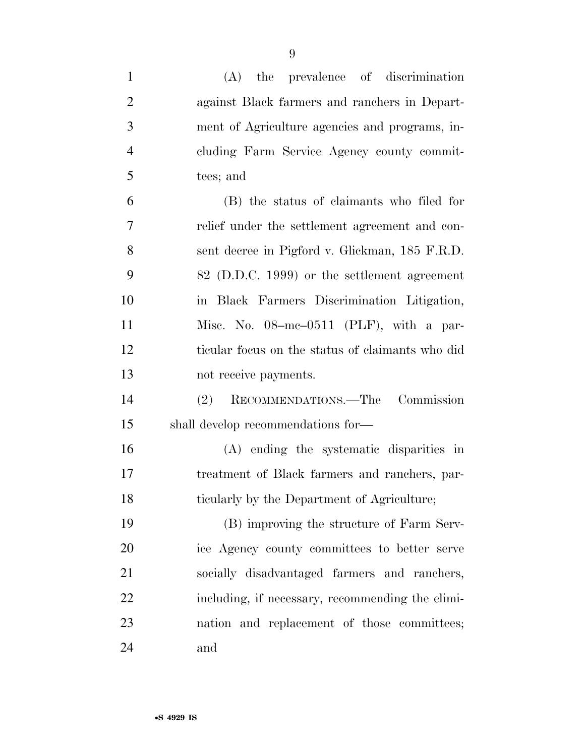(A) the prevalence of discrimination against Black farmers and ranchers in Department of Agriculture agencies and programs, including Farm Service Agency county committees; and

(B) the status of claimants who filed for relief under the settlement agreement and consent decree in Pigford v. Glickman, 185 F.R.D. 82 (D.D.C. 1999) or the settlement agreement in Black Farmers Discrimination Litigation, Misc. No. 08–mc–0511 (PLF), with a particular focus on the status of claimants who did not receive payments.

(2) RECOMMENDATIONS.—The Commission shall develop recommendations for—

(A) ending the systematic disparities in treatment of Black farmers and ranchers, particularly by the Department of Agriculture;

(B) improving the structure of Farm Service Agency county committees to better serve socially disadvantaged farmers and ranchers, including, if necessary, recommending the elimination and replacement of those committees; and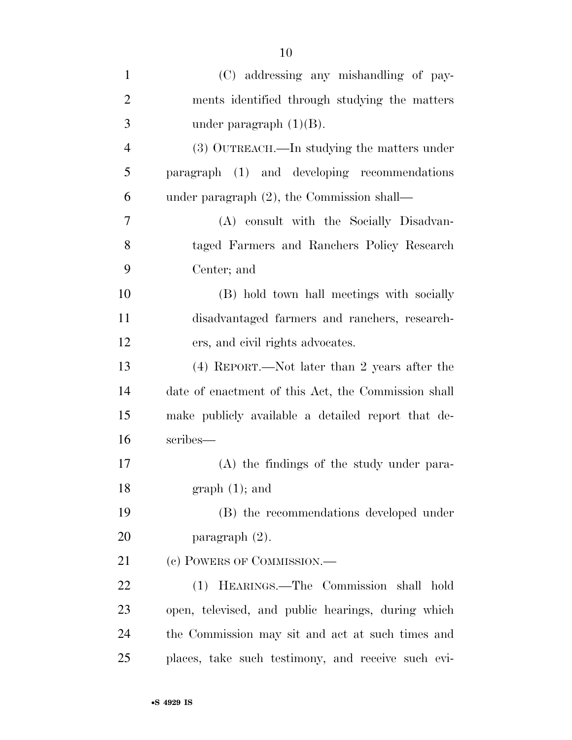(C) addressing any mishandling of payments identified through studying the matters under paragraph (1)(B).

(3) OUTREACH.—In studying the matters under paragraph (1) and developing recommendations under paragraph (2), the Commission shall—

(A) consult with the Socially Disadvantaged Farmers and Ranchers Policy Research Center; and

(B) hold town hall meetings with socially disadvantaged farmers and ranchers, researchers, and civil rights advocates.

(4) REPORT.—Not later than 2 years after the date of enactment of this Act, the Commission shall make publicly available a detailed report that describes—

(A) the findings of the study under paragraph (1); and

(B) the recommendations developed under paragraph (2).

(c) POWERS OF COMMISSION.—

(1) HEARINGS.—The Commission shall hold open, televised, and public hearings, during which the Commission may sit and act at such times and places, take such testimony, and receive such evi-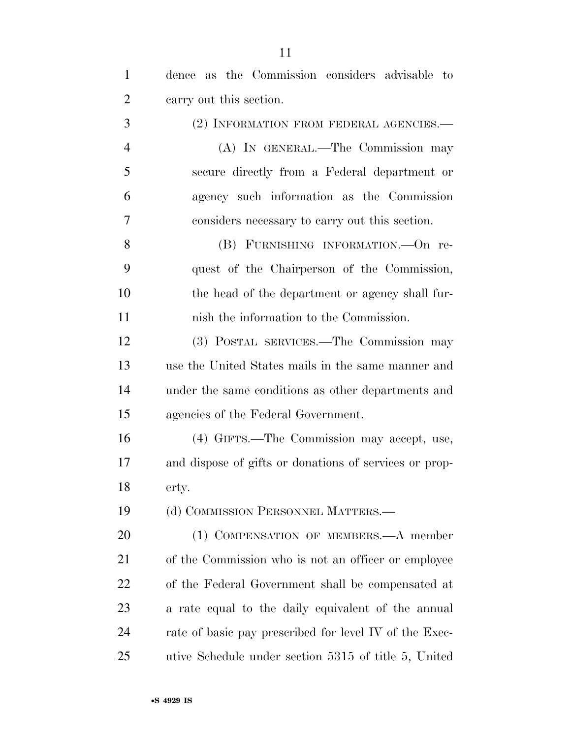dence as the Commission considers advisable to carry out this section.

(2) INFORMATION FROM FEDERAL AGENCIES.—

(A) IN GENERAL.—The Commission may secure directly from a Federal department or agency such information as the Commission considers necessary to carry out this section.

(B) FURNISHING INFORMATION.—On request of the Chairperson of the Commission, the head of the department or agency shall furnish the information to the Commission.

(3) POSTAL SERVICES.—The Commission may use the United States mails in the same manner and under the same conditions as other departments and agencies of the Federal Government.

(4) GIFTS.—The Commission may accept, use, and dispose of gifts or donations of services or property.

(d) COMMISSION PERSONNEL MATTERS.—

(1) COMPENSATION OF MEMBERS.—A member of the Commission who is not an officer or employee of the Federal Government shall be compensated at a rate equal to the daily equivalent of the annual rate of basic pay prescribed for level IV of the Executive Schedule under section 5315 of title 5, United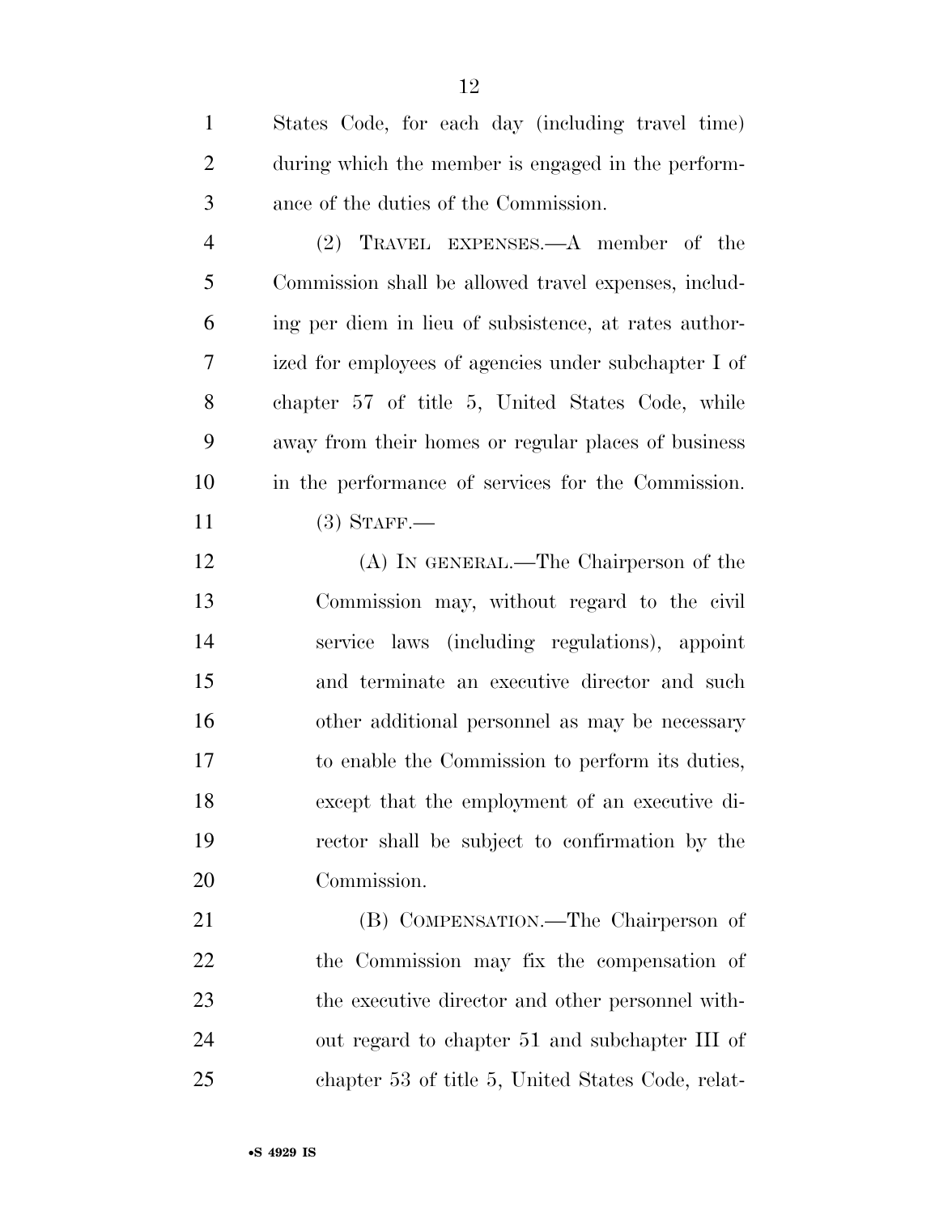States Code, for each day (including travel time) during which the member is engaged in the performance of the duties of the Commission.

(2) TRAVEL EXPENSES.—A member of the Commission shall be allowed travel expenses, including per diem in lieu of subsistence, at rates authorized for employees of agencies under subchapter I of chapter 57 of title 5, United States Code, while away from their homes or regular places of business in the performance of services for the Commission.

(3) STAFF.—

(A) IN GENERAL.—The Chairperson of the Commission may, without regard to the civil service laws (including regulations), appoint and terminate an executive director and such other additional personnel as may be necessary to enable the Commission to perform its duties, except that the employment of an executive director shall be subject to confirmation by the Commission.

(B) COMPENSATION.—The Chairperson of the Commission may fix the compensation of the executive director and other personnel without regard to chapter 51 and subchapter III of chapter 53 of title 5, United States Code, relat-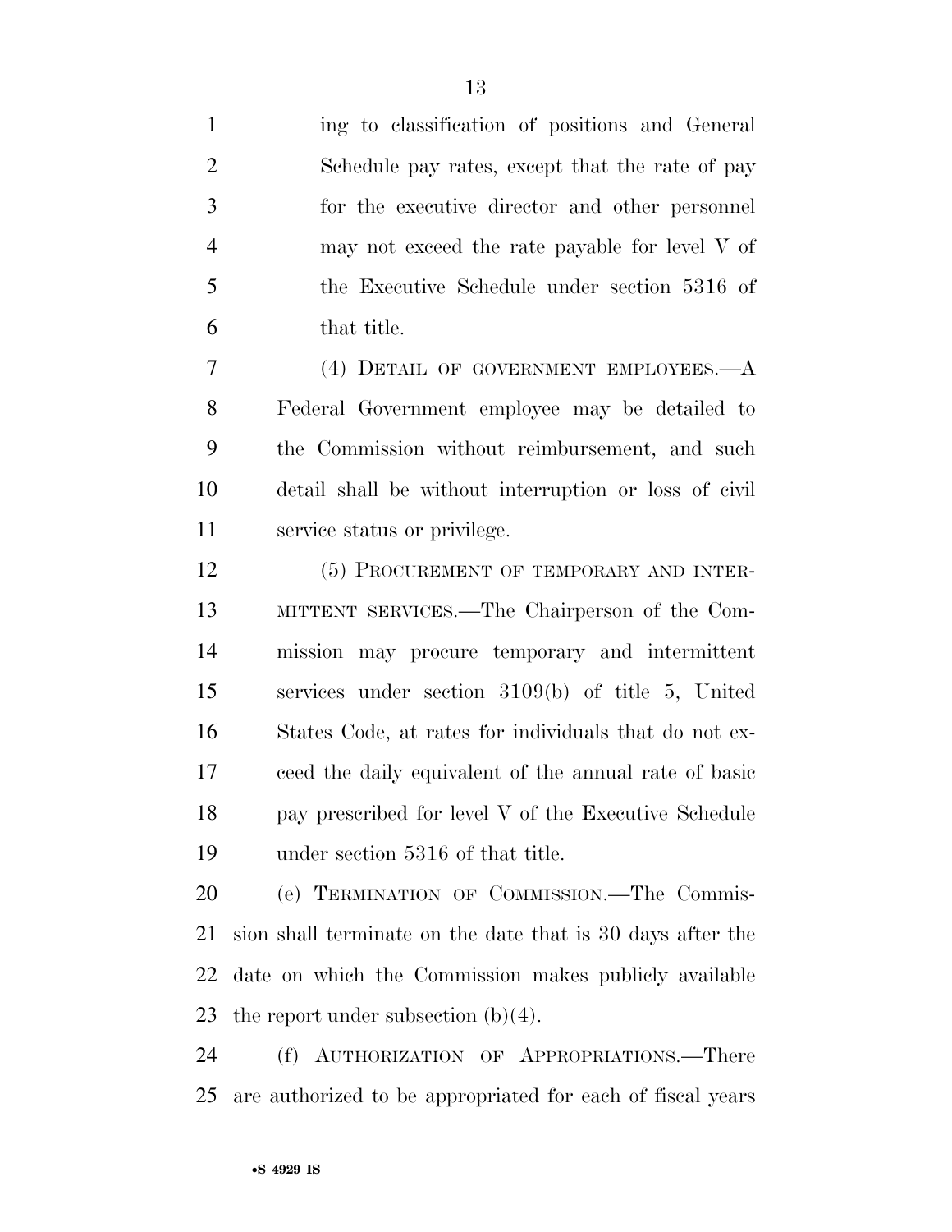ing to classification of positions and General Schedule pay rates, except that the rate of pay for the executive director and other personnel may not exceed the rate payable for level V of the Executive Schedule under section 5316 of that title.

(4) DETAIL OF GOVERNMENT EMPLOYEES.—A Federal Government employee may be detailed to the Commission without reimbursement, and such detail shall be without interruption or loss of civil service status or privilege.

(5) PROCUREMENT OF TEMPORARY AND INTERMITTENT SERVICES.—The Chairperson of the Commission may procure temporary and intermittent services under section 3109(b) of title 5, United States Code, at rates for individuals that do not exceed the daily equivalent of the annual rate of basic pay prescribed for level V of the Executive Schedule under section 5316 of that title.

(e) TERMINATION OF COMMISSION.—The Commission shall terminate on the date that is 30 days after the date on which the Commission makes publicly available the report under subsection (b)(4).

(f) AUTHORIZATION OF APPROPRIATIONS.—There are authorized to be appropriated for each of fiscal years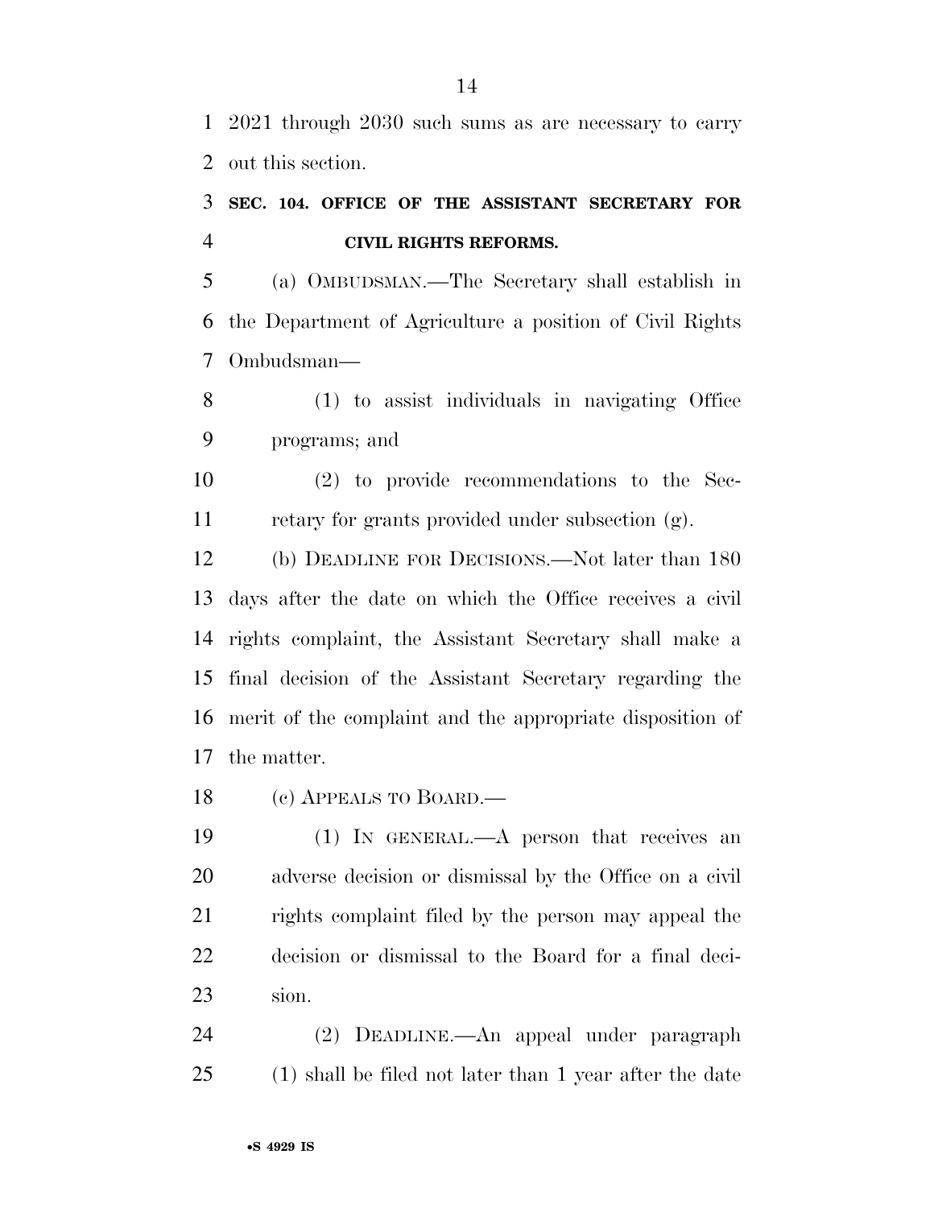2021 through 2030 such sums as are necessary to carry out this section.

### SEC. 104. OFFICE OF THE ASSISTANT SECRETARY FOR CIVIL RIGHTS REFORMS.

(a) OMBUDSMAN.—The Secretary shall establish in the Department of Agriculture a position of Civil Rights Ombudsman—

(1) to assist individuals in navigating Office programs; and

(2) to provide recommendations to the Secretary for grants provided under subsection (g).

(b) DEADLINE FOR DECISIONS.—Not later than 180 days after the date on which the Office receives a civil rights complaint, the Assistant Secretary shall make a final decision of the Assistant Secretary regarding the merit of the complaint and the appropriate disposition of the matter.

(c) APPEALS TO BOARD.—

(1) IN GENERAL.—A person that receives an adverse decision or dismissal by the Office on a civil rights complaint filed by the person may appeal the decision or dismissal to the Board for a final decision.

(2) DEADLINE.—An appeal under paragraph (1) shall be filed not later than 1 year after the date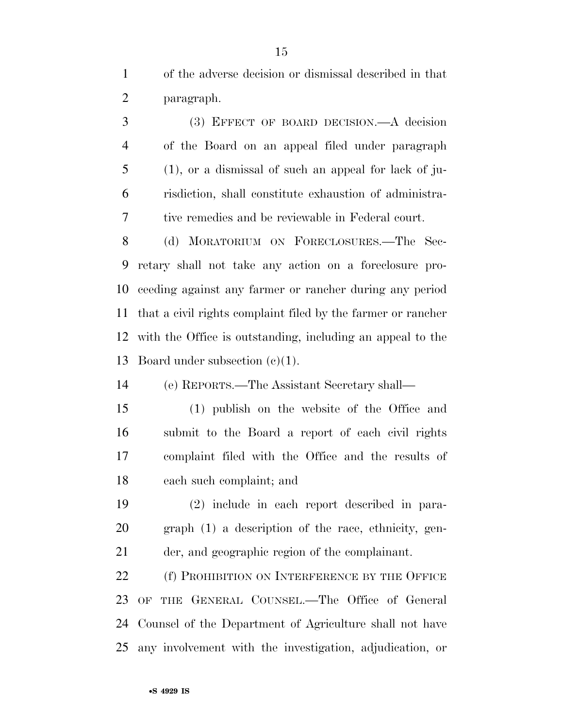of the adverse decision or dismissal described in that paragraph.

(3) EFFECT OF BOARD DECISION.—A decision of the Board on an appeal filed under paragraph (1), or a dismissal of such an appeal for lack of jurisdiction, shall constitute exhaustion of administrative remedies and be reviewable in Federal court.

(d) MORATORIUM ON FORECLOSURES.—The Secretary shall not take any action on a foreclosure proceeding against any farmer or rancher during any period that a civil rights complaint filed by the farmer or rancher with the Office is outstanding, including an appeal to the Board under subsection (c)(1).

(e) REPORTS.—The Assistant Secretary shall—

(1) publish on the website of the Office and submit to the Board a report of each civil rights complaint filed with the Office and the results of each such complaint; and

(2) include in each report described in paragraph (1) a description of the race, ethnicity, gender, and geographic region of the complainant.

(f) PROHIBITION ON INTERFERENCE BY THE OFFICE OF THE GENERAL COUNSEL.—The Office of General Counsel of the Department of Agriculture shall not have any involvement with the investigation, adjudication, or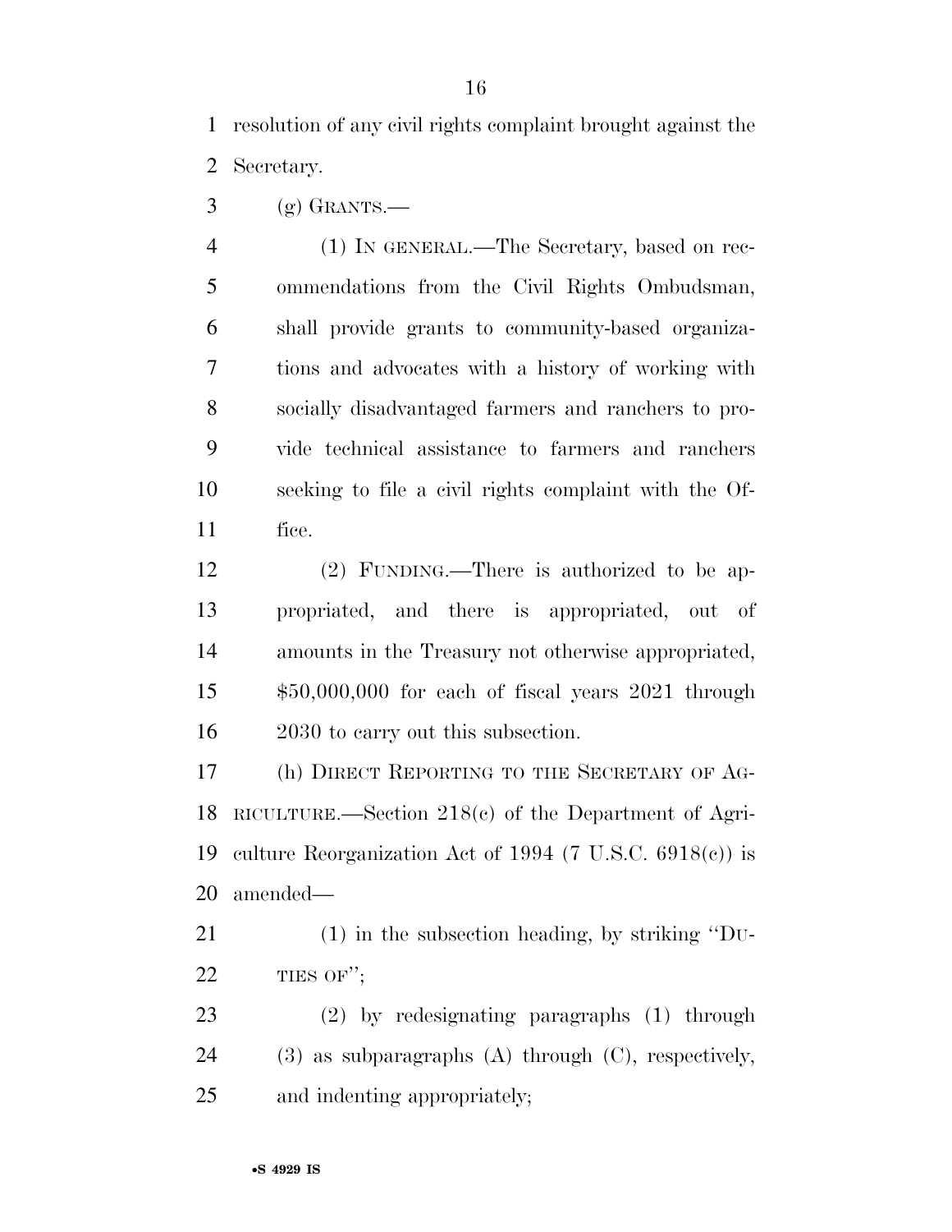resolution of any civil rights complaint brought against the Secretary.

(g) GRANTS.—

(1) IN GENERAL.—The Secretary, based on recommendations from the Civil Rights Ombudsman, shall provide grants to community-based organizations and advocates with a history of working with socially disadvantaged farmers and ranchers to provide technical assistance to farmers and ranchers seeking to file a civil rights complaint with the Office.

(2) FUNDING.—There is authorized to be appropriated, and there is appropriated, out of amounts in the Treasury not otherwise appropriated, $50,000,000 for each of fiscal years 2021 through 2030 to carry out this subsection.

(h) DIRECT REPORTING TO THE SECRETARY OF AGRICULTURE.—Section 218(c) of the Department of Agriculture Reorganization Act of 1994 (7 U.S.C. 6918(c)) is amended—

(1) in the subsection heading, by striking ''DUTIES OF'';

(2) by redesignating paragraphs (1) through (3) as subparagraphs (A) through (C), respectively, and indenting appropriately;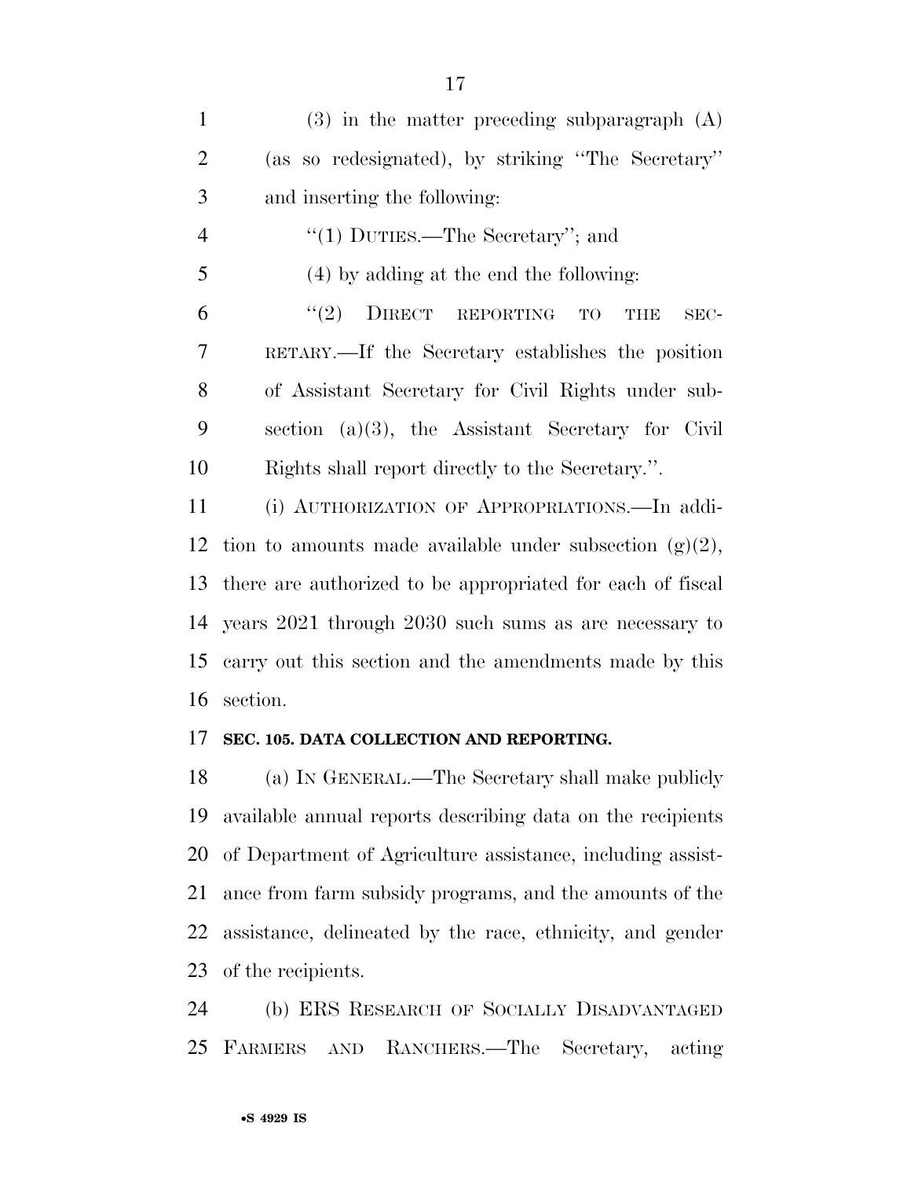(3) in the matter preceding subparagraph (A) (as so redesignated), by striking "The Secretary" and inserting the following:

"(1) DUTIES.—The Secretary"; and

(4) by adding at the end the following:

"(2) DIRECT REPORTING TO THE SECRETARY.—If the Secretary establishes the position of Assistant Secretary for Civil Rights under subsection (a)(3), the Assistant Secretary for Civil Rights shall report directly to the Secretary.".

(i) AUTHORIZATION OF APPROPRIATIONS.—In addition to amounts made available under subsection (g)(2), there are authorized to be appropriated for each of fiscal years 2021 through 2030 such sums as are necessary to carry out this section and the amendments made by this section.

**SEC. 105. DATA COLLECTION AND REPORTING.**

(a) IN GENERAL.—The Secretary shall make publicly available annual reports describing data on the recipients of Department of Agriculture assistance, including assistance from farm subsidy programs, and the amounts of the assistance, delineated by the race, ethnicity, and gender of the recipients.

(b) ERS RESEARCH OF SOCIALLY DISADVANTAGED FARMERS AND RANCHERS.—The Secretary, acting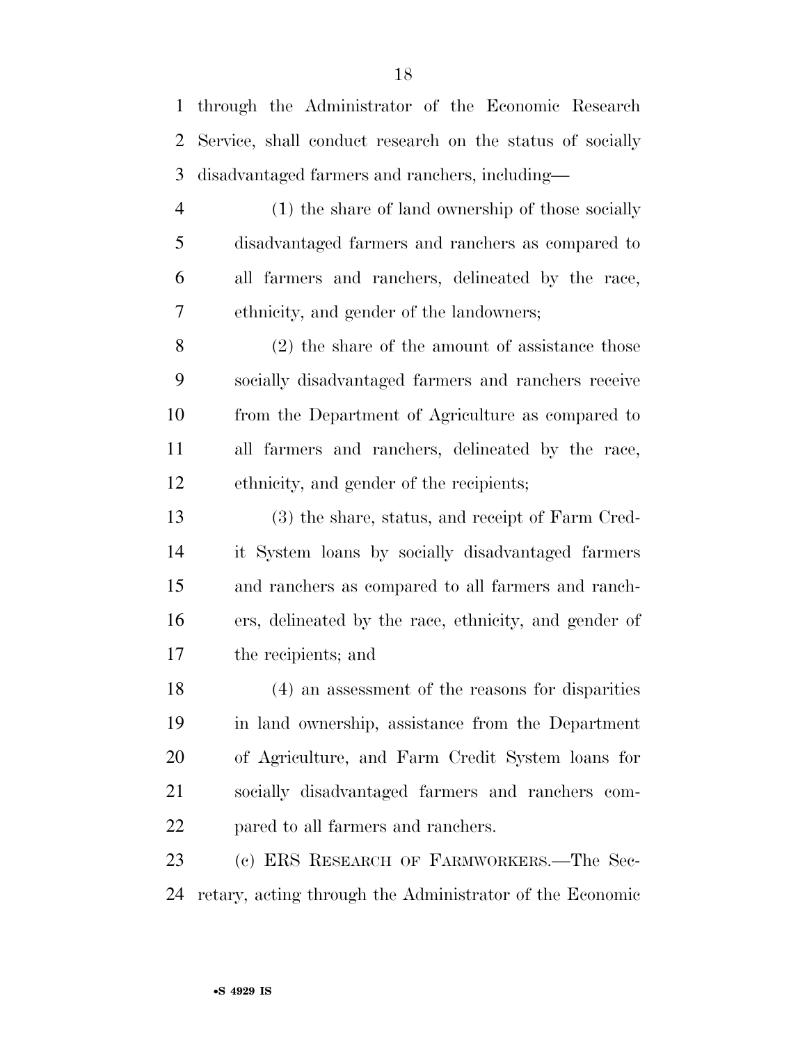through the Administrator of the Economic Research Service, shall conduct research on the status of socially disadvantaged farmers and ranchers, including—

(1) the share of land ownership of those socially disadvantaged farmers and ranchers as compared to all farmers and ranchers, delineated by the race, ethnicity, and gender of the landowners;

(2) the share of the amount of assistance those socially disadvantaged farmers and ranchers receive from the Department of Agriculture as compared to all farmers and ranchers, delineated by the race, ethnicity, and gender of the recipients;

(3) the share, status, and receipt of Farm Credit System loans by socially disadvantaged farmers and ranchers as compared to all farmers and ranchers, delineated by the race, ethnicity, and gender of the recipients; and

(4) an assessment of the reasons for disparities in land ownership, assistance from the Department of Agriculture, and Farm Credit System loans for socially disadvantaged farmers and ranchers compared to all farmers and ranchers.

(c) ERS RESEARCH OF FARMWORKERS.—The Secretary, acting through the Administrator of the Economic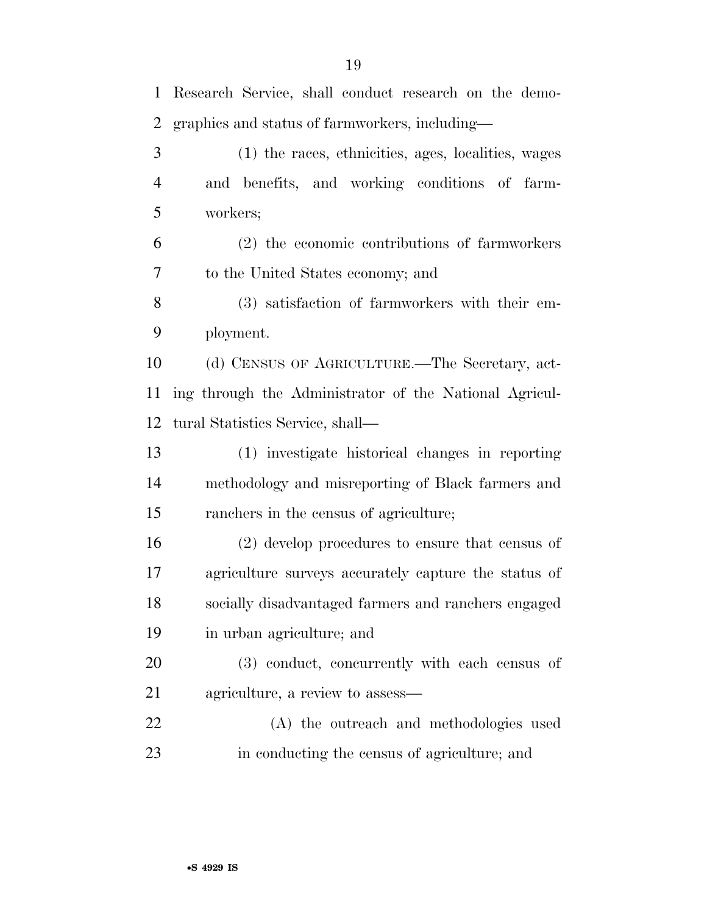Research Service, shall conduct research on the demographics and status of farmworkers, including—

(1) the races, ethnicities, ages, localities, wages and benefits, and working conditions of farmworkers;

(2) the economic contributions of farmworkers to the United States economy; and

(3) satisfaction of farmworkers with their employment.

(d) CENSUS OF AGRICULTURE.—The Secretary, acting through the Administrator of the National Agricultural Statistics Service, shall—

(1) investigate historical changes in reporting methodology and misreporting of Black farmers and ranchers in the census of agriculture;

(2) develop procedures to ensure that census of agriculture surveys accurately capture the status of socially disadvantaged farmers and ranchers engaged in urban agriculture; and

(3) conduct, concurrently with each census of agriculture, a review to assess—

(A) the outreach and methodologies used in conducting the census of agriculture; and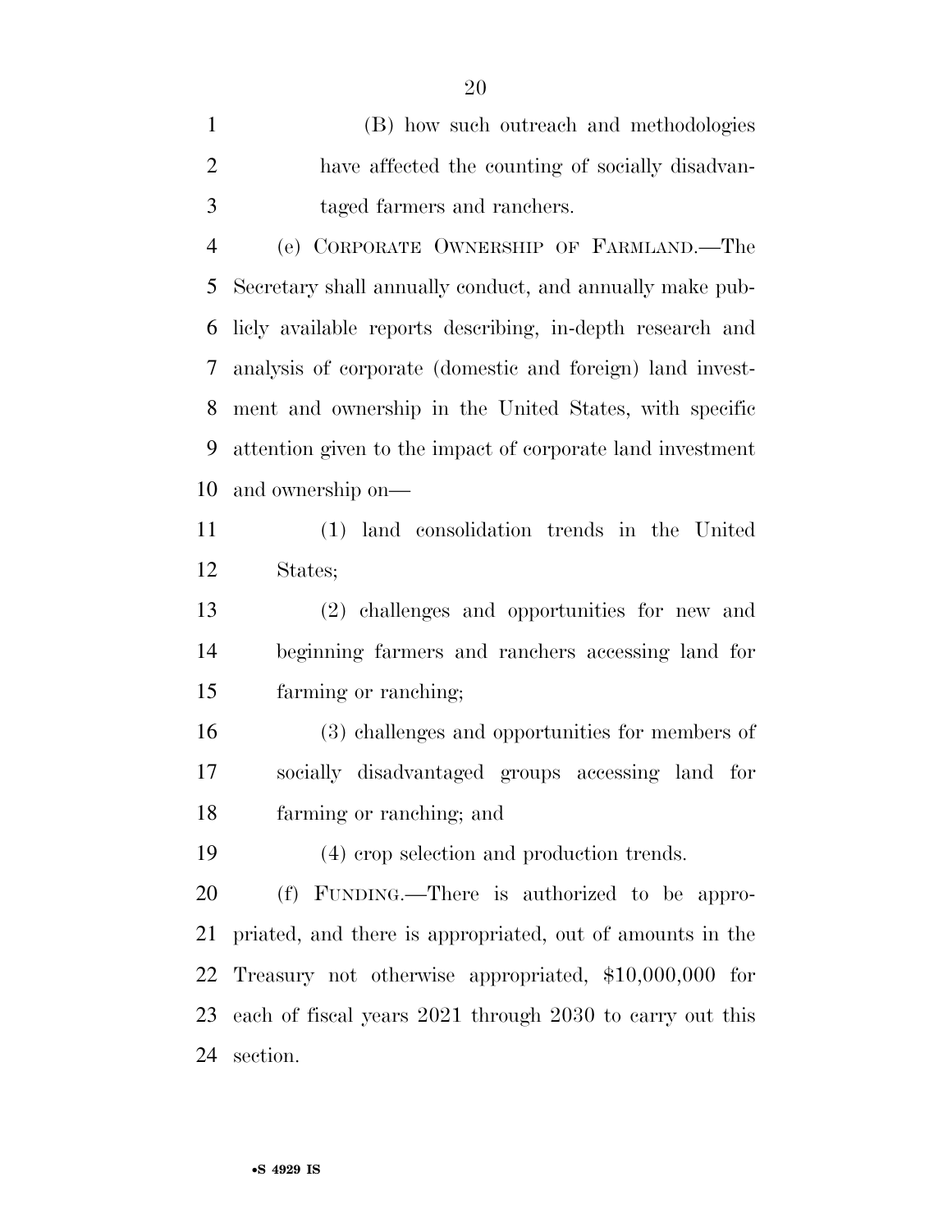(B) how such outreach and methodologies have affected the counting of socially disadvantaged farmers and ranchers.

(e) CORPORATE OWNERSHIP OF FARMLAND.—The Secretary shall annually conduct, and annually make publicly available reports describing, in-depth research and analysis of corporate (domestic and foreign) land investment and ownership in the United States, with specific attention given to the impact of corporate land investment and ownership on—

(1) land consolidation trends in the United States;

(2) challenges and opportunities for new and beginning farmers and ranchers accessing land for farming or ranching;

(3) challenges and opportunities for members of socially disadvantaged groups accessing land for farming or ranching; and

(4) crop selection and production trends.

(f) FUNDING.—There is authorized to be appropriated, and there is appropriated, out of amounts in the Treasury not otherwise appropriated, $10,000,000 for each of fiscal years 2021 through 2030 to carry out this section.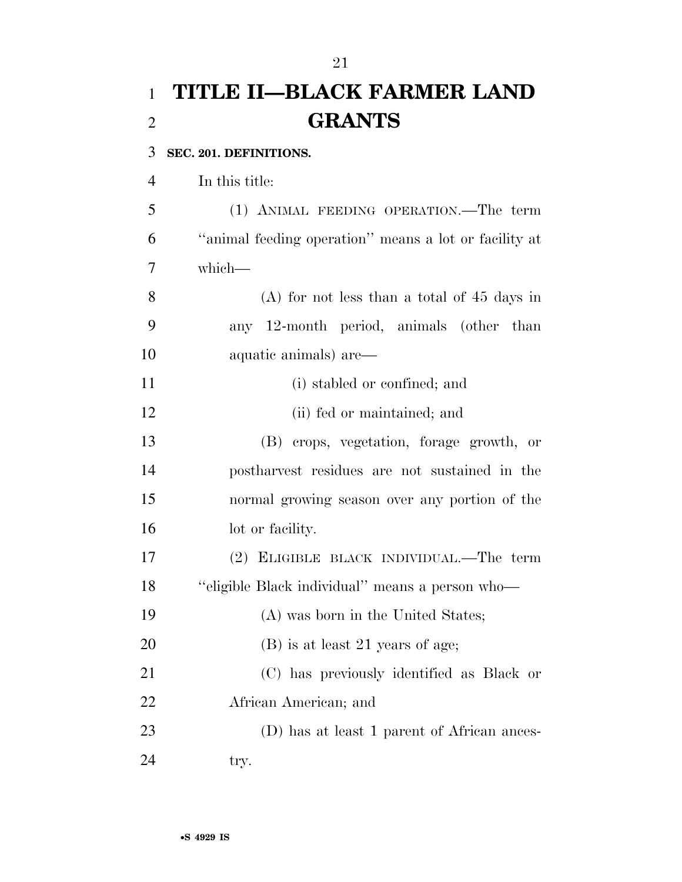# TITLE II—BLACK FARMER LAND GRANTS

**SEC. 201. DEFINITIONS.**

In this title:

(1) ANIMAL FEEDING OPERATION.—The term ''animal feeding operation'' means a lot or facility at which—

(A) for not less than a total of 45 days in any 12-month period, animals (other than aquatic animals) are—

(i) stabled or confined; and

(ii) fed or maintained; and

(B) crops, vegetation, forage growth, or postharvest residues are not sustained in the normal growing season over any portion of the lot or facility.

(2) ELIGIBLE BLACK INDIVIDUAL.—The term ''eligible Black individual'' means a person who—

(A) was born in the United States;

(B) is at least 21 years of age;

(C) has previously identified as Black or African American; and

(D) has at least 1 parent of African ancestry.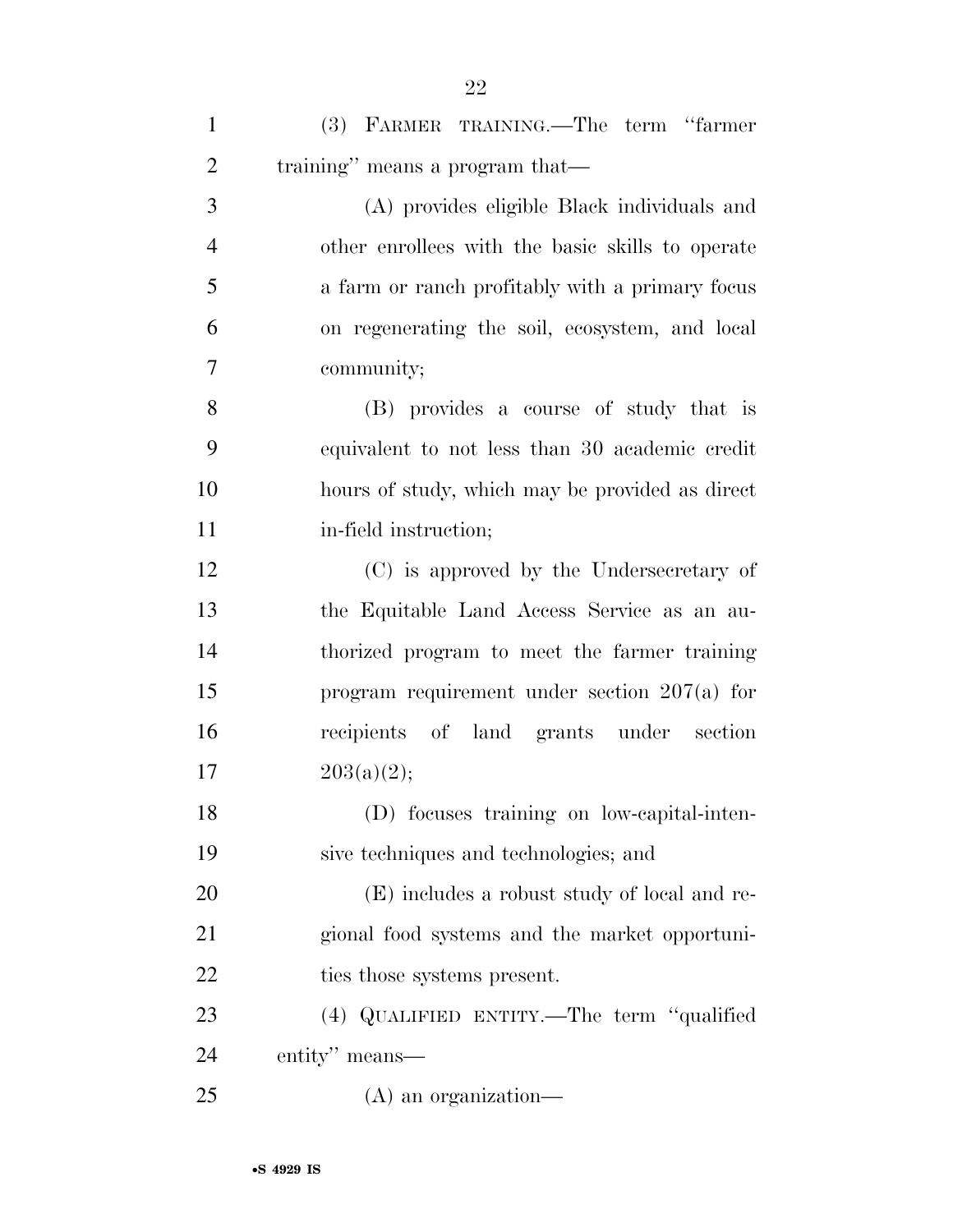(3) FARMER TRAINING.—The term "farmer training" means a program that—

(A) provides eligible Black individuals and other enrollees with the basic skills to operate a farm or ranch profitably with a primary focus on regenerating the soil, ecosystem, and local community;

(B) provides a course of study that is equivalent to not less than 30 academic credit hours of study, which may be provided as direct in-field instruction;

(C) is approved by the Undersecretary of the Equitable Land Access Service as an authorized program to meet the farmer training program requirement under section 207(a) for recipients of land grants under section 203(a)(2);

(D) focuses training on low-capital-intensive techniques and technologies; and

(E) includes a robust study of local and regional food systems and the market opportunities those systems present.

(4) QUALIFIED ENTITY.—The term "qualified entity" means—

(A) an organization—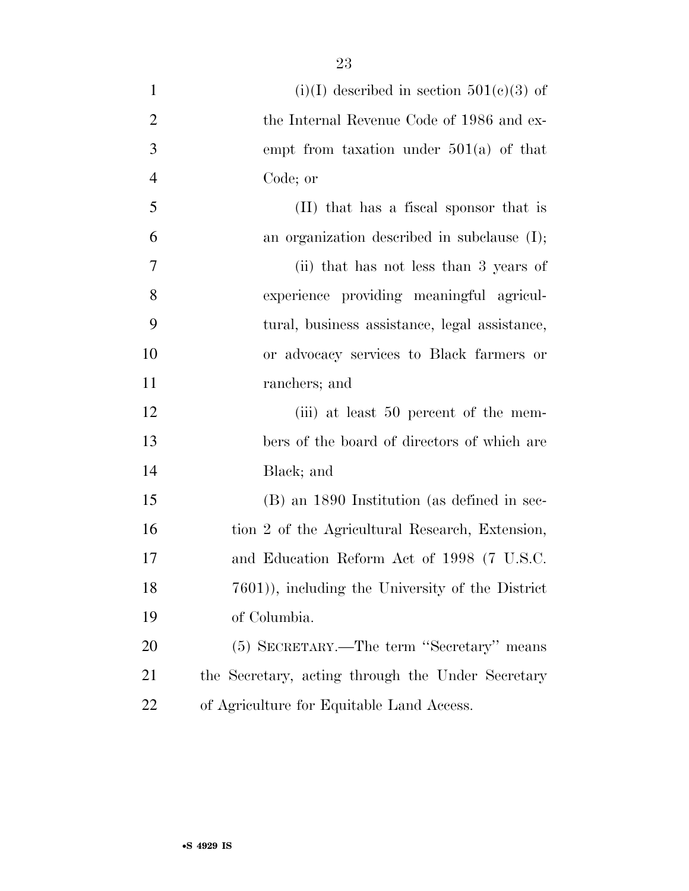(i)(I) described in section 501(c)(3) of the Internal Revenue Code of 1986 and exempt from taxation under 501(a) of that Code; or

(II) that has a fiscal sponsor that is an organization described in subclause (I);

(ii) that has not less than 3 years of experience providing meaningful agricultural, business assistance, legal assistance, or advocacy services to Black farmers or ranchers; and

(iii) at least 50 percent of the members of the board of directors of which are Black; and

(B) an 1890 Institution (as defined in section 2 of the Agricultural Research, Extension, and Education Reform Act of 1998 (7 U.S.C. 7601)), including the University of the District of Columbia.

(5) SECRETARY.—The term ''Secretary'' means the Secretary, acting through the Under Secretary of Agriculture for Equitable Land Access.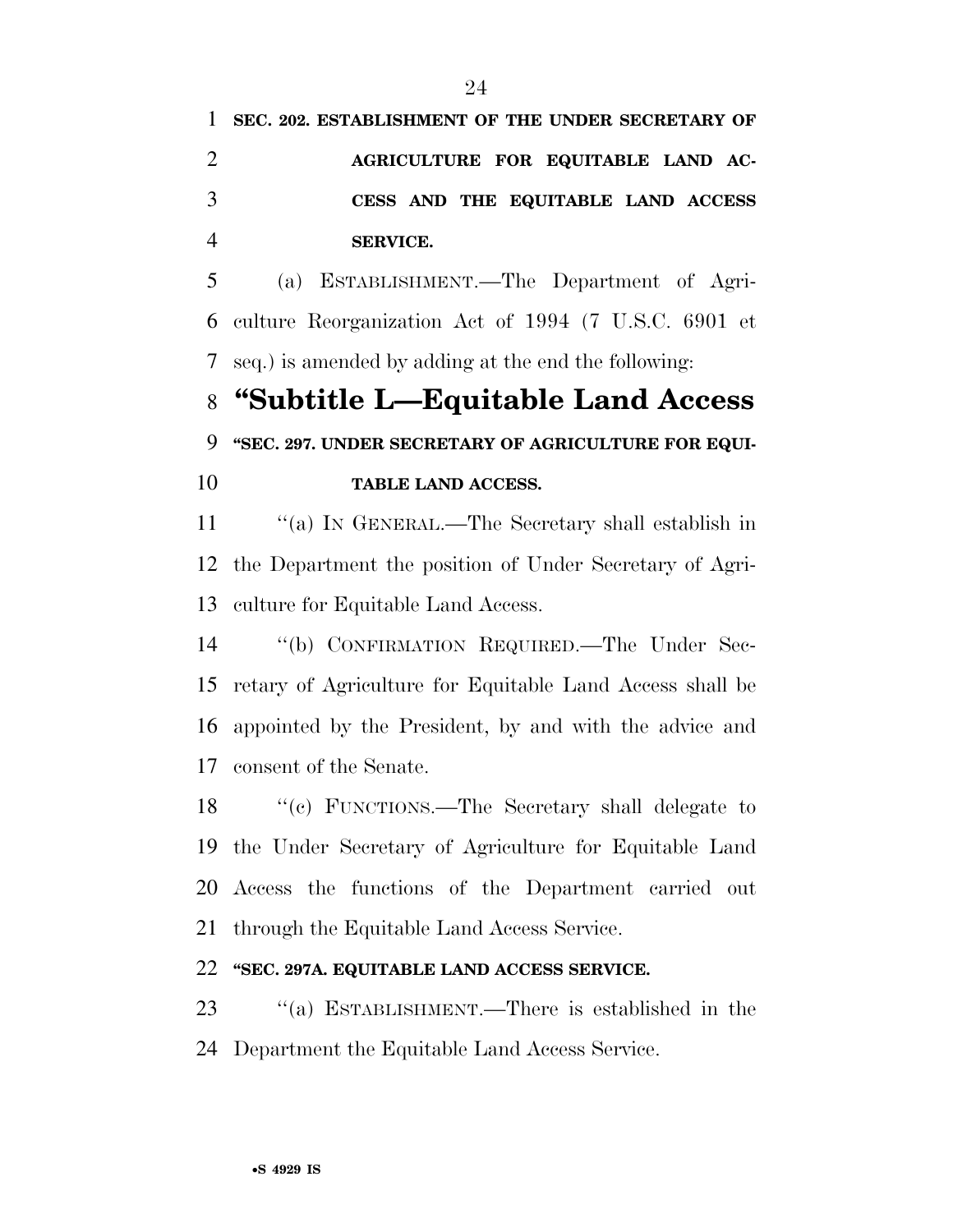**SEC. 202. ESTABLISHMENT OF THE UNDER SECRETARY OF AGRICULTURE FOR EQUITABLE LAND ACCESS AND THE EQUITABLE LAND ACCESS SERVICE.**

(a) ESTABLISHMENT.—The Department of Agriculture Reorganization Act of 1994 (7 U.S.C. 6901 et seq.) is amended by adding at the end the following:

## "Subtitle L—Equitable Land Access

**"SEC. 297. UNDER SECRETARY OF AGRICULTURE FOR EQUITABLE LAND ACCESS.**

"(a) IN GENERAL.—The Secretary shall establish in the Department the position of Under Secretary of Agriculture for Equitable Land Access.

"(b) CONFIRMATION REQUIRED.—The Under Secretary of Agriculture for Equitable Land Access shall be appointed by the President, by and with the advice and consent of the Senate.

"(c) FUNCTIONS.—The Secretary shall delegate to the Under Secretary of Agriculture for Equitable Land Access the functions of the Department carried out through the Equitable Land Access Service.

**"SEC. 297A. EQUITABLE LAND ACCESS SERVICE.**

"(a) ESTABLISHMENT.—There is established in the Department the Equitable Land Access Service.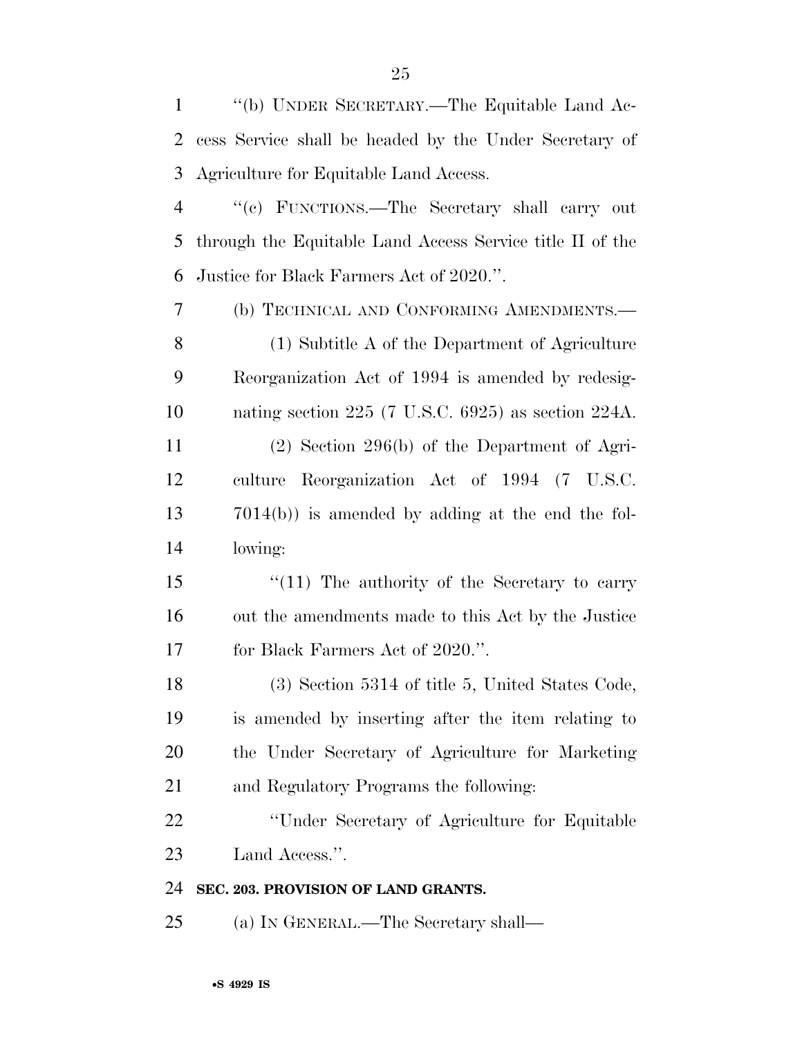"(b) UNDER SECRETARY.—The Equitable Land Access Service shall be headed by the Under Secretary of Agriculture for Equitable Land Access.

"(c) FUNCTIONS.—The Secretary shall carry out through the Equitable Land Access Service title II of the Justice for Black Farmers Act of 2020.".

(b) TECHNICAL AND CONFORMING AMENDMENTS.—

(1) Subtitle A of the Department of Agriculture Reorganization Act of 1994 is amended by redesignating section 225 (7 U.S.C. 6925) as section 224A.

(2) Section 296(b) of the Department of Agriculture Reorganization Act of 1994 (7 U.S.C. 7014(b)) is amended by adding at the end the following:

"(11) The authority of the Secretary to carry out the amendments made to this Act by the Justice for Black Farmers Act of 2020.".

(3) Section 5314 of title 5, United States Code, is amended by inserting after the item relating to the Under Secretary of Agriculture for Marketing and Regulatory Programs the following:

"Under Secretary of Agriculture for Equitable Land Access.".

**SEC. 203. PROVISION OF LAND GRANTS.**

(a) IN GENERAL.—The Secretary shall—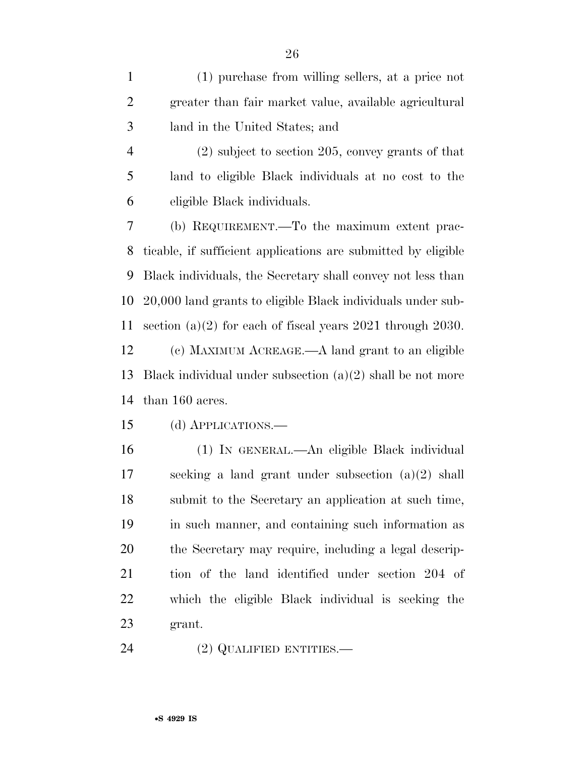(1) purchase from willing sellers, at a price not greater than fair market value, available agricultural land in the United States; and

(2) subject to section 205, convey grants of that land to eligible Black individuals at no cost to the eligible Black individuals.

(b) REQUIREMENT.—To the maximum extent practicable, if sufficient applications are submitted by eligible Black individuals, the Secretary shall convey not less than 20,000 land grants to eligible Black individuals under subsection (a)(2) for each of fiscal years 2021 through 2030.

(c) MAXIMUM ACREAGE.—A land grant to an eligible Black individual under subsection (a)(2) shall be not more than 160 acres.

(d) APPLICATIONS.—

(1) IN GENERAL.—An eligible Black individual seeking a land grant under subsection (a)(2) shall submit to the Secretary an application at such time, in such manner, and containing such information as the Secretary may require, including a legal description of the land identified under section 204 of which the eligible Black individual is seeking the grant.

(2) QUALIFIED ENTITIES.—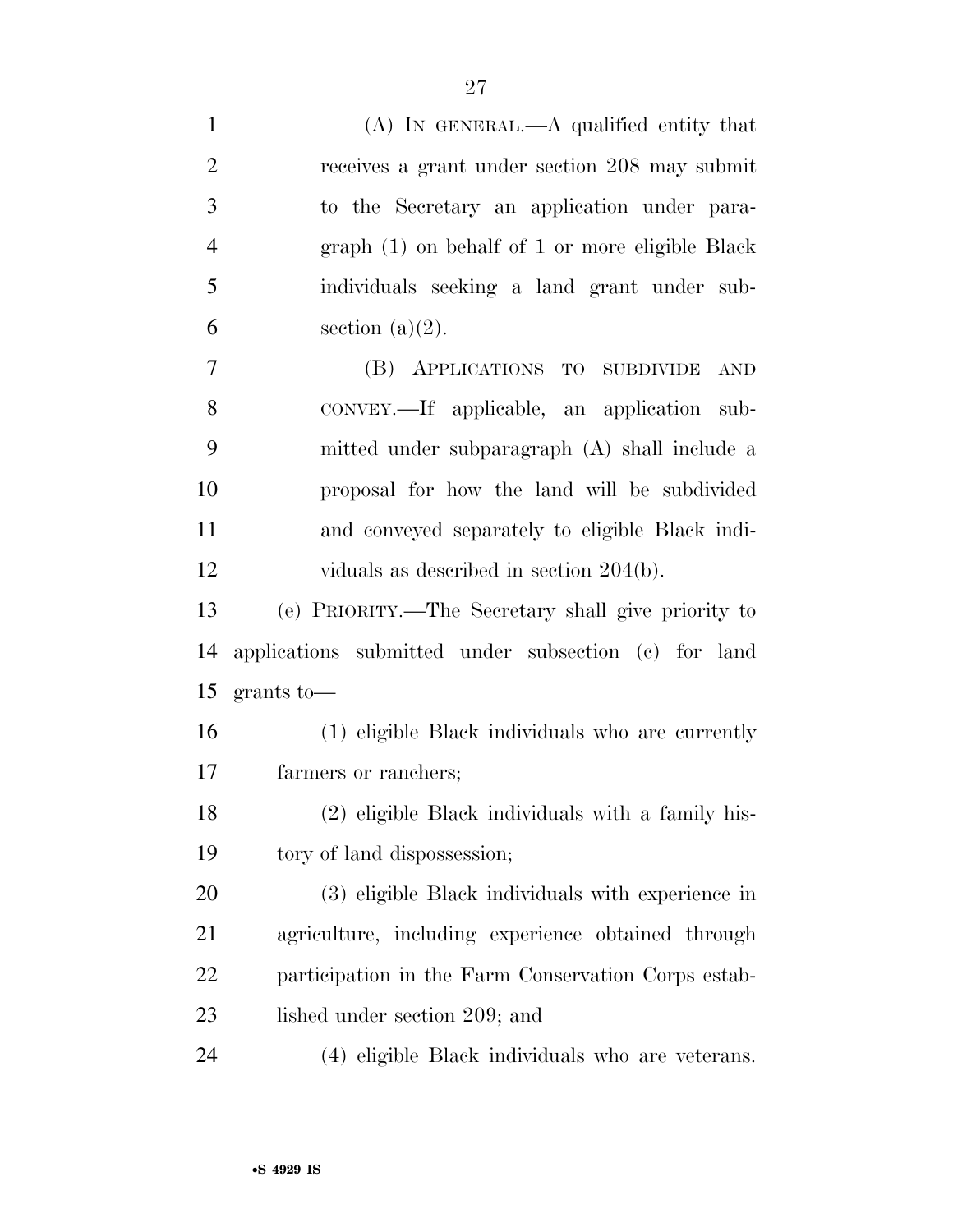(A) IN GENERAL.—A qualified entity that receives a grant under section 208 may submit to the Secretary an application under paragraph (1) on behalf of 1 or more eligible Black individuals seeking a land grant under subsection (a)(2).

(B) APPLICATIONS TO SUBDIVIDE AND CONVEY.—If applicable, an application submitted under subparagraph (A) shall include a proposal for how the land will be subdivided and conveyed separately to eligible Black individuals as described in section 204(b).

(e) PRIORITY.—The Secretary shall give priority to applications submitted under subsection (c) for land grants to—

(1) eligible Black individuals who are currently farmers or ranchers;

(2) eligible Black individuals with a family history of land dispossession;

(3) eligible Black individuals with experience in agriculture, including experience obtained through participation in the Farm Conservation Corps established under section 209; and

(4) eligible Black individuals who are veterans.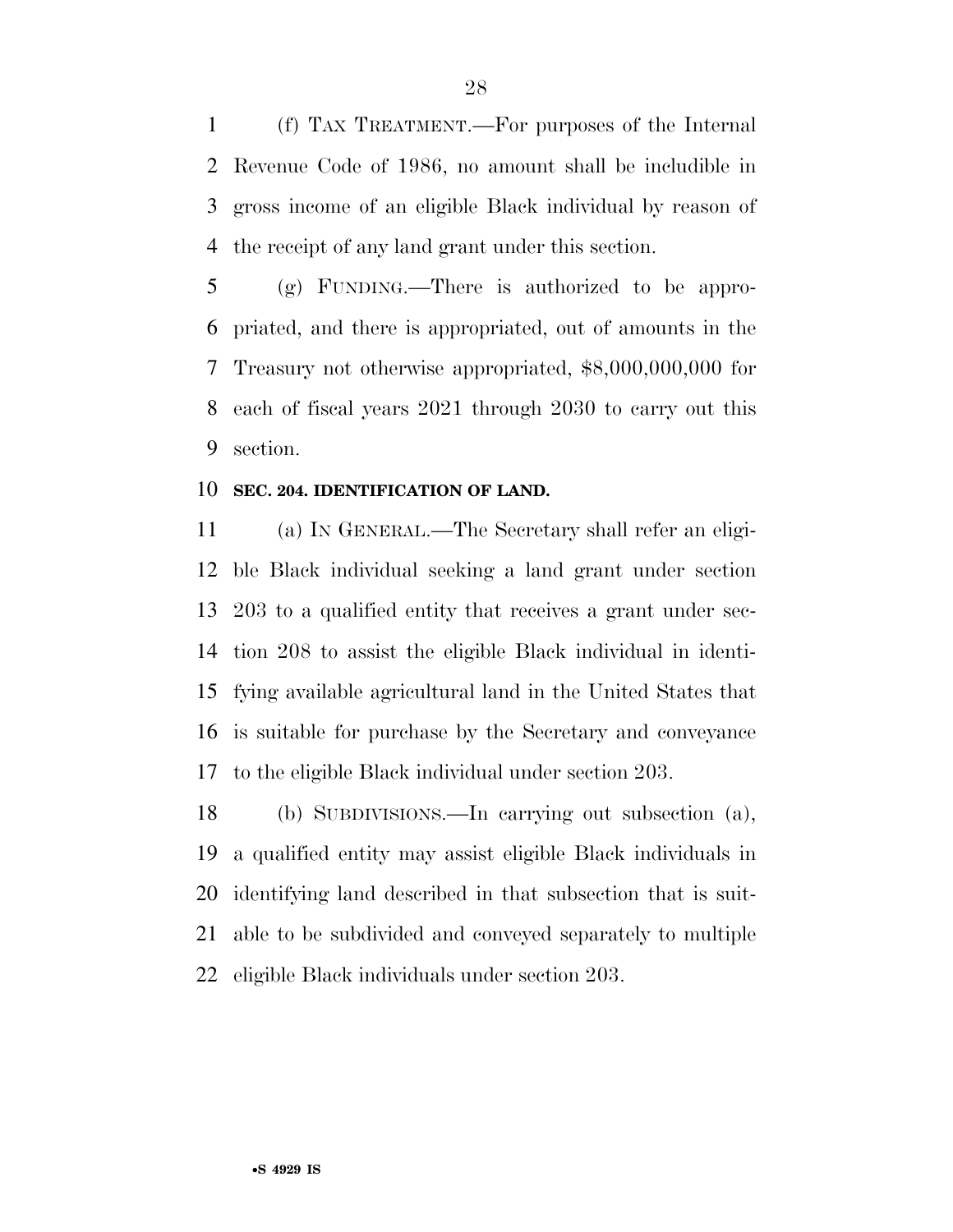(f) TAX TREATMENT.—For purposes of the Internal Revenue Code of 1986, no amount shall be includible in gross income of an eligible Black individual by reason of the receipt of any land grant under this section.

(g) FUNDING.—There is authorized to be appropriated, and there is appropriated, out of amounts in the Treasury not otherwise appropriated, $8,000,000,000 for each of fiscal years 2021 through 2030 to carry out this section.

**SEC. 204. IDENTIFICATION OF LAND.**

(a) IN GENERAL.—The Secretary shall refer an eligible Black individual seeking a land grant under section 203 to a qualified entity that receives a grant under section 208 to assist the eligible Black individual in identifying available agricultural land in the United States that is suitable for purchase by the Secretary and conveyance to the eligible Black individual under section 203.

(b) SUBDIVISIONS.—In carrying out subsection (a), a qualified entity may assist eligible Black individuals in identifying land described in that subsection that is suitable to be subdivided and conveyed separately to multiple eligible Black individuals under section 203.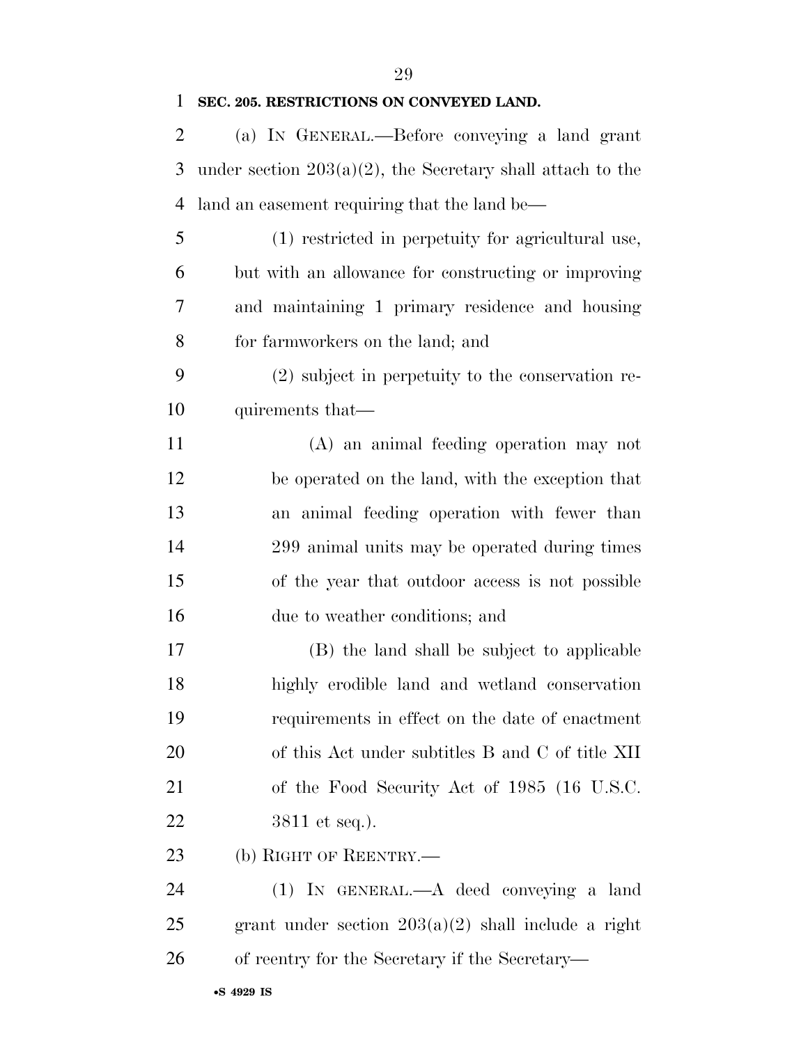**SEC. 205. RESTRICTIONS ON CONVEYED LAND.**

(a) IN GENERAL.—Before conveying a land grant under section 203(a)(2), the Secretary shall attach to the land an easement requiring that the land be—

(1) restricted in perpetuity for agricultural use, but with an allowance for constructing or improving and maintaining 1 primary residence and housing for farmworkers on the land; and

(2) subject in perpetuity to the conservation requirements that—

(A) an animal feeding operation may not be operated on the land, with the exception that an animal feeding operation with fewer than 299 animal units may be operated during times of the year that outdoor access is not possible due to weather conditions; and

(B) the land shall be subject to applicable highly erodible land and wetland conservation requirements in effect on the date of enactment of this Act under subtitles B and C of title XII of the Food Security Act of 1985 (16 U.S.C. 3811 et seq.).

(b) RIGHT OF REENTRY.—

(1) IN GENERAL.—A deed conveying a land grant under section 203(a)(2) shall include a right of reentry for the Secretary if the Secretary—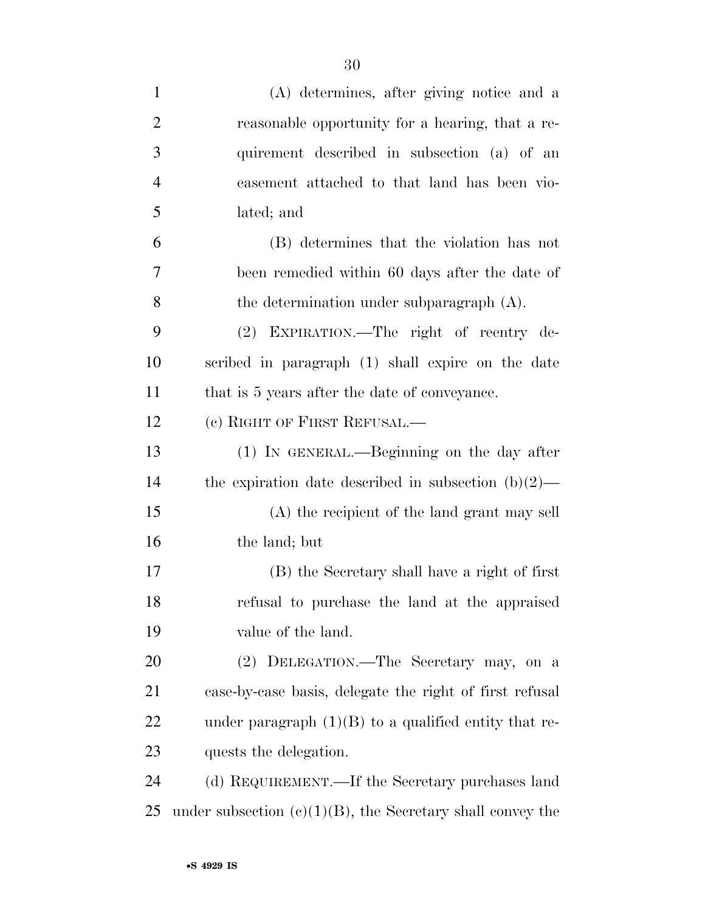(A) determines, after giving notice and a reasonable opportunity for a hearing, that a requirement described in subsection (a) of an easement attached to that land has been violated; and

(B) determines that the violation has not been remedied within 60 days after the date of the determination under subparagraph (A).

(2) EXPIRATION.—The right of reentry described in paragraph (1) shall expire on the date that is 5 years after the date of conveyance.

(c) RIGHT OF FIRST REFUSAL.—

(1) IN GENERAL.—Beginning on the day after the expiration date described in subsection (b)(2)—

(A) the recipient of the land grant may sell the land; but

(B) the Secretary shall have a right of first refusal to purchase the land at the appraised value of the land.

(2) DELEGATION.—The Secretary may, on a case-by-case basis, delegate the right of first refusal under paragraph (1)(B) to a qualified entity that requests the delegation.

(d) REQUIREMENT.—If the Secretary purchases land under subsection (c)(1)(B), the Secretary shall convey the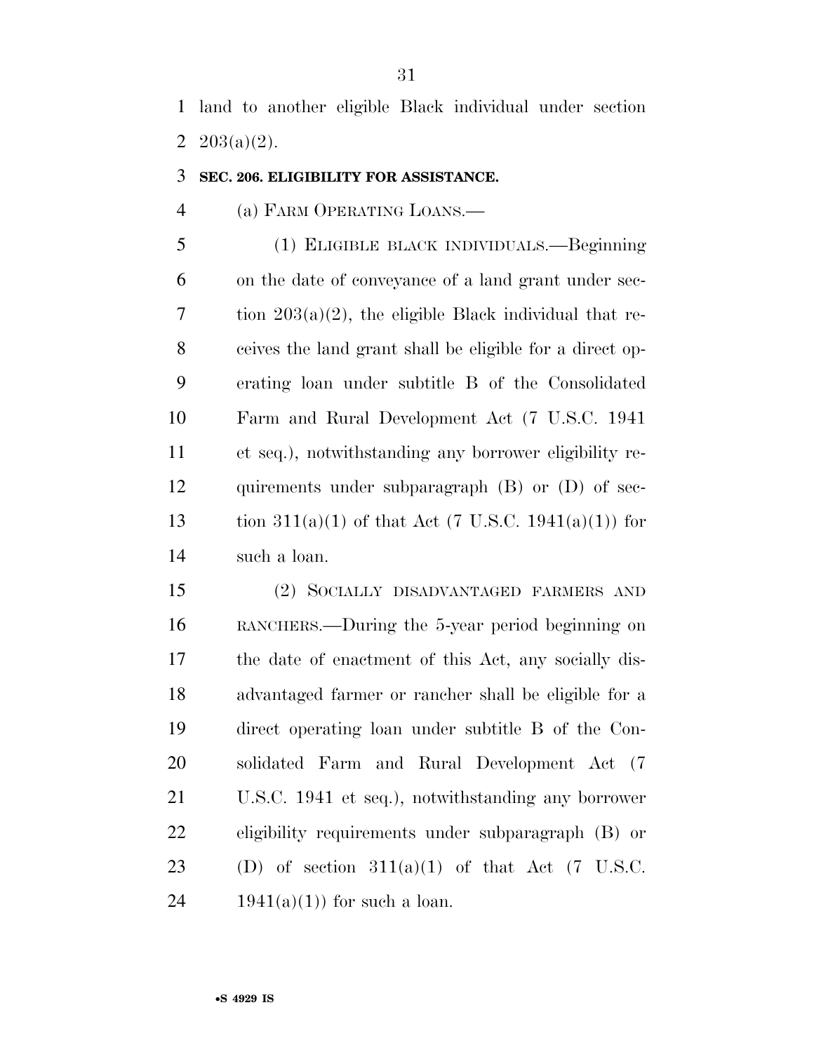land to another eligible Black individual under section 203(a)(2).

### SEC. 206. ELIGIBILITY FOR ASSISTANCE.

(a) FARM OPERATING LOANS.—

(1) ELIGIBLE BLACK INDIVIDUALS.—Beginning on the date of conveyance of a land grant under section 203(a)(2), the eligible Black individual that receives the land grant shall be eligible for a direct operating loan under subtitle B of the Consolidated Farm and Rural Development Act (7 U.S.C. 1941 et seq.), notwithstanding any borrower eligibility requirements under subparagraph (B) or (D) of section 311(a)(1) of that Act (7 U.S.C. 1941(a)(1)) for such a loan.

(2) SOCIALLY DISADVANTAGED FARMERS AND RANCHERS.—During the 5-year period beginning on the date of enactment of this Act, any socially disadvantaged farmer or rancher shall be eligible for a direct operating loan under subtitle B of the Consolidated Farm and Rural Development Act (7 U.S.C. 1941 et seq.), notwithstanding any borrower eligibility requirements under subparagraph (B) or (D) of section 311(a)(1) of that Act (7 U.S.C. 1941(a)(1)) for such a loan.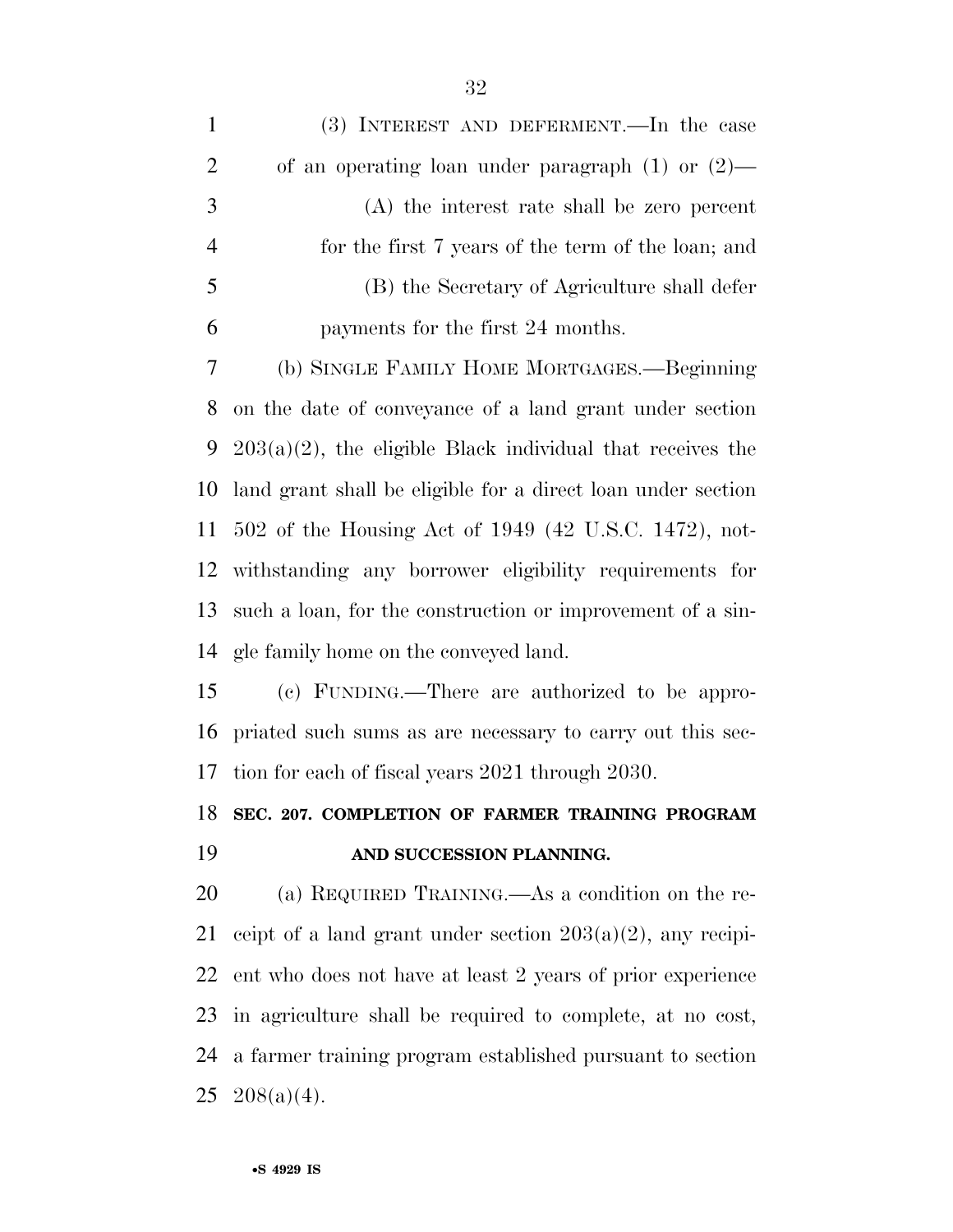(3) INTEREST AND DEFERMENT.—In the case of an operating loan under paragraph (1) or (2)—

(A) the interest rate shall be zero percent for the first 7 years of the term of the loan; and

(B) the Secretary of Agriculture shall defer payments for the first 24 months.

(b) SINGLE FAMILY HOME MORTGAGES.—Beginning on the date of conveyance of a land grant under section 203(a)(2), the eligible Black individual that receives the land grant shall be eligible for a direct loan under section 502 of the Housing Act of 1949 (42 U.S.C. 1472), notwithstanding any borrower eligibility requirements for such a loan, for the construction or improvement of a single family home on the conveyed land.

(c) FUNDING.—There are authorized to be appropriated such sums as are necessary to carry out this section for each of fiscal years 2021 through 2030.

**SEC. 207. COMPLETION OF FARMER TRAINING PROGRAM AND SUCCESSION PLANNING.**

(a) REQUIRED TRAINING.—As a condition on the receipt of a land grant under section 203(a)(2), any recipient who does not have at least 2 years of prior experience in agriculture shall be required to complete, at no cost, a farmer training program established pursuant to section 208(a)(4).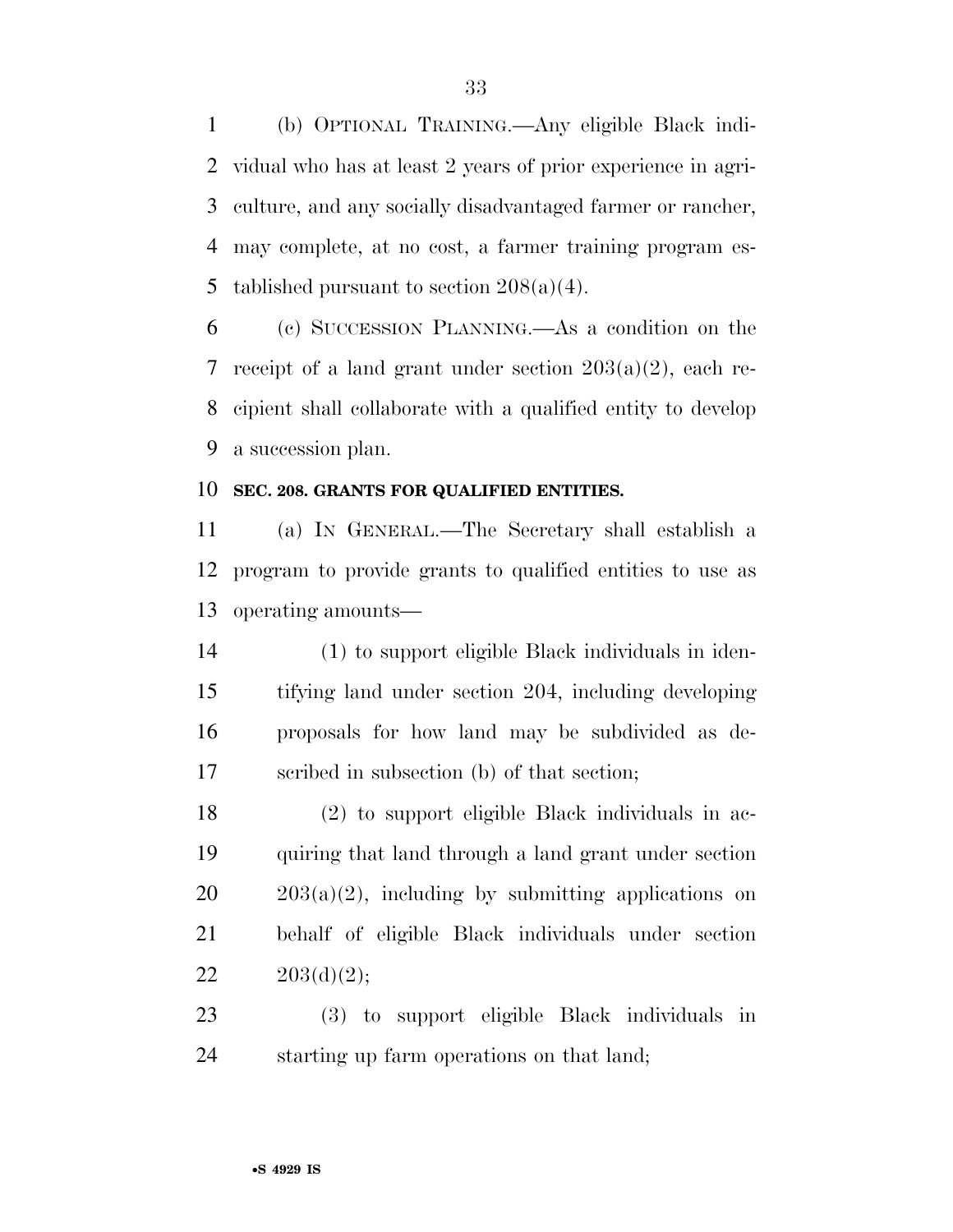(b) OPTIONAL TRAINING.—Any eligible Black individual who has at least 2 years of prior experience in agriculture, and any socially disadvantaged farmer or rancher, may complete, at no cost, a farmer training program established pursuant to section 208(a)(4).

(c) SUCCESSION PLANNING.—As a condition on the receipt of a land grant under section 203(a)(2), each recipient shall collaborate with a qualified entity to develop a succession plan.

**SEC. 208. GRANTS FOR QUALIFIED ENTITIES.**

(a) IN GENERAL.—The Secretary shall establish a program to provide grants to qualified entities to use as operating amounts—

(1) to support eligible Black individuals in identifying land under section 204, including developing proposals for how land may be subdivided as described in subsection (b) of that section;

(2) to support eligible Black individuals in acquiring that land through a land grant under section 203(a)(2), including by submitting applications on behalf of eligible Black individuals under section 203(d)(2);

(3) to support eligible Black individuals in starting up farm operations on that land;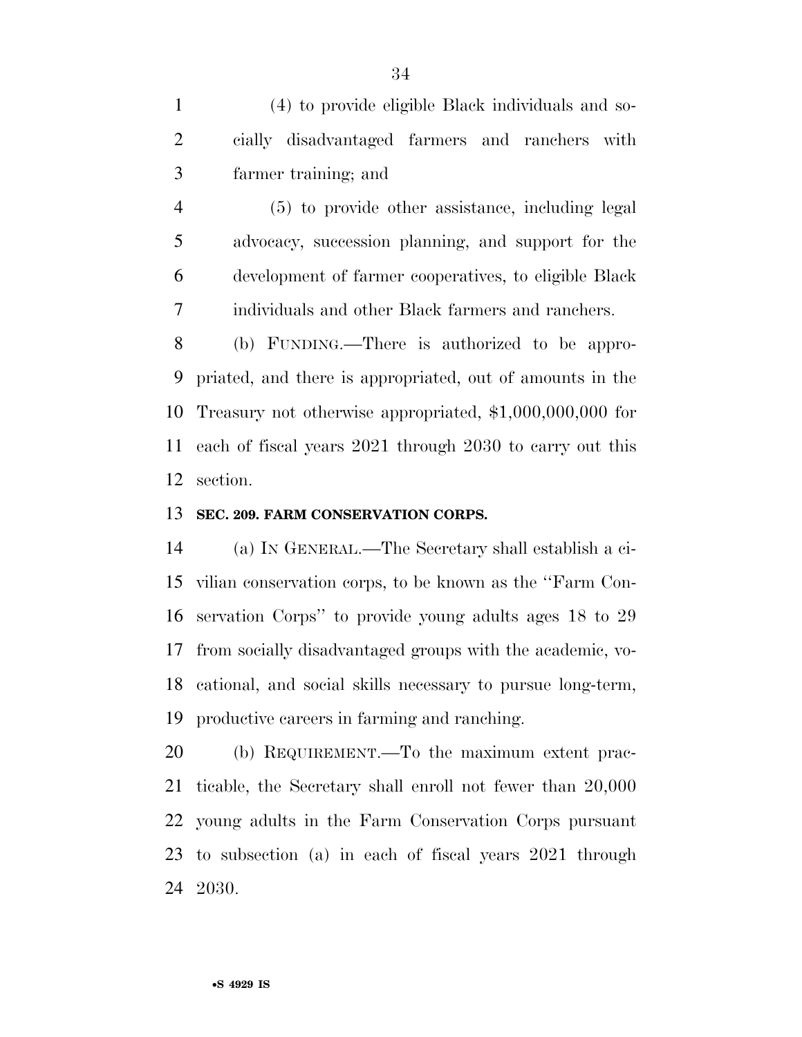(4) to provide eligible Black individuals and socially disadvantaged farmers and ranchers with farmer training; and

(5) to provide other assistance, including legal advocacy, succession planning, and support for the development of farmer cooperatives, to eligible Black individuals and other Black farmers and ranchers.

(b) FUNDING.—There is authorized to be appropriated, and there is appropriated, out of amounts in the Treasury not otherwise appropriated, $1,000,000,000 for each of fiscal years 2021 through 2030 to carry out this section.

**SEC. 209. FARM CONSERVATION CORPS.**

(a) IN GENERAL.—The Secretary shall establish a civilian conservation corps, to be known as the ''Farm Conservation Corps'' to provide young adults ages 18 to 29 from socially disadvantaged groups with the academic, vocational, and social skills necessary to pursue long-term, productive careers in farming and ranching.

(b) REQUIREMENT.—To the maximum extent practicable, the Secretary shall enroll not fewer than 20,000 young adults in the Farm Conservation Corps pursuant to subsection (a) in each of fiscal years 2021 through 2030.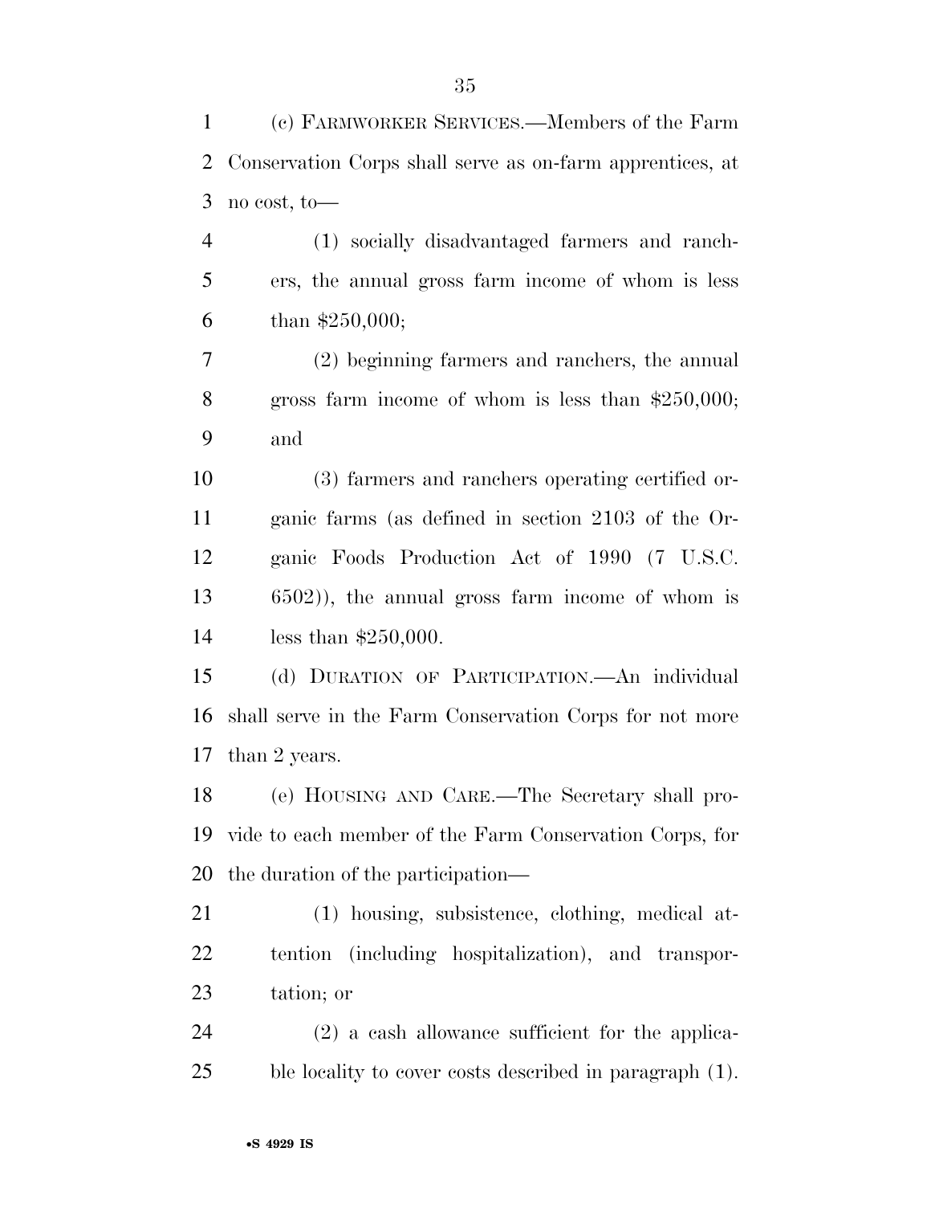(c) FARMWORKER SERVICES.—Members of the Farm Conservation Corps shall serve as on-farm apprentices, at no cost, to—

(1) socially disadvantaged farmers and ranchers, the annual gross farm income of whom is less than $250,000;

(2) beginning farmers and ranchers, the annual gross farm income of whom is less than $250,000; and

(3) farmers and ranchers operating certified organic farms (as defined in section 2103 of the Organic Foods Production Act of 1990 (7 U.S.C. 6502)), the annual gross farm income of whom is less than $250,000.

(d) DURATION OF PARTICIPATION.—An individual shall serve in the Farm Conservation Corps for not more than 2 years.

(e) HOUSING AND CARE.—The Secretary shall provide to each member of the Farm Conservation Corps, for the duration of the participation—

(1) housing, subsistence, clothing, medical attention (including hospitalization), and transportation; or

(2) a cash allowance sufficient for the applicable locality to cover costs described in paragraph (1).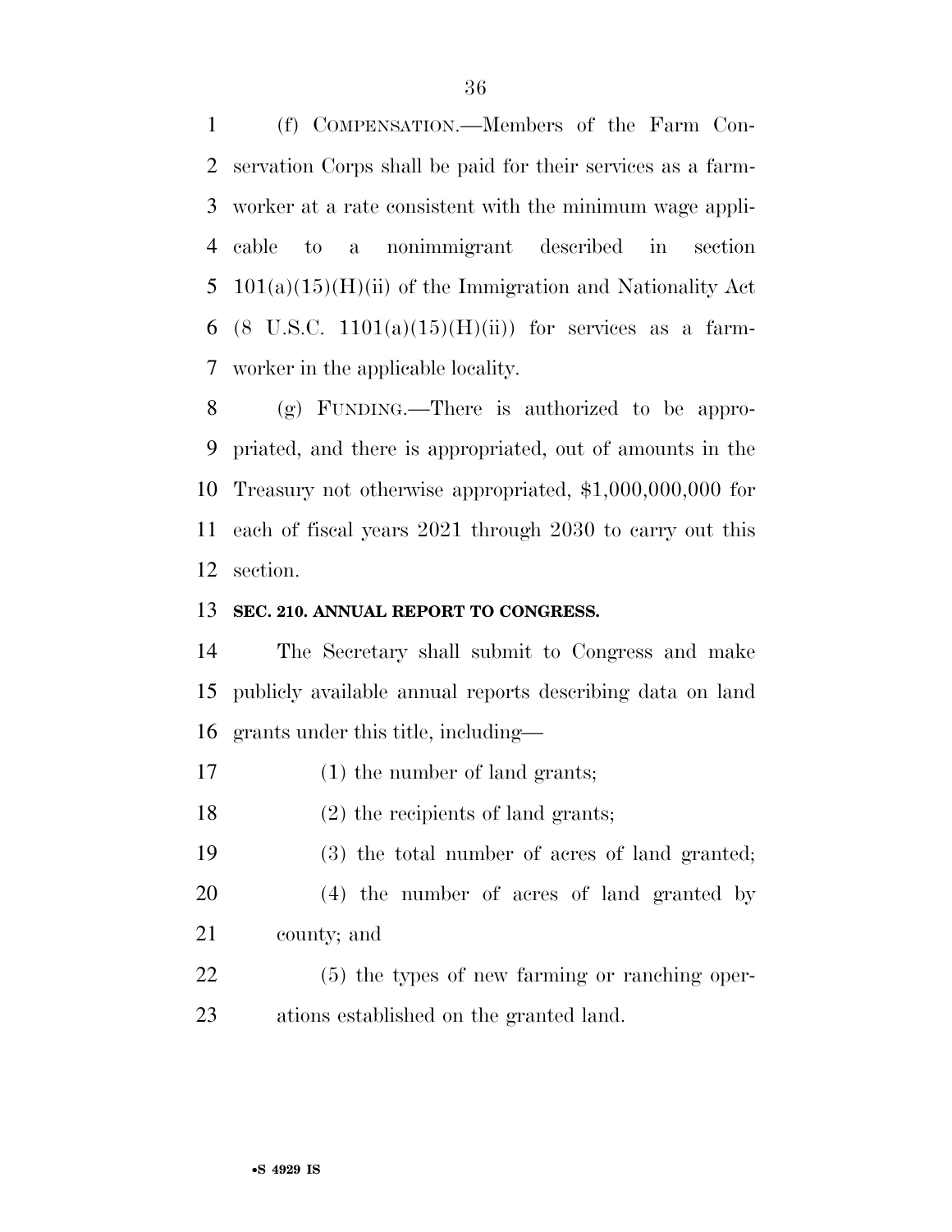(f) COMPENSATION.—Members of the Farm Conservation Corps shall be paid for their services as a farmworker at a rate consistent with the minimum wage applicable to a nonimmigrant described in section 101(a)(15)(H)(ii) of the Immigration and Nationality Act (8 U.S.C. 1101(a)(15)(H)(ii)) for services as a farmworker in the applicable locality.

(g) FUNDING.—There is authorized to be appropriated, and there is appropriated, out of amounts in the Treasury not otherwise appropriated, $1,000,000,000 for each of fiscal years 2021 through 2030 to carry out this section.

**SEC. 210. ANNUAL REPORT TO CONGRESS.**

The Secretary shall submit to Congress and make publicly available annual reports describing data on land grants under this title, including—

(1) the number of land grants;

(2) the recipients of land grants;

(3) the total number of acres of land granted;

(4) the number of acres of land granted by county; and

(5) the types of new farming or ranching operations established on the granted land.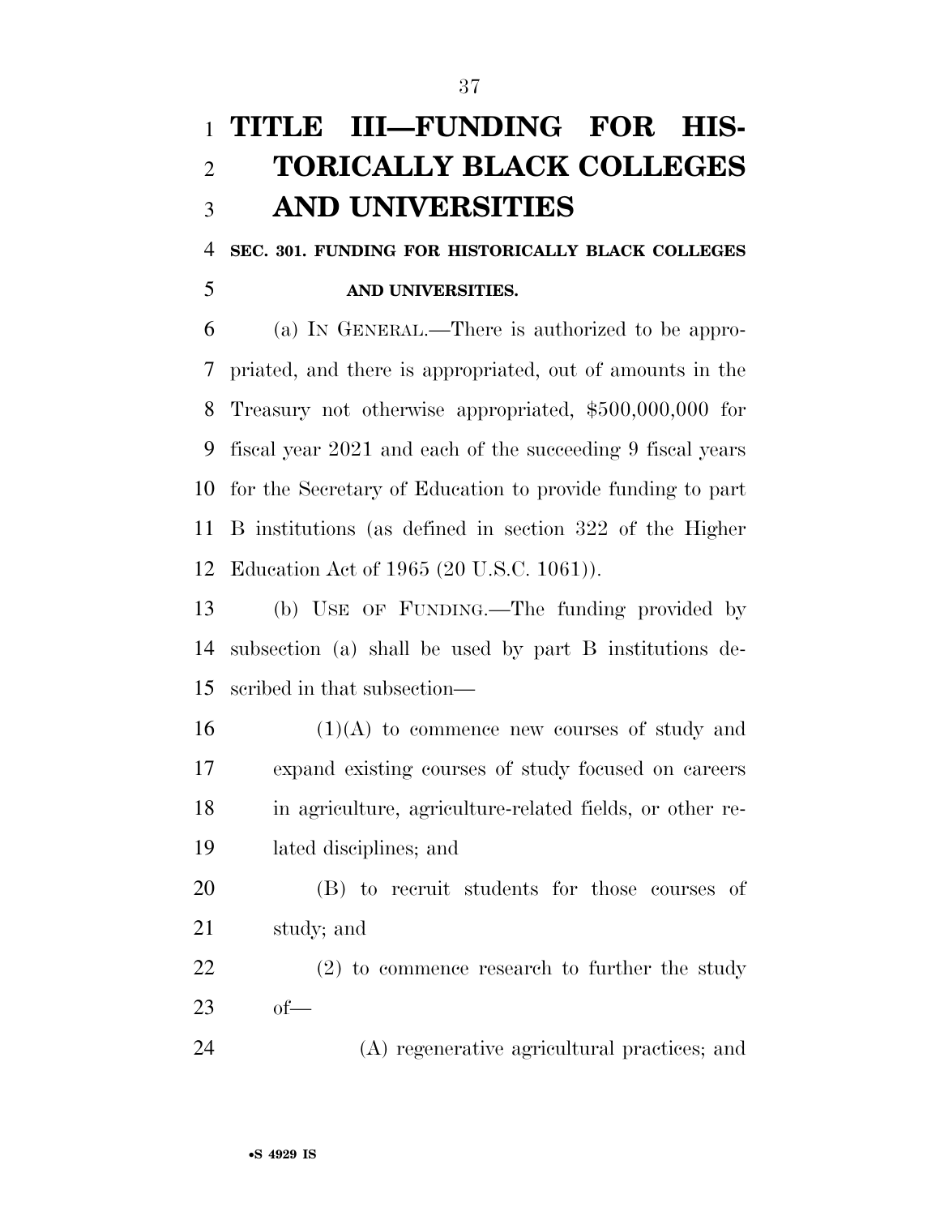# TITLE III—FUNDING FOR HISTORICALLY BLACK COLLEGES AND UNIVERSITIES

### SEC. 301. FUNDING FOR HISTORICALLY BLACK COLLEGES AND UNIVERSITIES.

(a) IN GENERAL.—There is authorized to be appropriated, and there is appropriated, out of amounts in the Treasury not otherwise appropriated, $500,000,000 for fiscal year 2021 and each of the succeeding 9 fiscal years for the Secretary of Education to provide funding to part B institutions (as defined in section 322 of the Higher Education Act of 1965 (20 U.S.C. 1061)).

(b) USE OF FUNDING.—The funding provided by subsection (a) shall be used by part B institutions described in that subsection—

(1)(A) to commence new courses of study and expand existing courses of study focused on careers in agriculture, agriculture-related fields, or other related disciplines; and

(B) to recruit students for those courses of study; and

(2) to commence research to further the study of—

(A) regenerative agricultural practices; and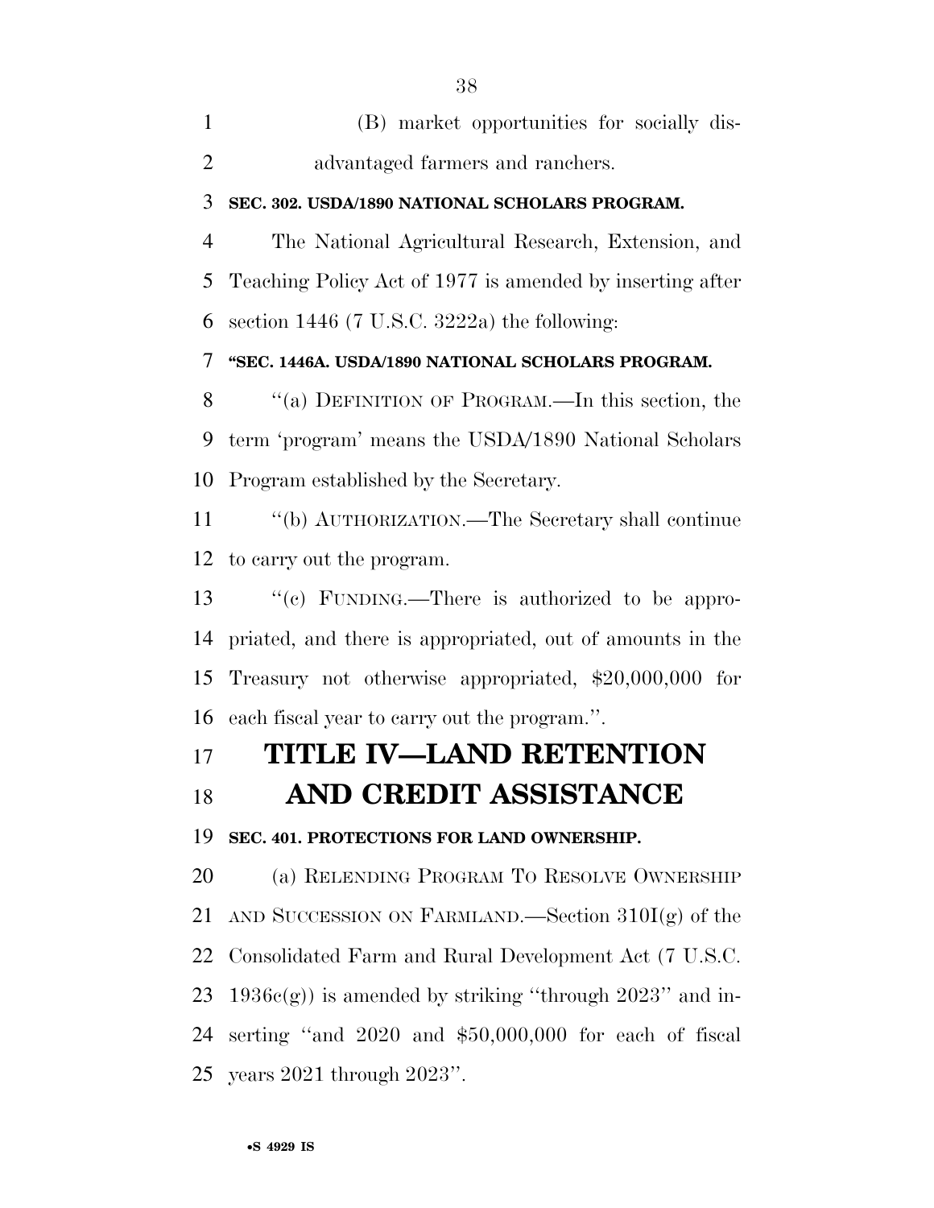(B) market opportunities for socially disadvantaged farmers and ranchers.

**SEC. 302. USDA/1890 NATIONAL SCHOLARS PROGRAM.**

The National Agricultural Research, Extension, and Teaching Policy Act of 1977 is amended by inserting after section 1446 (7 U.S.C. 3222a) the following:

**"SEC. 1446A. USDA/1890 NATIONAL SCHOLARS PROGRAM.**

"(a) DEFINITION OF PROGRAM.—In this section, the term 'program' means the USDA/1890 National Scholars Program established by the Secretary.

"(b) AUTHORIZATION.—The Secretary shall continue to carry out the program.

"(c) FUNDING.—There is authorized to be appropriated, and there is appropriated, out of amounts in the Treasury not otherwise appropriated, $20,000,000 for each fiscal year to carry out the program.".

# TITLE IV—LAND RETENTION AND CREDIT ASSISTANCE

**SEC. 401. PROTECTIONS FOR LAND OWNERSHIP.**

(a) RELENDING PROGRAM TO RESOLVE OWNERSHIP AND SUCCESSION ON FARMLAND.—Section 310I(g) of the Consolidated Farm and Rural Development Act (7 U.S.C. 1936c(g)) is amended by striking "through 2023" and inserting "and 2020 and $50,000,000 for each of fiscal years 2021 through 2023".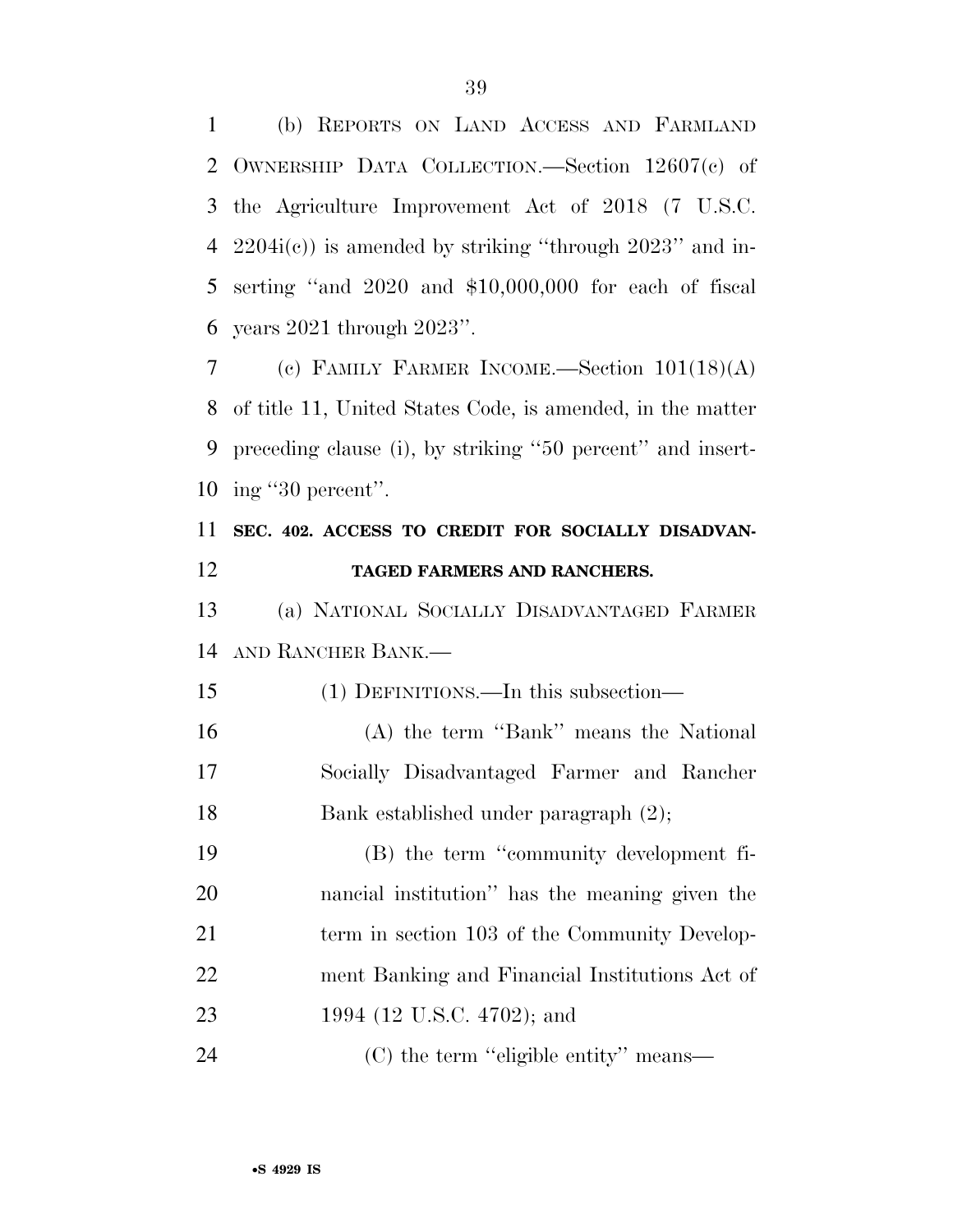(b) REPORTS ON LAND ACCESS AND FARMLAND OWNERSHIP DATA COLLECTION.—Section 12607(c) of the Agriculture Improvement Act of 2018 (7 U.S.C. 2204i(c)) is amended by striking ''through 2023'' and inserting ''and 2020 and $10,000,000 for each of fiscal years 2021 through 2023''.

(c) FAMILY FARMER INCOME.—Section 101(18)(A) of title 11, United States Code, is amended, in the matter preceding clause (i), by striking ''50 percent'' and inserting ''30 percent''.

**SEC. 402. ACCESS TO CREDIT FOR SOCIALLY DISADVANTAGED FARMERS AND RANCHERS.**

(a) NATIONAL SOCIALLY DISADVANTAGED FARMER AND RANCHER BANK.—

(1) DEFINITIONS.—In this subsection—

(A) the term ''Bank'' means the National Socially Disadvantaged Farmer and Rancher Bank established under paragraph (2);

(B) the term ''community development financial institution'' has the meaning given the term in section 103 of the Community Development Banking and Financial Institutions Act of 1994 (12 U.S.C. 4702); and

(C) the term ''eligible entity'' means—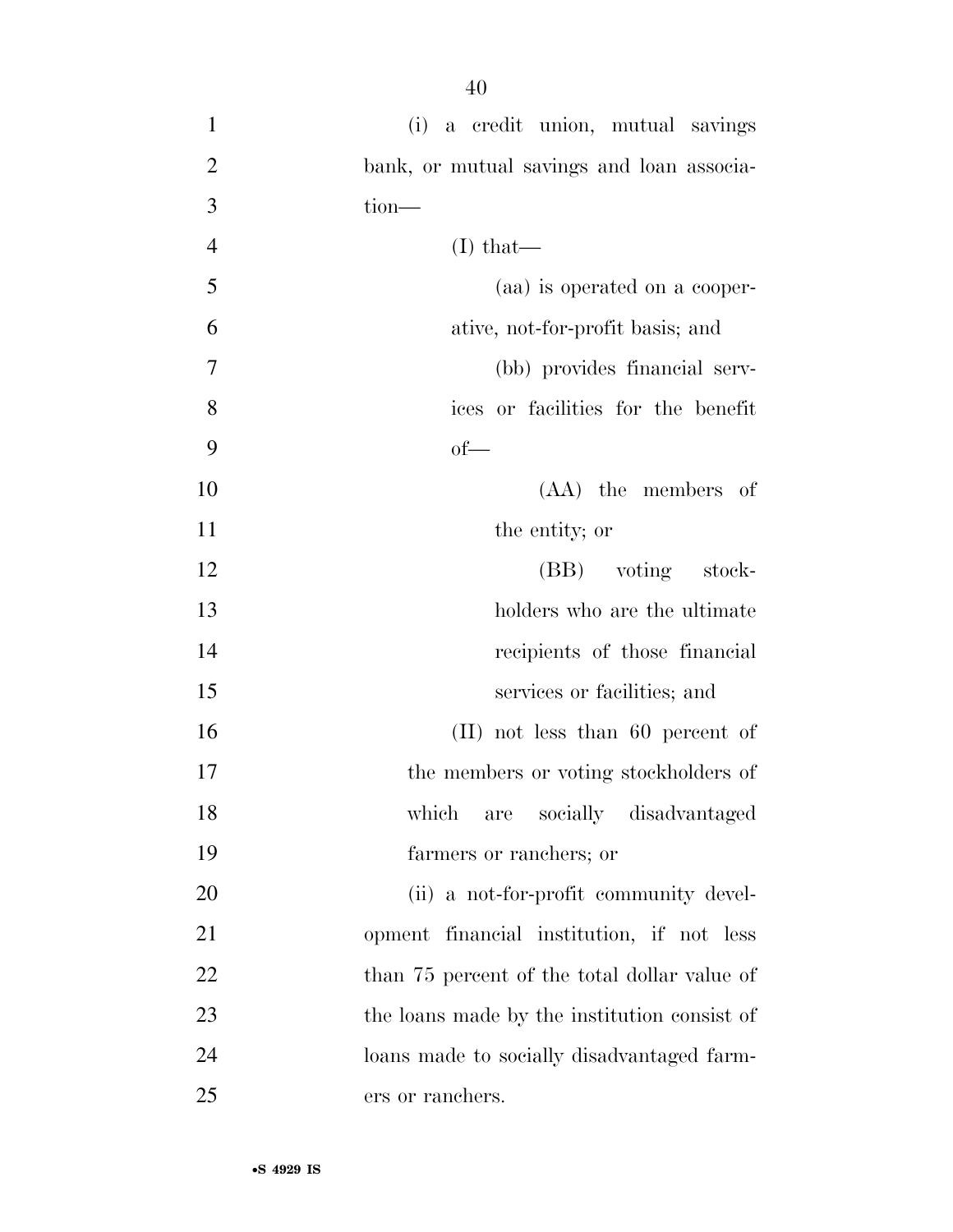(i) a credit union, mutual savings bank, or mutual savings and loan association—

(I) that—

(aa) is operated on a cooperative, not-for-profit basis; and

(bb) provides financial services or facilities for the benefit of—

(AA) the members of the entity; or

(BB) voting stockholders who are the ultimate recipients of those financial services or facilities; and

(II) not less than 60 percent of the members or voting stockholders of which are socially disadvantaged farmers or ranchers; or

(ii) a not-for-profit community development financial institution, if not less than 75 percent of the total dollar value of the loans made by the institution consist of loans made to socially disadvantaged farmers or ranchers.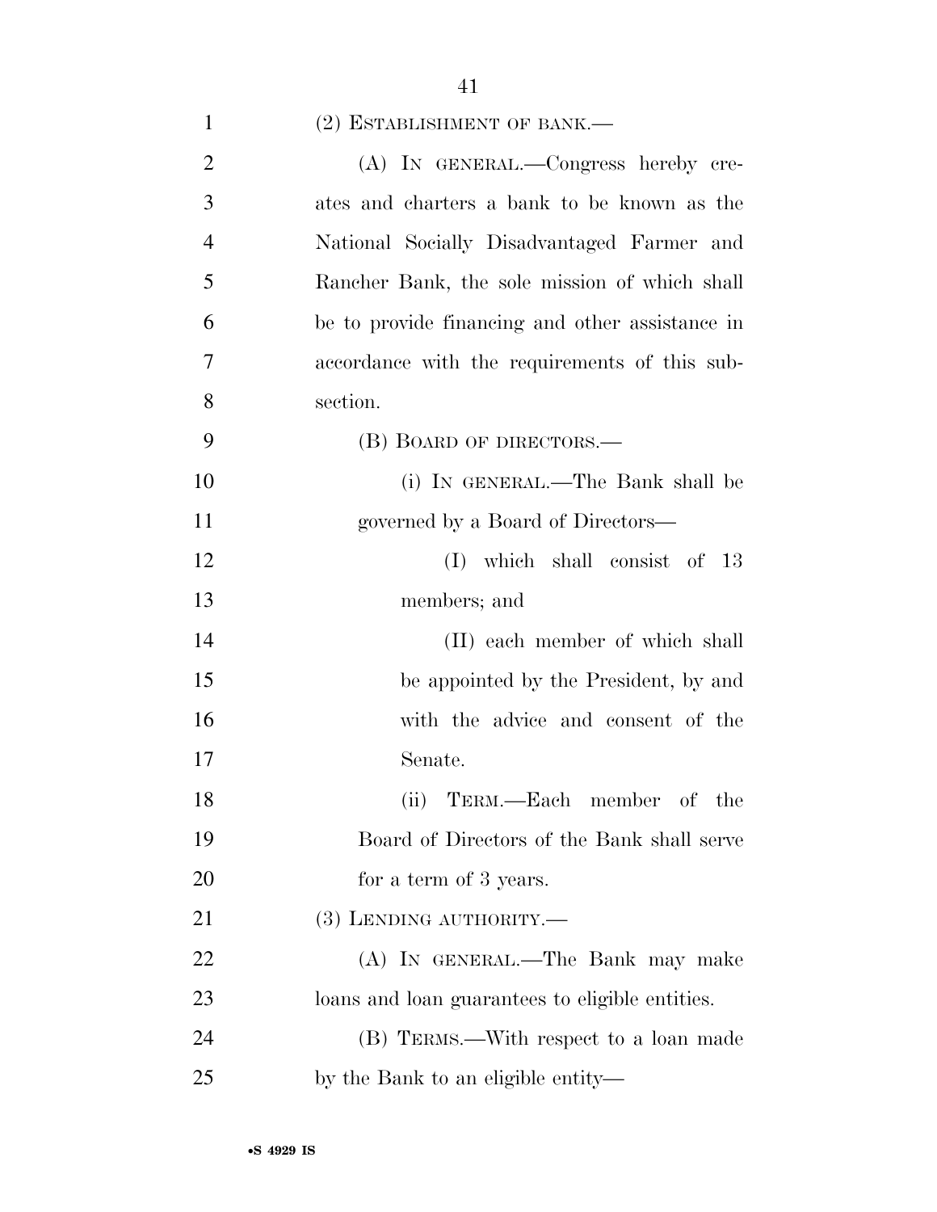(2) ESTABLISHMENT OF BANK.—

(A) IN GENERAL.—Congress hereby creates and charters a bank to be known as the National Socially Disadvantaged Farmer and Rancher Bank, the sole mission of which shall be to provide financing and other assistance in accordance with the requirements of this subsection.

(B) BOARD OF DIRECTORS.—

(i) IN GENERAL.—The Bank shall be governed by a Board of Directors—

(I) which shall consist of 13 members; and

(II) each member of which shall be appointed by the President, by and with the advice and consent of the Senate.

(ii) TERM.—Each member of the Board of Directors of the Bank shall serve for a term of 3 years.

(3) LENDING AUTHORITY.—

(A) IN GENERAL.—The Bank may make loans and loan guarantees to eligible entities.

(B) TERMS.—With respect to a loan made by the Bank to an eligible entity—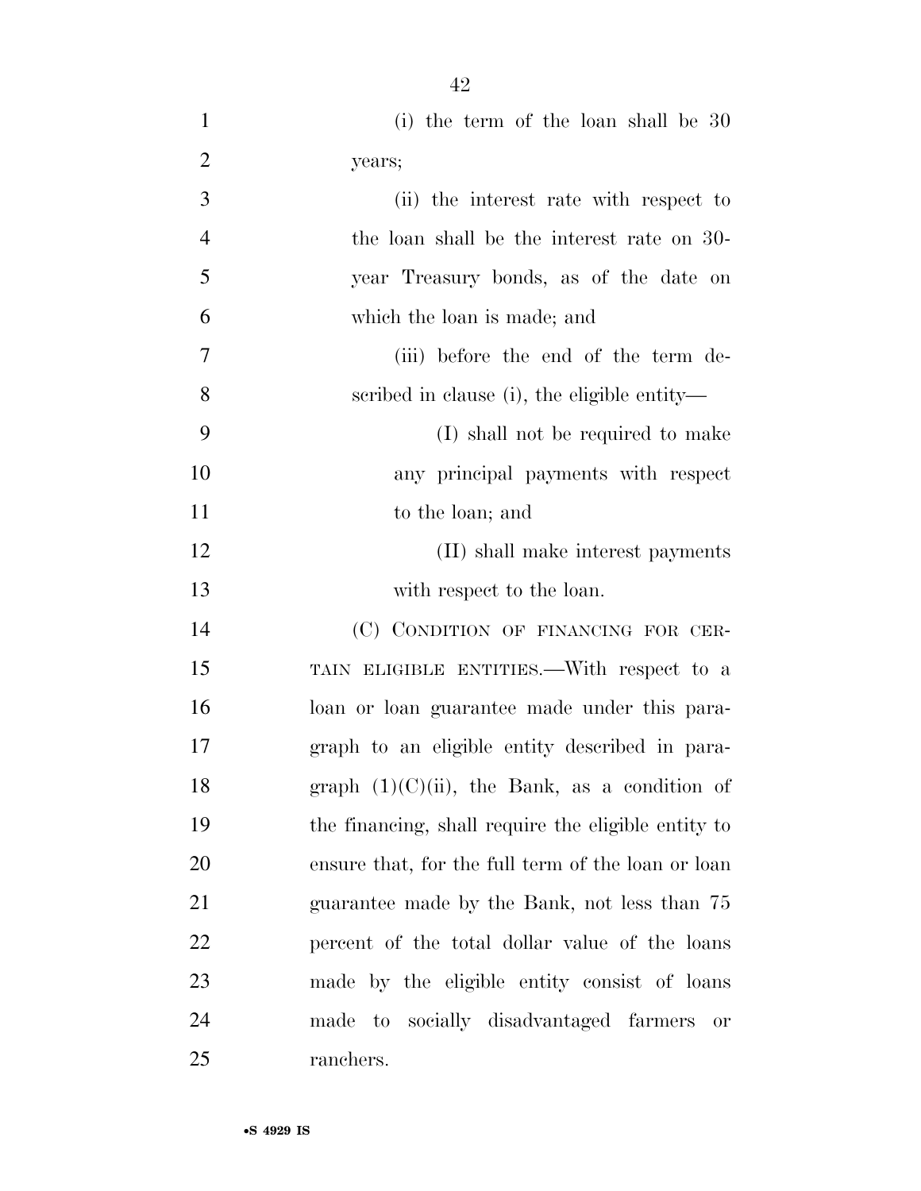(i) the term of the loan shall be 30 years;

(ii) the interest rate with respect to the loan shall be the interest rate on 30-year Treasury bonds, as of the date on which the loan is made; and

(iii) before the end of the term described in clause (i), the eligible entity—

(I) shall not be required to make any principal payments with respect to the loan; and

(II) shall make interest payments with respect to the loan.

(C) CONDITION OF FINANCING FOR CERTAIN ELIGIBLE ENTITIES.—With respect to a loan or loan guarantee made under this paragraph to an eligible entity described in paragraph (1)(C)(ii), the Bank, as a condition of the financing, shall require the eligible entity to ensure that, for the full term of the loan or loan guarantee made by the Bank, not less than 75 percent of the total dollar value of the loans made by the eligible entity consist of loans made to socially disadvantaged farmers or ranchers.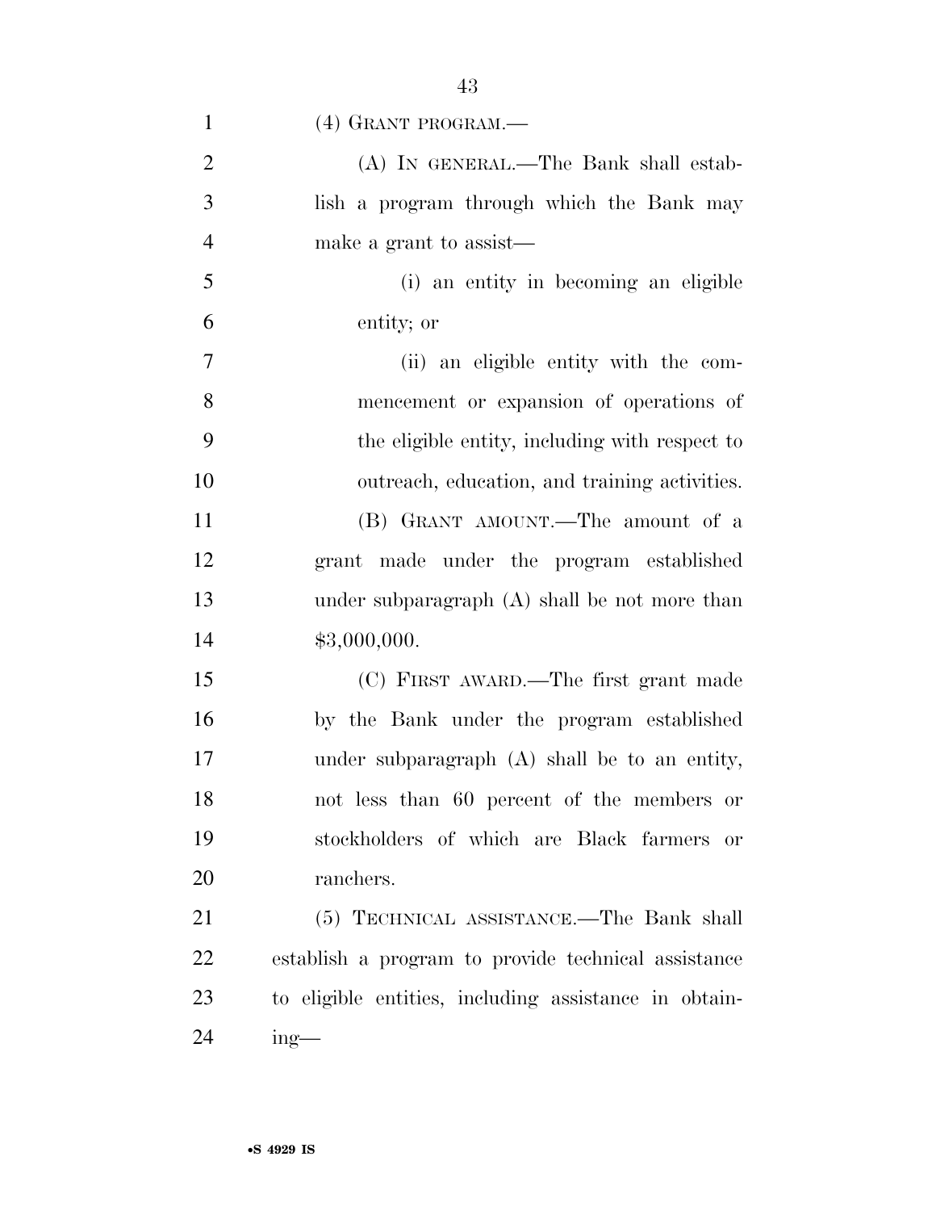(4) GRANT PROGRAM.—

(A) IN GENERAL.—The Bank shall establish a program through which the Bank may make a grant to assist—

(i) an entity in becoming an eligible entity; or

(ii) an eligible entity with the commencement or expansion of operations of the eligible entity, including with respect to outreach, education, and training activities.

(B) GRANT AMOUNT.—The amount of a grant made under the program established under subparagraph (A) shall be not more than $3,000,000.

(C) FIRST AWARD.—The first grant made by the Bank under the program established under subparagraph (A) shall be to an entity, not less than 60 percent of the members or stockholders of which are Black farmers or ranchers.

(5) TECHNICAL ASSISTANCE.—The Bank shall establish a program to provide technical assistance to eligible entities, including assistance in obtaining—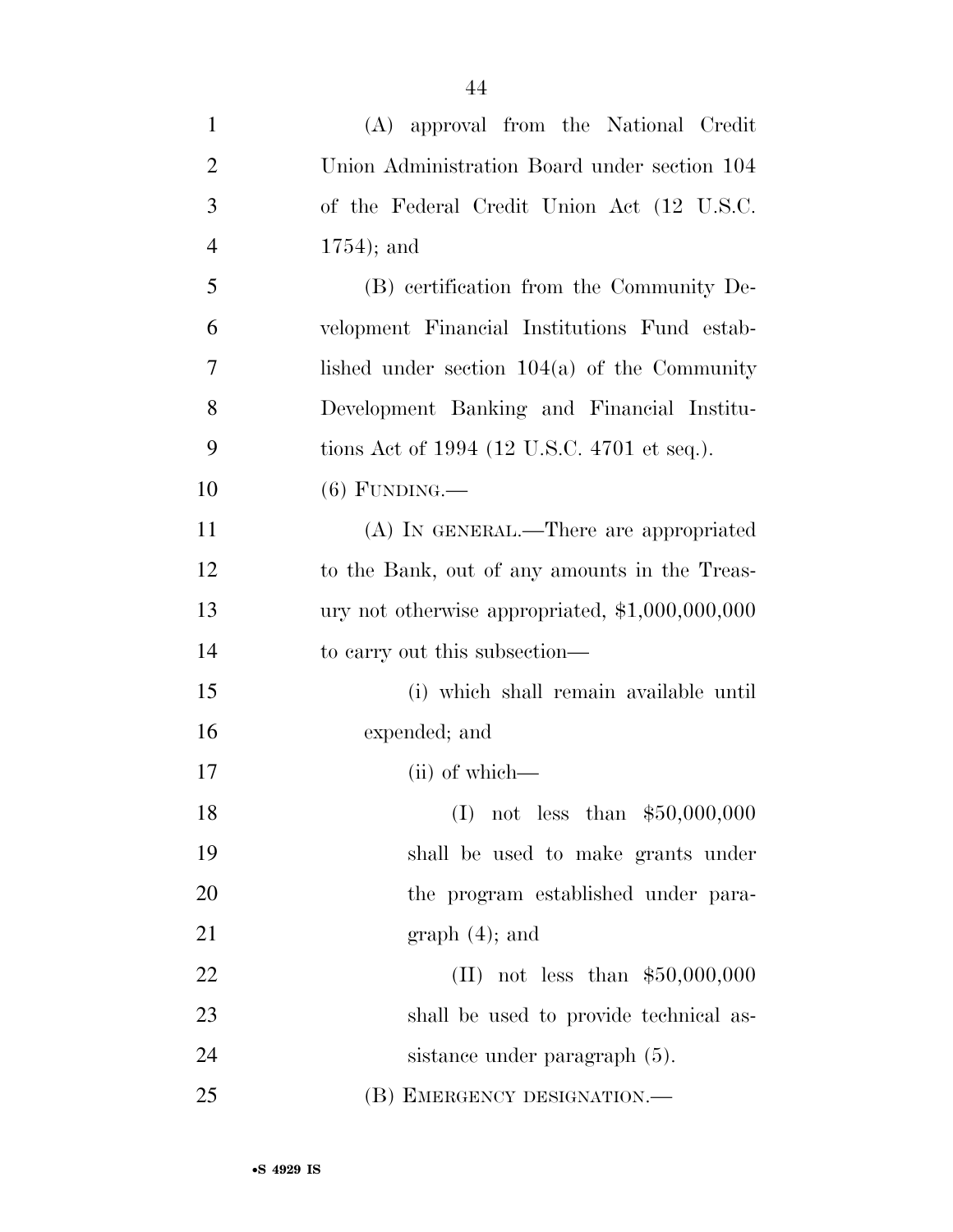(A) approval from the National Credit Union Administration Board under section 104 of the Federal Credit Union Act (12 U.S.C. 1754); and

(B) certification from the Community Development Financial Institutions Fund established under section 104(a) of the Community Development Banking and Financial Institutions Act of 1994 (12 U.S.C. 4701 et seq.).

(6) FUNDING.—

(A) IN GENERAL.—There are appropriated to the Bank, out of any amounts in the Treasury not otherwise appropriated, $1,000,000,000 to carry out this subsection—

(i) which shall remain available until expended; and

(ii) of which—

(I) not less than $50,000,000 shall be used to make grants under the program established under paragraph (4); and

(II) not less than $50,000,000 shall be used to provide technical assistance under paragraph (5).

(B) EMERGENCY DESIGNATION.—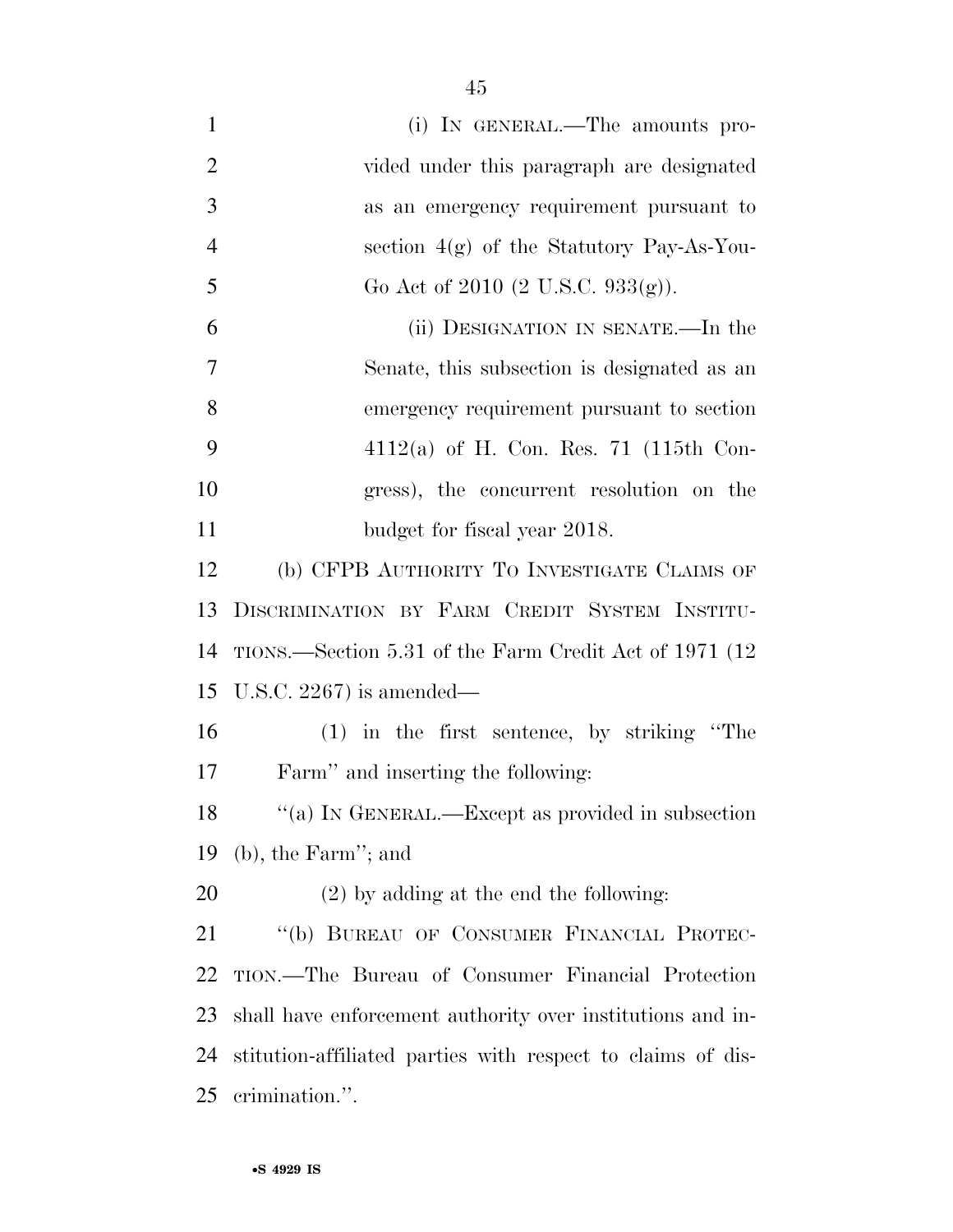(i) IN GENERAL.—The amounts provided under this paragraph are designated as an emergency requirement pursuant to section 4(g) of the Statutory Pay-As-You-Go Act of 2010 (2 U.S.C. 933(g)).

(ii) DESIGNATION IN SENATE.—In the Senate, this subsection is designated as an emergency requirement pursuant to section 4112(a) of H. Con. Res. 71 (115th Congress), the concurrent resolution on the budget for fiscal year 2018.

(b) CFPB AUTHORITY TO INVESTIGATE CLAIMS OF DISCRIMINATION BY FARM CREDIT SYSTEM INSTITUTIONS.—Section 5.31 of the Farm Credit Act of 1971 (12 U.S.C. 2267) is amended—

(1) in the first sentence, by striking ''The Farm'' and inserting the following:

''(a) IN GENERAL.—Except as provided in subsection (b), the Farm''; and

(2) by adding at the end the following:

''(b) BUREAU OF CONSUMER FINANCIAL PROTECTION.—The Bureau of Consumer Financial Protection shall have enforcement authority over institutions and institution-affiliated parties with respect to claims of discrimination.''.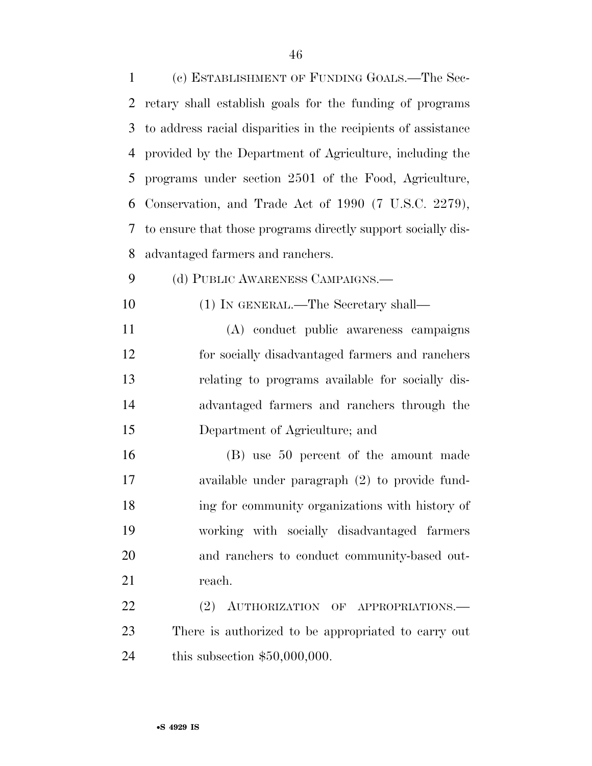(c) ESTABLISHMENT OF FUNDING GOALS.—The Secretary shall establish goals for the funding of programs to address racial disparities in the recipients of assistance provided by the Department of Agriculture, including the programs under section 2501 of the Food, Agriculture, Conservation, and Trade Act of 1990 (7 U.S.C. 2279), to ensure that those programs directly support socially disadvantaged farmers and ranchers.

(d) PUBLIC AWARENESS CAMPAIGNS.—

(1) IN GENERAL.—The Secretary shall—

(A) conduct public awareness campaigns for socially disadvantaged farmers and ranchers relating to programs available for socially disadvantaged farmers and ranchers through the Department of Agriculture; and

(B) use 50 percent of the amount made available under paragraph (2) to provide funding for community organizations with history of working with socially disadvantaged farmers and ranchers to conduct community-based outreach.

(2) AUTHORIZATION OF APPROPRIATIONS.—There is authorized to be appropriated to carry out this subsection $50,000,000.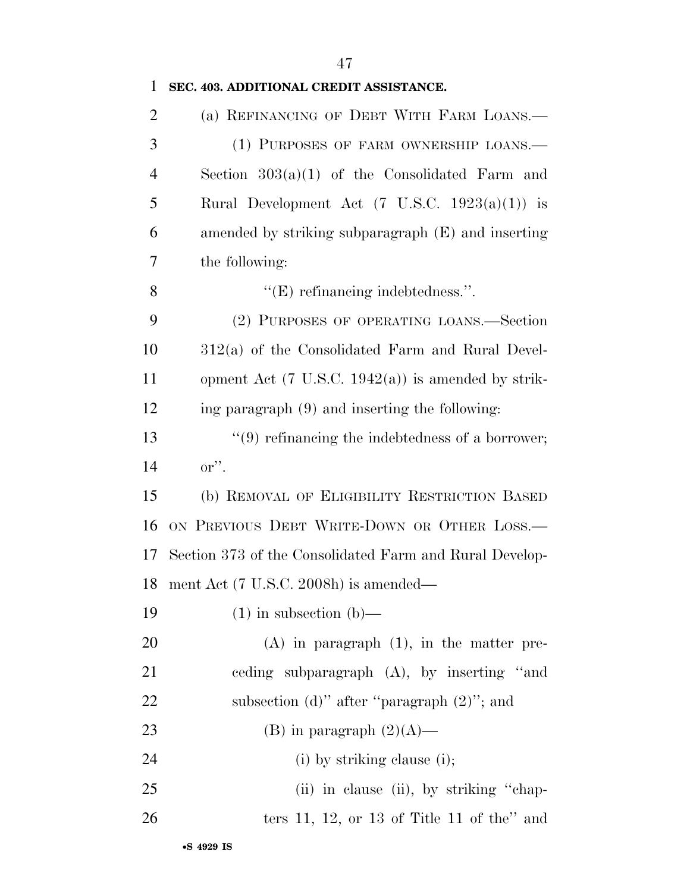**SEC. 403. ADDITIONAL CREDIT ASSISTANCE.**

(a) REFINANCING OF DEBT WITH FARM LOANS.—

(1) PURPOSES OF FARM OWNERSHIP LOANS.—Section 303(a)(1) of the Consolidated Farm and Rural Development Act (7 U.S.C. 1923(a)(1)) is amended by striking subparagraph (E) and inserting the following:

"(E) refinancing indebtedness.".

(2) PURPOSES OF OPERATING LOANS.—Section 312(a) of the Consolidated Farm and Rural Development Act (7 U.S.C. 1942(a)) is amended by striking paragraph (9) and inserting the following:

"(9) refinancing the indebtedness of a borrower; or".

(b) REMOVAL OF ELIGIBILITY RESTRICTION BASED ON PREVIOUS DEBT WRITE-DOWN OR OTHER LOSS.—Section 373 of the Consolidated Farm and Rural Development Act (7 U.S.C. 2008h) is amended—

(1) in subsection (b)—

(A) in paragraph (1), in the matter preceding subparagraph (A), by inserting "and subsection (d)" after "paragraph (2)"; and

(B) in paragraph (2)(A)—

(i) by striking clause (i);

(ii) in clause (ii), by striking "chapters 11, 12, or 13 of Title 11 of the" and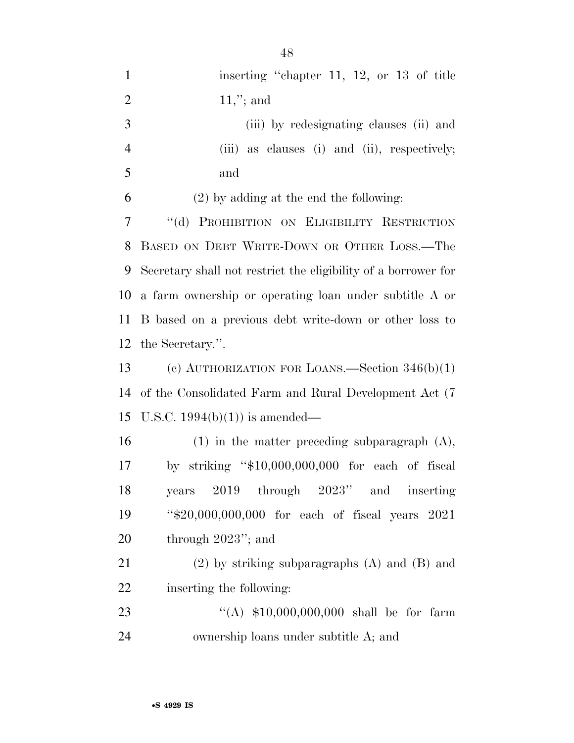inserting "chapter 11, 12, or 13 of title 11,"; and

(iii) by redesignating clauses (ii) and (iii) as clauses (i) and (ii), respectively; and

(2) by adding at the end the following:

"(d) PROHIBITION ON ELIGIBILITY RESTRICTION BASED ON DEBT WRITE-DOWN OR OTHER LOSS.—The Secretary shall not restrict the eligibility of a borrower for a farm ownership or operating loan under subtitle A or B based on a previous debt write-down or other loss to the Secretary.".

(c) AUTHORIZATION FOR LOANS.—Section 346(b)(1) of the Consolidated Farm and Rural Development Act (7 U.S.C. 1994(b)(1)) is amended—

(1) in the matter preceding subparagraph (A), by striking "$10,000,000,000 for each of fiscal years 2019 through 2023" and inserting "$20,000,000,000 for each of fiscal years 2021 through 2023"; and

(2) by striking subparagraphs (A) and (B) and inserting the following:

"(A) $10,000,000,000 shall be for farm ownership loans under subtitle A; and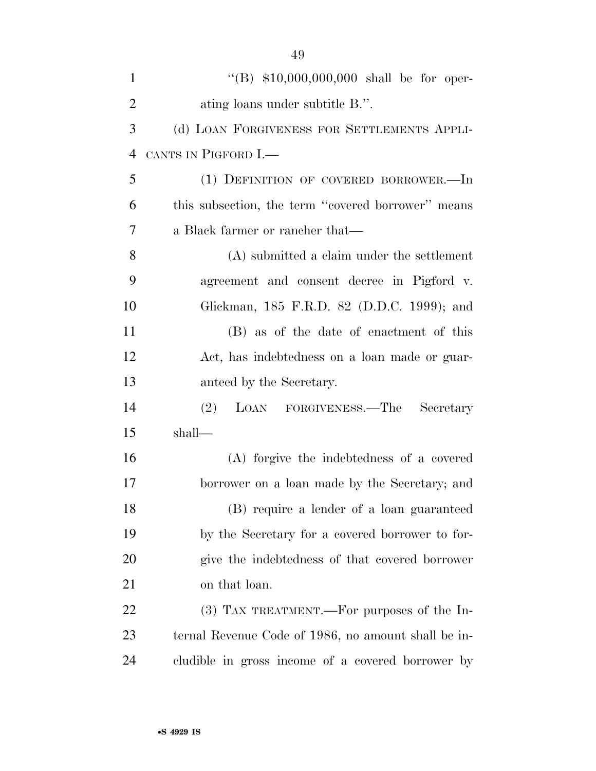"(B) $10,000,000,000 shall be for operating loans under subtitle B.".

(d) LOAN FORGIVENESS FOR SETTLEMENTS APPLICANTS IN PIGFORD I.—

(1) DEFINITION OF COVERED BORROWER.—In this subsection, the term "covered borrower" means a Black farmer or rancher that—

(A) submitted a claim under the settlement agreement and consent decree in Pigford v. Glickman, 185 F.R.D. 82 (D.D.C. 1999); and

(B) as of the date of enactment of this Act, has indebtedness on a loan made or guaranteed by the Secretary.

(2) LOAN FORGIVENESS.—The Secretary shall—

(A) forgive the indebtedness of a covered borrower on a loan made by the Secretary; and

(B) require a lender of a loan guaranteed by the Secretary for a covered borrower to forgive the indebtedness of that covered borrower on that loan.

(3) TAX TREATMENT.—For purposes of the Internal Revenue Code of 1986, no amount shall be includible in gross income of a covered borrower by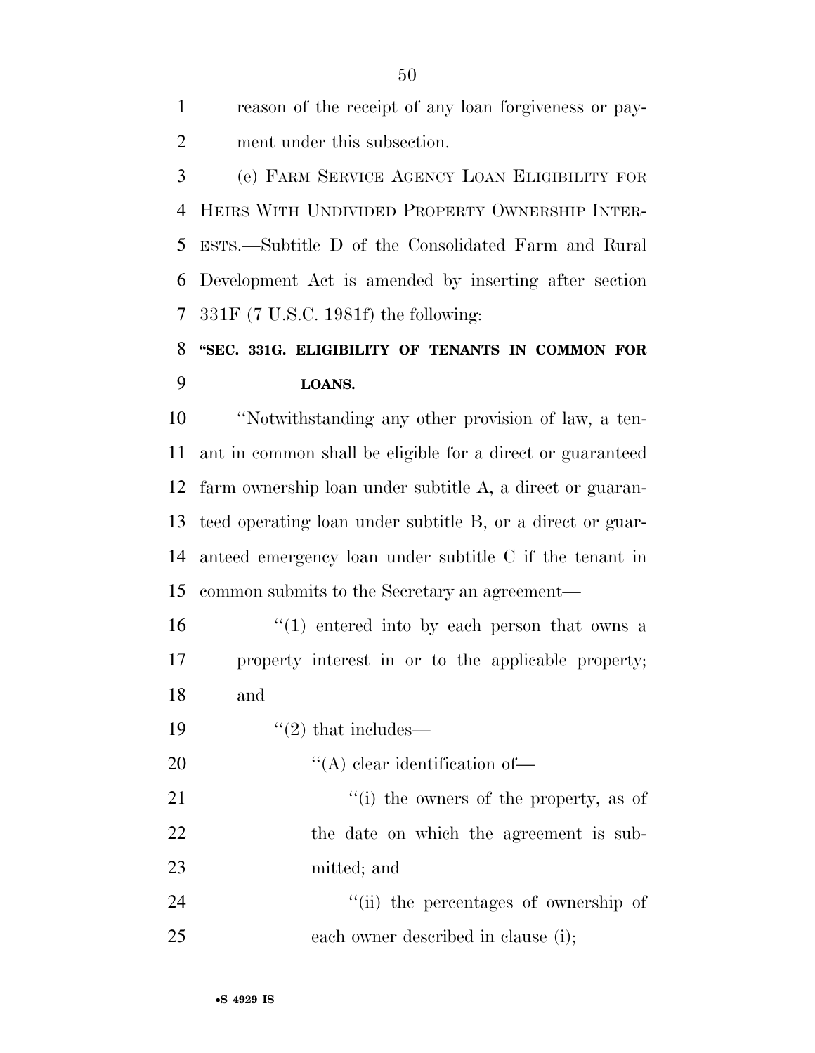reason of the receipt of any loan forgiveness or payment under this subsection.

(e) FARM SERVICE AGENCY LOAN ELIGIBILITY FOR HEIRS WITH UNDIVIDED PROPERTY OWNERSHIP INTERESTS.—Subtitle D of the Consolidated Farm and Rural Development Act is amended by inserting after section 331F (7 U.S.C. 1981f) the following:

**"SEC. 331G. ELIGIBILITY OF TENANTS IN COMMON FOR LOANS.**

"Notwithstanding any other provision of law, a tenant in common shall be eligible for a direct or guaranteed farm ownership loan under subtitle A, a direct or guaranteed operating loan under subtitle B, or a direct or guaranteed emergency loan under subtitle C if the tenant in common submits to the Secretary an agreement—

"(1) entered into by each person that owns a property interest in or to the applicable property; and

"(2) that includes—

"(A) clear identification of—

"(i) the owners of the property, as of the date on which the agreement is submitted; and

"(ii) the percentages of ownership of each owner described in clause (i);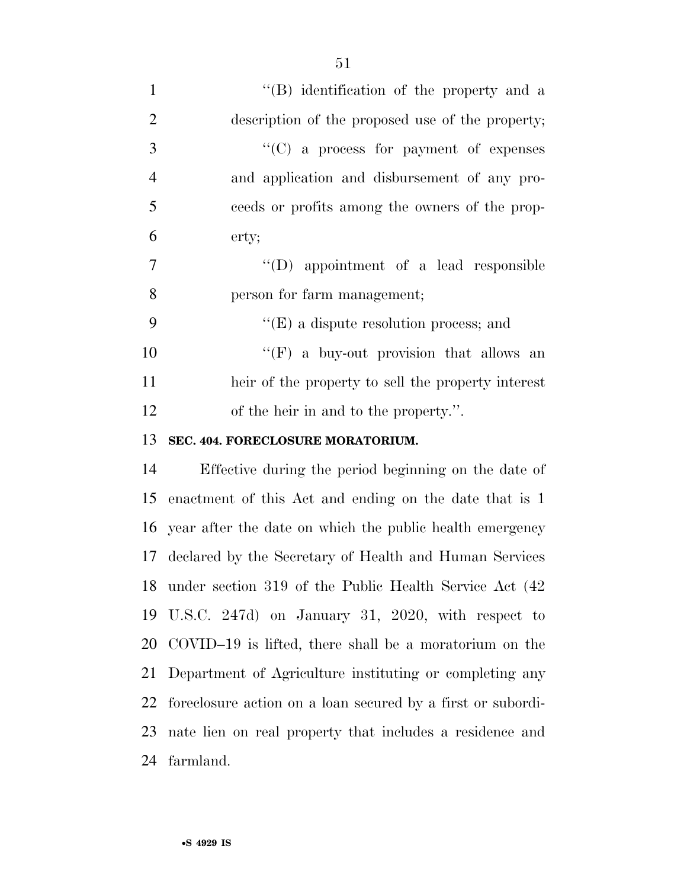"(B) identification of the property and a description of the proposed use of the property;

"(C) a process for payment of expenses and application and disbursement of any proceeds or profits among the owners of the property;

"(D) appointment of a lead responsible person for farm management;

"(E) a dispute resolution process; and

"(F) a buy-out provision that allows an heir of the property to sell the property interest of the heir in and to the property.".

**SEC. 404. FORECLOSURE MORATORIUM.**

Effective during the period beginning on the date of enactment of this Act and ending on the date that is 1 year after the date on which the public health emergency declared by the Secretary of Health and Human Services under section 319 of the Public Health Service Act (42 U.S.C. 247d) on January 31, 2020, with respect to COVID–19 is lifted, there shall be a moratorium on the Department of Agriculture instituting or completing any foreclosure action on a loan secured by a first or subordinate lien on real property that includes a residence and farmland.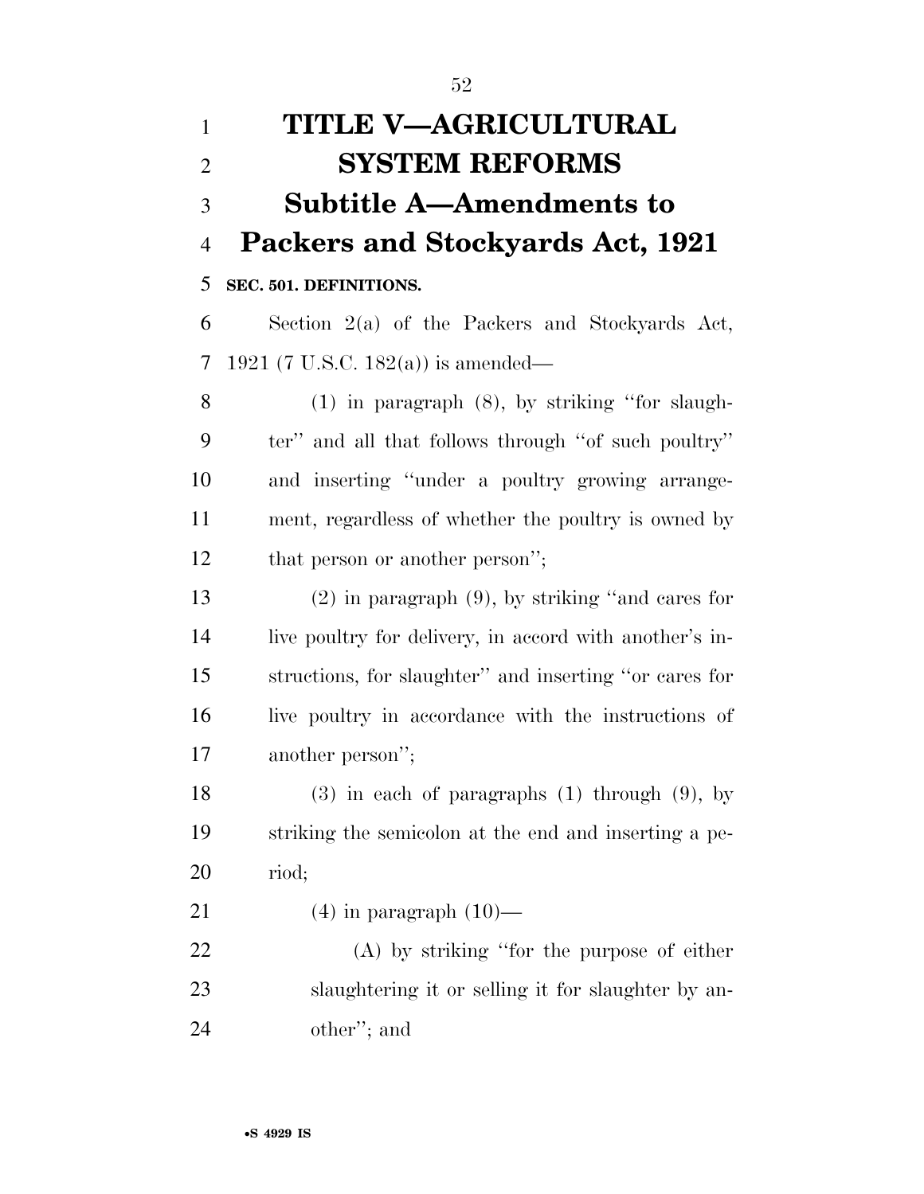# TITLE V—AGRICULTURAL SYSTEM REFORMS

## Subtitle A—Amendments to Packers and Stockyards Act, 1921

**SEC. 501. DEFINITIONS.**

Section 2(a) of the Packers and Stockyards Act, 1921 (7 U.S.C. 182(a)) is amended—

(1) in paragraph (8), by striking "for slaughter" and all that follows through "of such poultry" and inserting "under a poultry growing arrangement, regardless of whether the poultry is owned by that person or another person";

(2) in paragraph (9), by striking "and cares for live poultry for delivery, in accord with another's instructions, for slaughter" and inserting "or cares for live poultry in accordance with the instructions of another person";

(3) in each of paragraphs (1) through (9), by striking the semicolon at the end and inserting a period;

(4) in paragraph (10)—

(A) by striking "for the purpose of either slaughtering it or selling it for slaughter by another"; and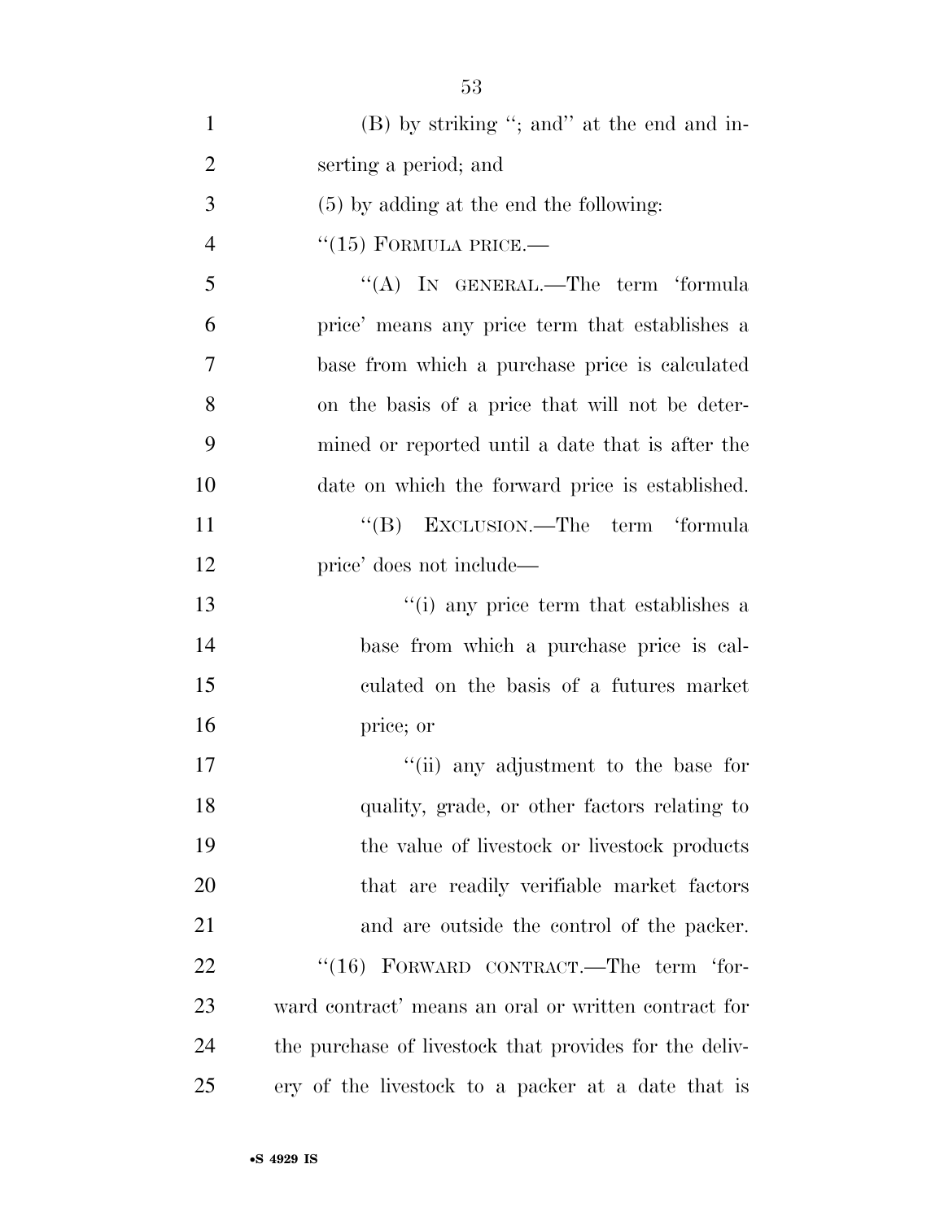(B) by striking "; and" at the end and inserting a period; and

(5) by adding at the end the following:

"(15) FORMULA PRICE.—

"(A) IN GENERAL.—The term 'formula price' means any price term that establishes a base from which a purchase price is calculated on the basis of a price that will not be determined or reported until a date that is after the date on which the forward price is established.

"(B) EXCLUSION.—The term 'formula price' does not include—

"(i) any price term that establishes a base from which a purchase price is calculated on the basis of a futures market price; or

"(ii) any adjustment to the base for quality, grade, or other factors relating to the value of livestock or livestock products that are readily verifiable market factors and are outside the control of the packer.

"(16) FORWARD CONTRACT.—The term 'forward contract' means an oral or written contract for the purchase of livestock that provides for the delivery of the livestock to a packer at a date that is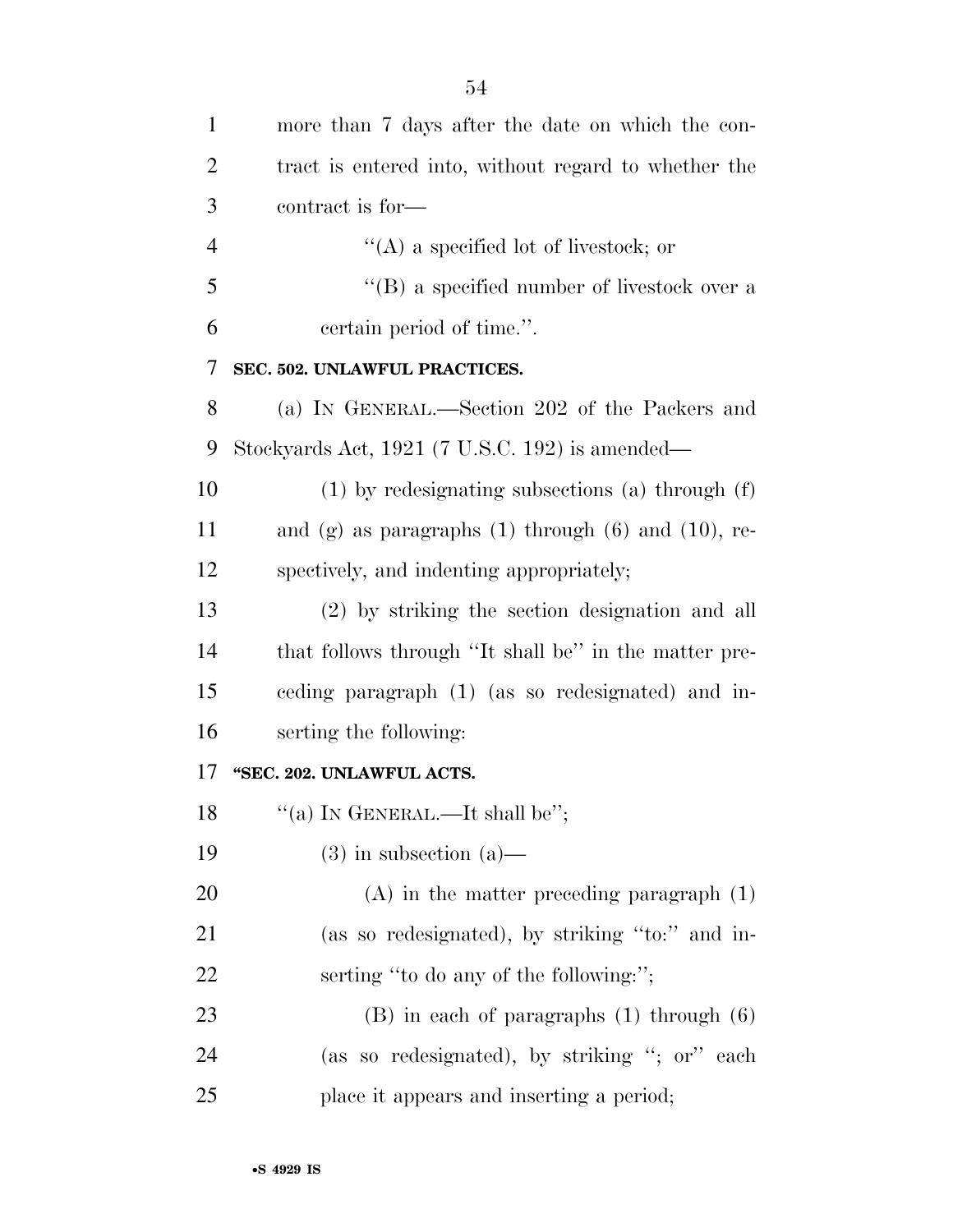more than 7 days after the date on which the contract is entered into, without regard to whether the contract is for—

''(A) a specified lot of livestock; or

''(B) a specified number of livestock over a certain period of time.''.

**SEC. 502. UNLAWFUL PRACTICES.**

(a) IN GENERAL.—Section 202 of the Packers and Stockyards Act, 1921 (7 U.S.C. 192) is amended—

(1) by redesignating subsections (a) through (f) and (g) as paragraphs (1) through (6) and (10), respectively, and indenting appropriately;

(2) by striking the section designation and all that follows through ''It shall be'' in the matter preceding paragraph (1) (as so redesignated) and inserting the following:

**''SEC. 202. UNLAWFUL ACTS.**

''(a) IN GENERAL.—It shall be'';

(3) in subsection (a)—

(A) in the matter preceding paragraph (1) (as so redesignated), by striking ''to:'' and inserting ''to do any of the following:'';

(B) in each of paragraphs (1) through (6) (as so redesignated), by striking ''; or'' each place it appears and inserting a period;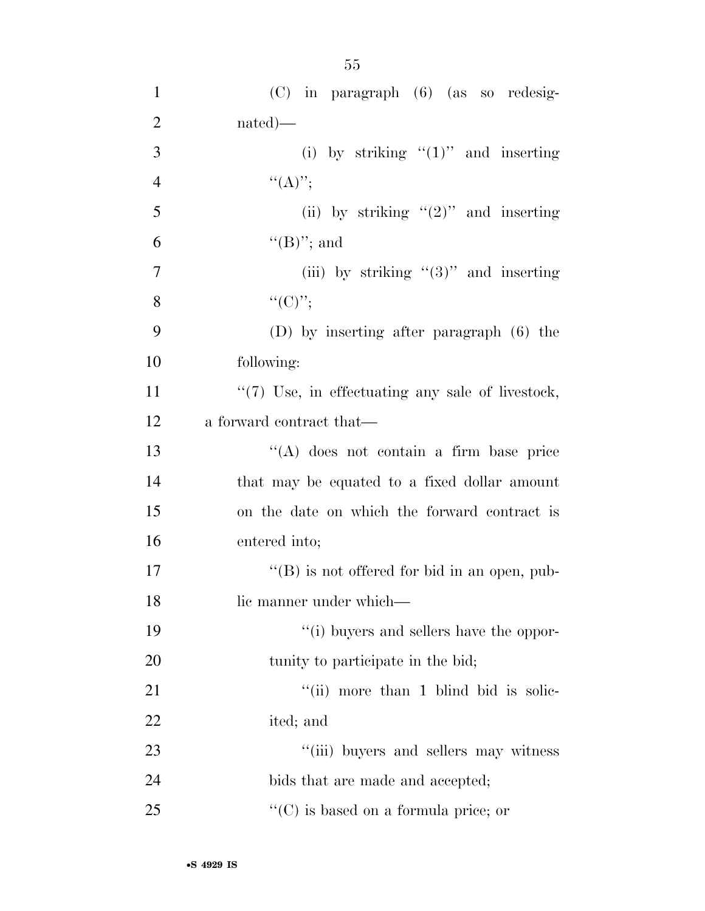(C) in paragraph (6) (as so redesignated)—

(i) by striking ''(1)'' and inserting ''(A)'';

(ii) by striking ''(2)'' and inserting ''(B)''; and

(iii) by striking ''(3)'' and inserting ''(C)'';

(D) by inserting after paragraph (6) the following:

''(7) Use, in effectuating any sale of livestock, a forward contract that—

''(A) does not contain a firm base price that may be equated to a fixed dollar amount on the date on which the forward contract is entered into;

''(B) is not offered for bid in an open, public manner under which—

''(i) buyers and sellers have the opportunity to participate in the bid;

''(ii) more than 1 blind bid is solicited; and

''(iii) buyers and sellers may witness bids that are made and accepted;

''(C) is based on a formula price; or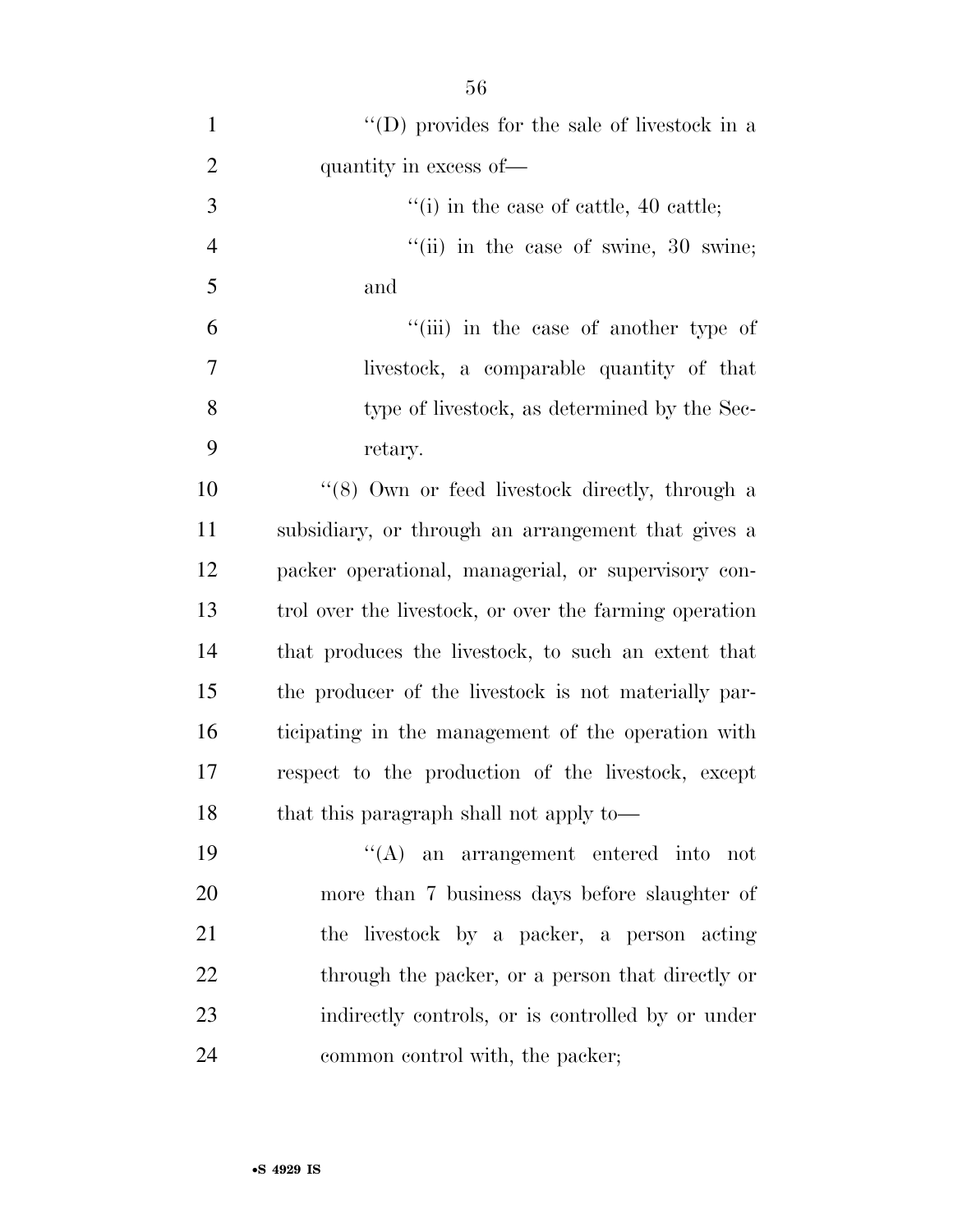''(D) provides for the sale of livestock in a quantity in excess of—

''(i) in the case of cattle, 40 cattle;

''(ii) in the case of swine, 30 swine; and

''(iii) in the case of another type of livestock, a comparable quantity of that type of livestock, as determined by the Secretary.

''(8) Own or feed livestock directly, through a subsidiary, or through an arrangement that gives a packer operational, managerial, or supervisory control over the livestock, or over the farming operation that produces the livestock, to such an extent that the producer of the livestock is not materially participating in the management of the operation with respect to the production of the livestock, except that this paragraph shall not apply to—

''(A) an arrangement entered into not more than 7 business days before slaughter of the livestock by a packer, a person acting through the packer, or a person that directly or indirectly controls, or is controlled by or under common control with, the packer;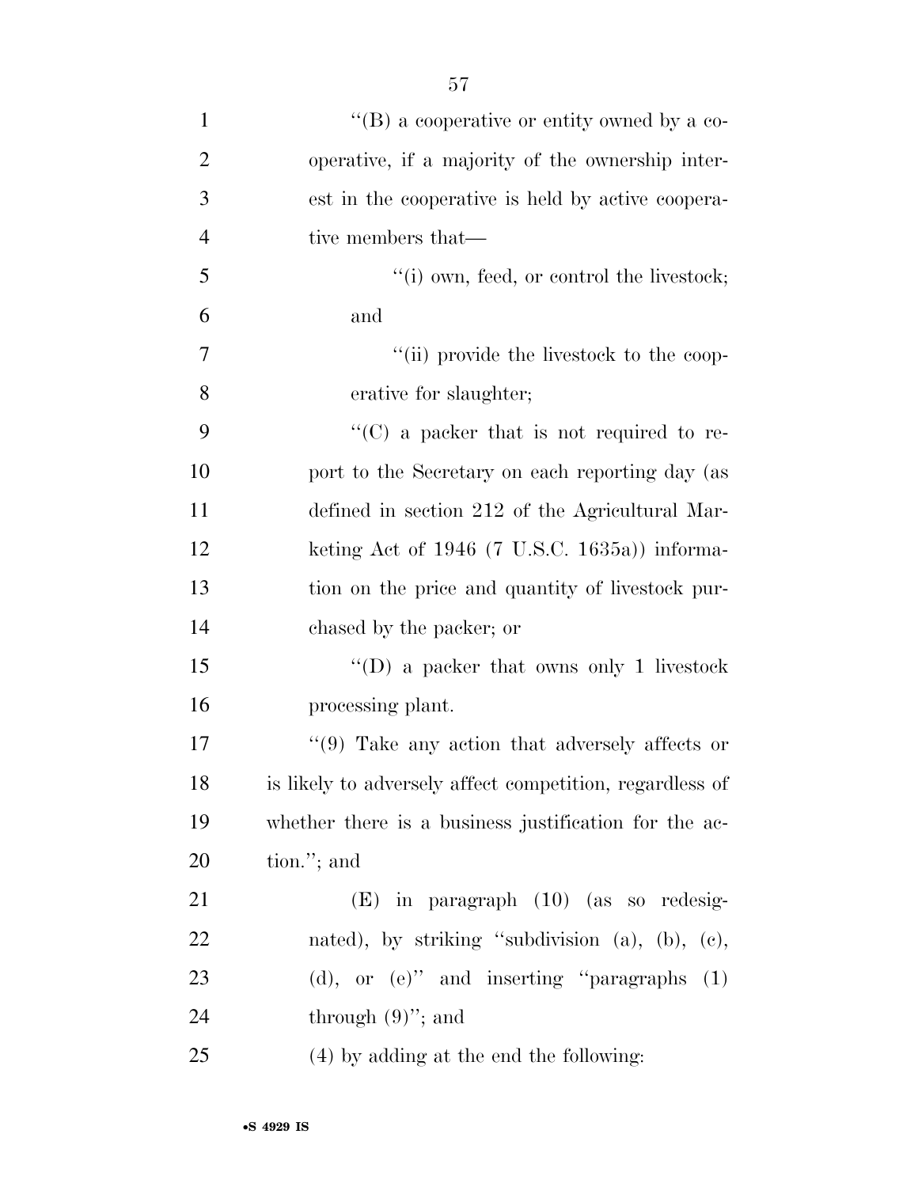''(B) a cooperative or entity owned by a cooperative, if a majority of the ownership interest in the cooperative is held by active cooperative members that—

''(i) own, feed, or control the livestock; and

''(ii) provide the livestock to the cooperative for slaughter;

''(C) a packer that is not required to report to the Secretary on each reporting day (as defined in section 212 of the Agricultural Marketing Act of 1946 (7 U.S.C. 1635a)) information on the price and quantity of livestock purchased by the packer; or

''(D) a packer that owns only 1 livestock processing plant.

''(9) Take any action that adversely affects or is likely to adversely affect competition, regardless of whether there is a business justification for the action.''; and

(E) in paragraph (10) (as so redesignated), by striking ''subdivision (a), (b), (c), (d), or (e)'' and inserting ''paragraphs (1) through (9)''; and

(4) by adding at the end the following: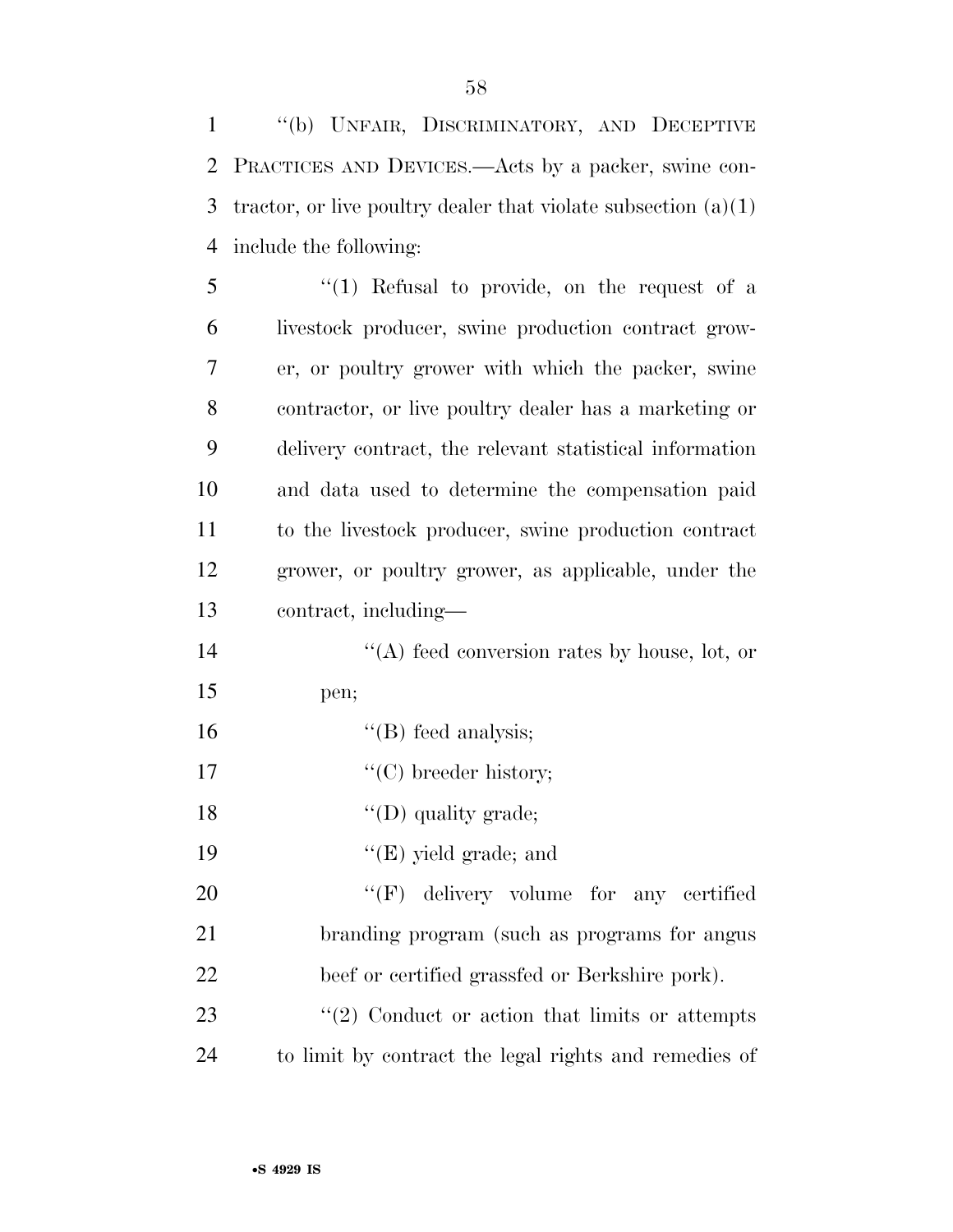"(b) UNFAIR, DISCRIMINATORY, AND DECEPTIVE PRACTICES AND DEVICES.—Acts by a packer, swine contractor, or live poultry dealer that violate subsection (a)(1) include the following:

"(1) Refusal to provide, on the request of a livestock producer, swine production contract grower, or poultry grower with which the packer, swine contractor, or live poultry dealer has a marketing or delivery contract, the relevant statistical information and data used to determine the compensation paid to the livestock producer, swine production contract grower, or poultry grower, as applicable, under the contract, including—

"(A) feed conversion rates by house, lot, or pen;

"(B) feed analysis;

"(C) breeder history;

"(D) quality grade;

"(E) yield grade; and

"(F) delivery volume for any certified branding program (such as programs for angus beef or certified grassfed or Berkshire pork).

"(2) Conduct or action that limits or attempts to limit by contract the legal rights and remedies of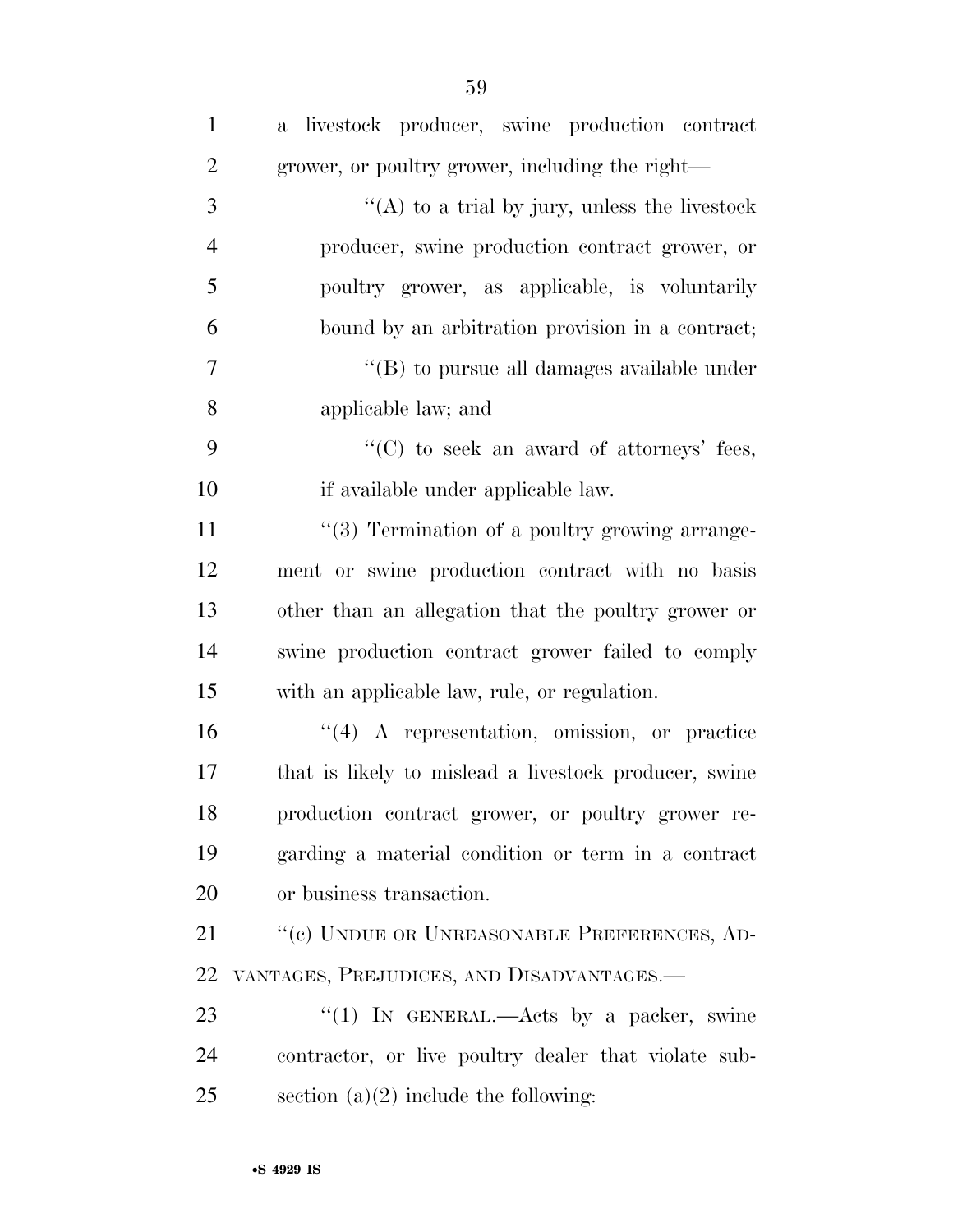a livestock producer, swine production contract grower, or poultry grower, including the right—

"(A) to a trial by jury, unless the livestock producer, swine production contract grower, or poultry grower, as applicable, is voluntarily bound by an arbitration provision in a contract;

"(B) to pursue all damages available under applicable law; and

"(C) to seek an award of attorneys' fees, if available under applicable law.

"(3) Termination of a poultry growing arrangement or swine production contract with no basis other than an allegation that the poultry grower or swine production contract grower failed to comply with an applicable law, rule, or regulation.

"(4) A representation, omission, or practice that is likely to mislead a livestock producer, swine production contract grower, or poultry grower regarding a material condition or term in a contract or business transaction.

"(c) UNDUE OR UNREASONABLE PREFERENCES, ADVANTAGES, PREJUDICES, AND DISADVANTAGES.—

"(1) IN GENERAL.—Acts by a packer, swine contractor, or live poultry dealer that violate subsection (a)(2) include the following: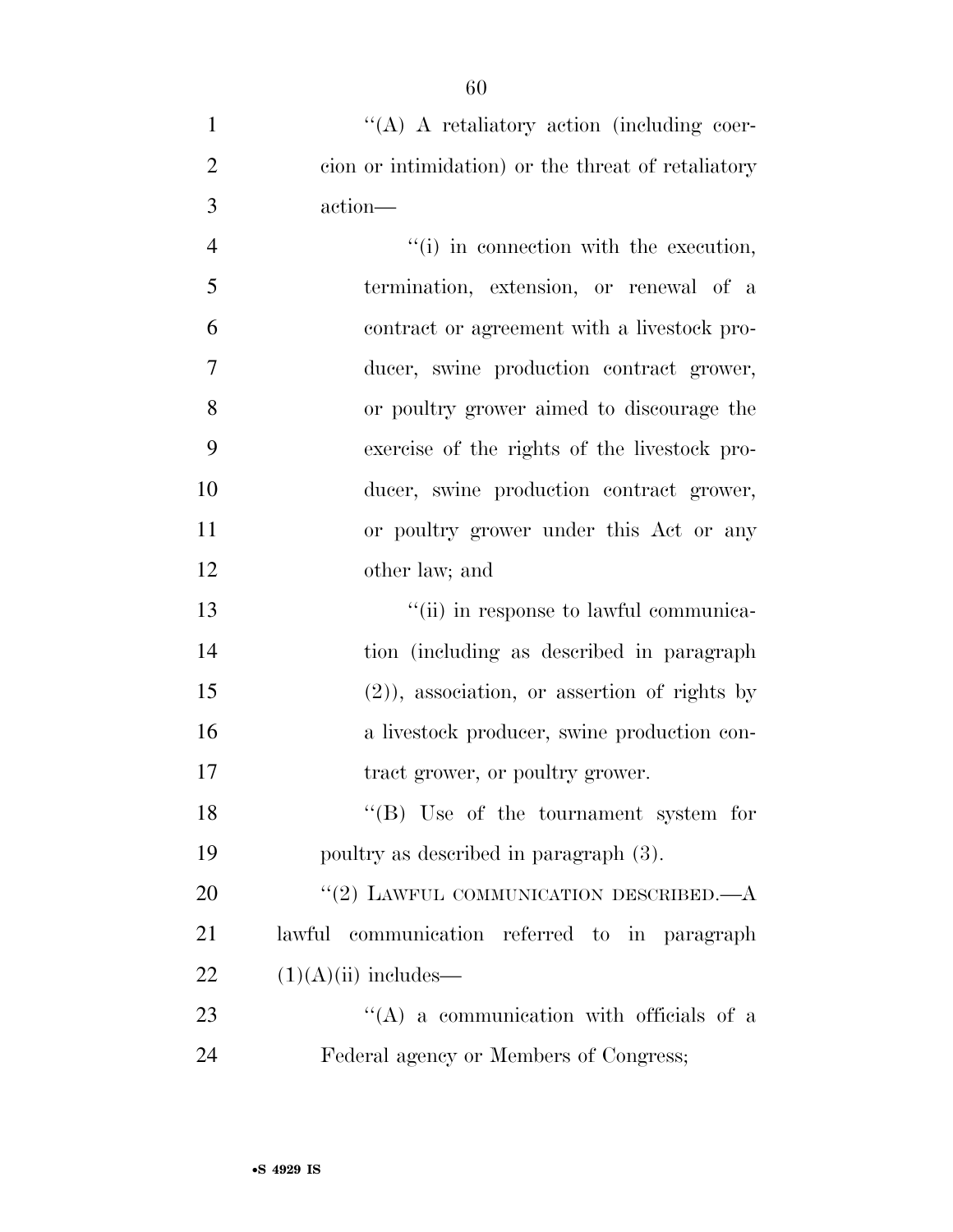''(A) A retaliatory action (including coercion or intimidation) or the threat of retaliatory action—

''(i) in connection with the execution, termination, extension, or renewal of a contract or agreement with a livestock producer, swine production contract grower, or poultry grower aimed to discourage the exercise of the rights of the livestock producer, swine production contract grower, or poultry grower under this Act or any other law; and

''(ii) in response to lawful communication (including as described in paragraph (2)), association, or assertion of rights by a livestock producer, swine production contract grower, or poultry grower.

''(B) Use of the tournament system for poultry as described in paragraph (3).

''(2) LAWFUL COMMUNICATION DESCRIBED.—A lawful communication referred to in paragraph (1)(A)(ii) includes—

''(A) a communication with officials of a Federal agency or Members of Congress;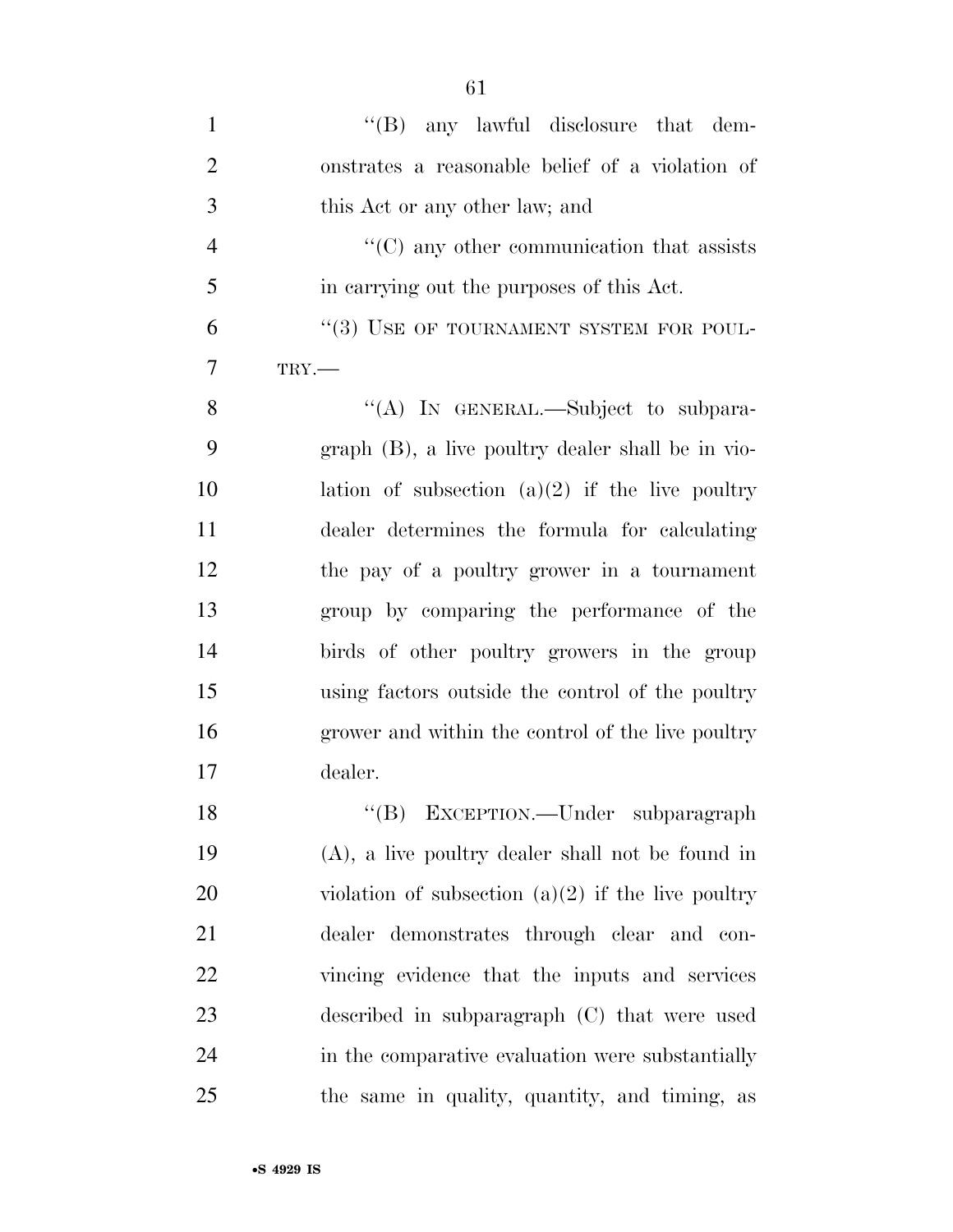"(B) any lawful disclosure that demonstrates a reasonable belief of a violation of this Act or any other law; and

"(C) any other communication that assists in carrying out the purposes of this Act.

"(3) USE OF TOURNAMENT SYSTEM FOR POULTRY.—

"(A) IN GENERAL.—Subject to subparagraph (B), a live poultry dealer shall be in violation of subsection (a)(2) if the live poultry dealer determines the formula for calculating the pay of a poultry grower in a tournament group by comparing the performance of the birds of other poultry growers in the group using factors outside the control of the poultry grower and within the control of the live poultry dealer.

"(B) EXCEPTION.—Under subparagraph (A), a live poultry dealer shall not be found in violation of subsection (a)(2) if the live poultry dealer demonstrates through clear and convincing evidence that the inputs and services described in subparagraph (C) that were used in the comparative evaluation were substantially the same in quality, quantity, and timing, as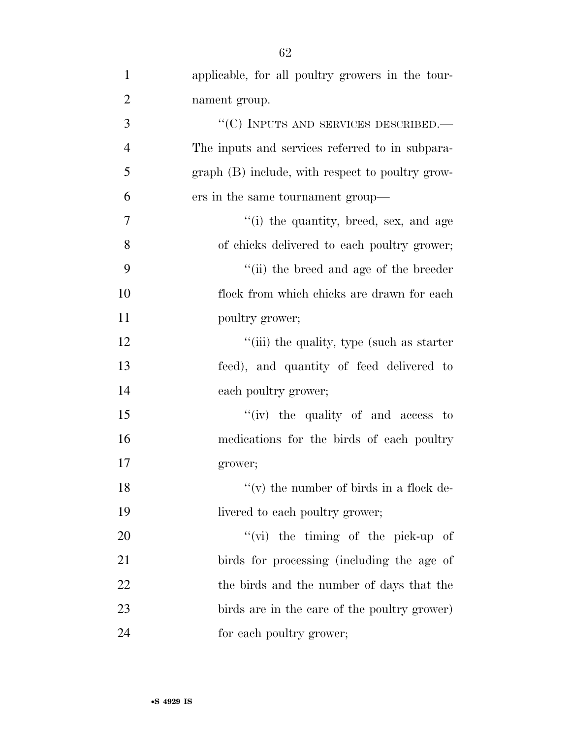applicable, for all poultry growers in the tournament group.

"(C) INPUTS AND SERVICES DESCRIBED.—The inputs and services referred to in subparagraph (B) include, with respect to poultry growers in the same tournament group—

"(i) the quantity, breed, sex, and age of chicks delivered to each poultry grower;

"(ii) the breed and age of the breeder flock from which chicks are drawn for each poultry grower;

"(iii) the quality, type (such as starter feed), and quantity of feed delivered to each poultry grower;

"(iv) the quality of and access to medications for the birds of each poultry grower;

"(v) the number of birds in a flock delivered to each poultry grower;

"(vi) the timing of the pick-up of birds for processing (including the age of the birds and the number of days that the birds are in the care of the poultry grower) for each poultry grower;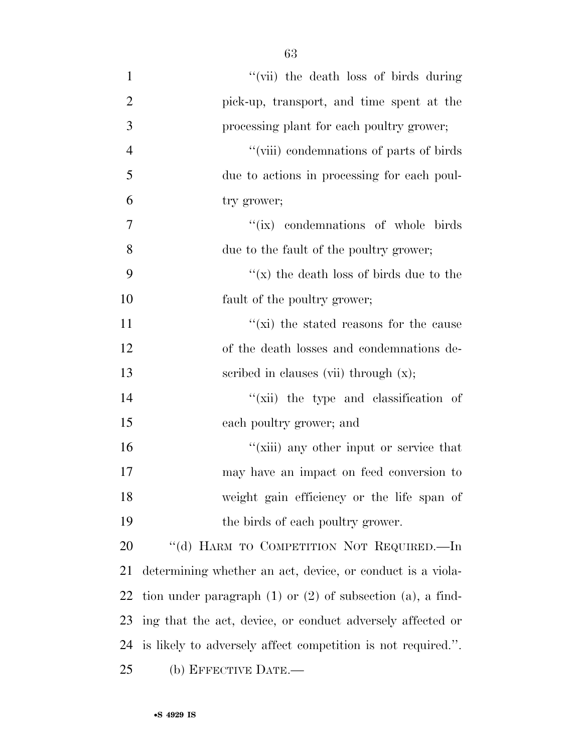"(vii) the death loss of birds during pick-up, transport, and time spent at the processing plant for each poultry grower;

"(viii) condemnations of parts of birds due to actions in processing for each poultry grower;

"(ix) condemnations of whole birds due to the fault of the poultry grower;

"(x) the death loss of birds due to the fault of the poultry grower;

"(xi) the stated reasons for the cause of the death losses and condemnations described in clauses (vii) through (x);

"(xii) the type and classification of each poultry grower; and

"(xiii) any other input or service that may have an impact on feed conversion to weight gain efficiency or the life span of the birds of each poultry grower.

"(d) HARM TO COMPETITION NOT REQUIRED.—In determining whether an act, device, or conduct is a violation under paragraph (1) or (2) of subsection (a), a finding that the act, device, or conduct adversely affected or is likely to adversely affect competition is not required.".

(b) EFFECTIVE DATE.—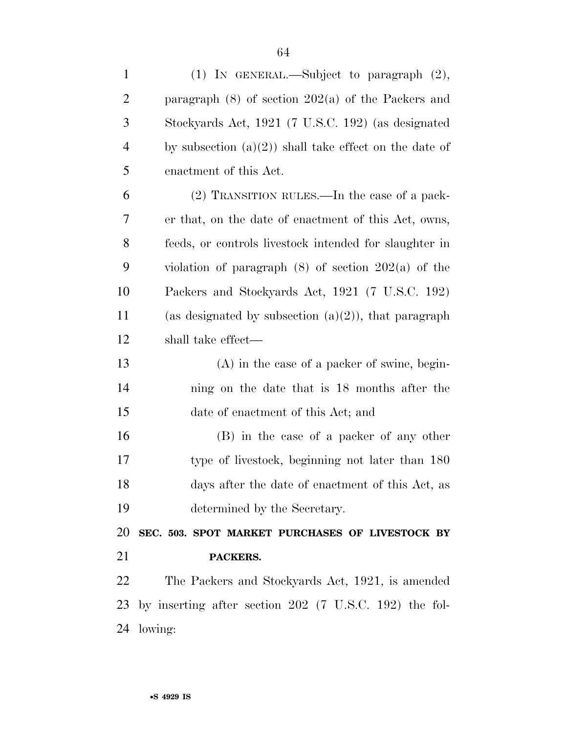(1) IN GENERAL.—Subject to paragraph (2), paragraph (8) of section 202(a) of the Packers and Stockyards Act, 1921 (7 U.S.C. 192) (as designated by subsection (a)(2)) shall take effect on the date of enactment of this Act.

(2) TRANSITION RULES.—In the case of a packer that, on the date of enactment of this Act, owns, feeds, or controls livestock intended for slaughter in violation of paragraph (8) of section 202(a) of the Packers and Stockyards Act, 1921 (7 U.S.C. 192) (as designated by subsection (a)(2)), that paragraph shall take effect—

(A) in the case of a packer of swine, beginning on the date that is 18 months after the date of enactment of this Act; and

(B) in the case of a packer of any other type of livestock, beginning not later than 180 days after the date of enactment of this Act, as determined by the Secretary.

**SEC. 503. SPOT MARKET PURCHASES OF LIVESTOCK BY PACKERS.**

The Packers and Stockyards Act, 1921, is amended by inserting after section 202 (7 U.S.C. 192) the following: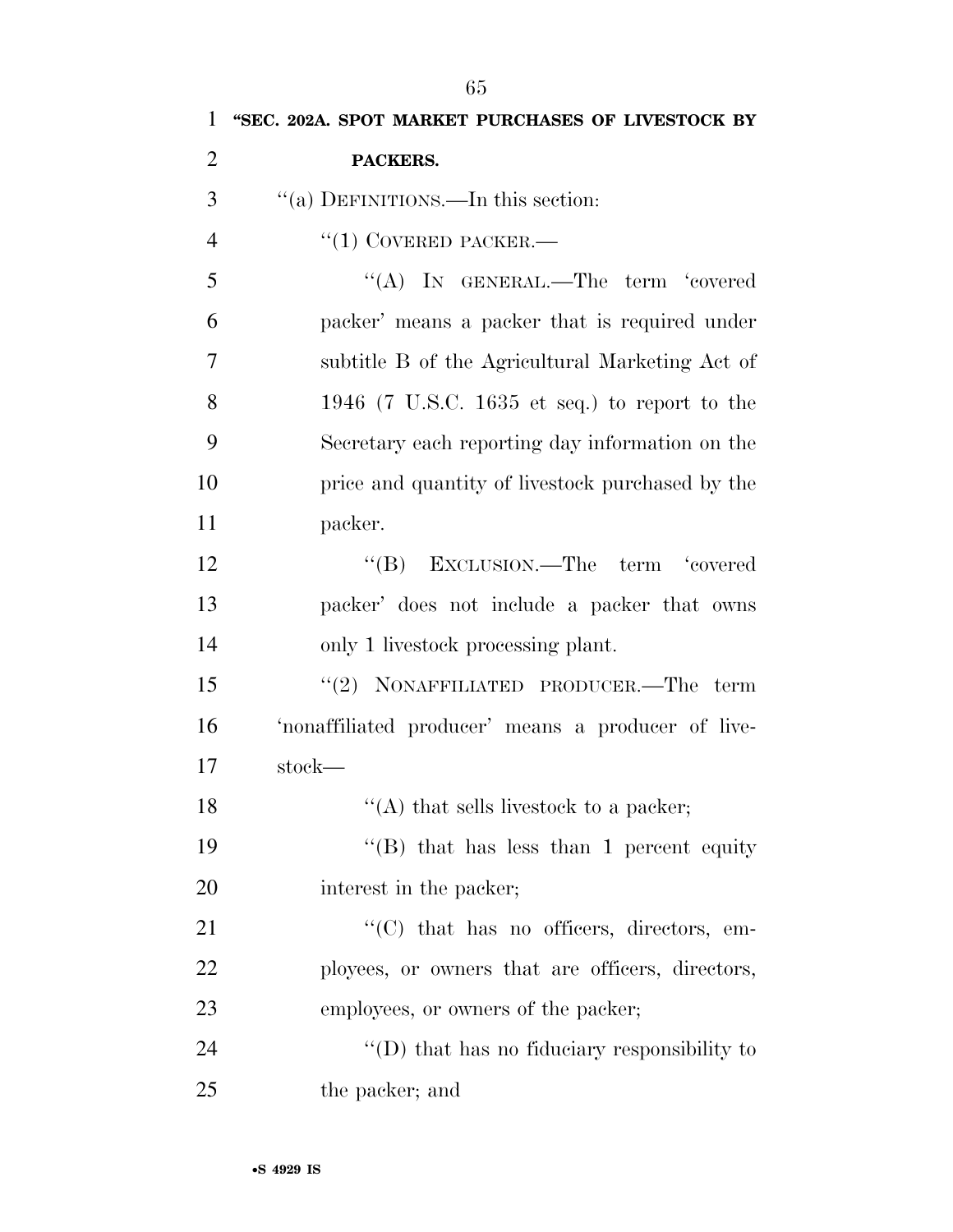**"SEC. 202A. SPOT MARKET PURCHASES OF LIVESTOCK BY PACKERS.**

"(a) DEFINITIONS.—In this section:

"(1) COVERED PACKER.—

"(A) IN GENERAL.—The term 'covered packer' means a packer that is required under subtitle B of the Agricultural Marketing Act of 1946 (7 U.S.C. 1635 et seq.) to report to the Secretary each reporting day information on the price and quantity of livestock purchased by the packer.

"(B) EXCLUSION.—The term 'covered packer' does not include a packer that owns only 1 livestock processing plant.

"(2) NONAFFILIATED PRODUCER.—The term 'nonaffiliated producer' means a producer of livestock—

"(A) that sells livestock to a packer;

"(B) that has less than 1 percent equity interest in the packer;

"(C) that has no officers, directors, employees, or owners that are officers, directors, employees, or owners of the packer;

"(D) that has no fiduciary responsibility to the packer; and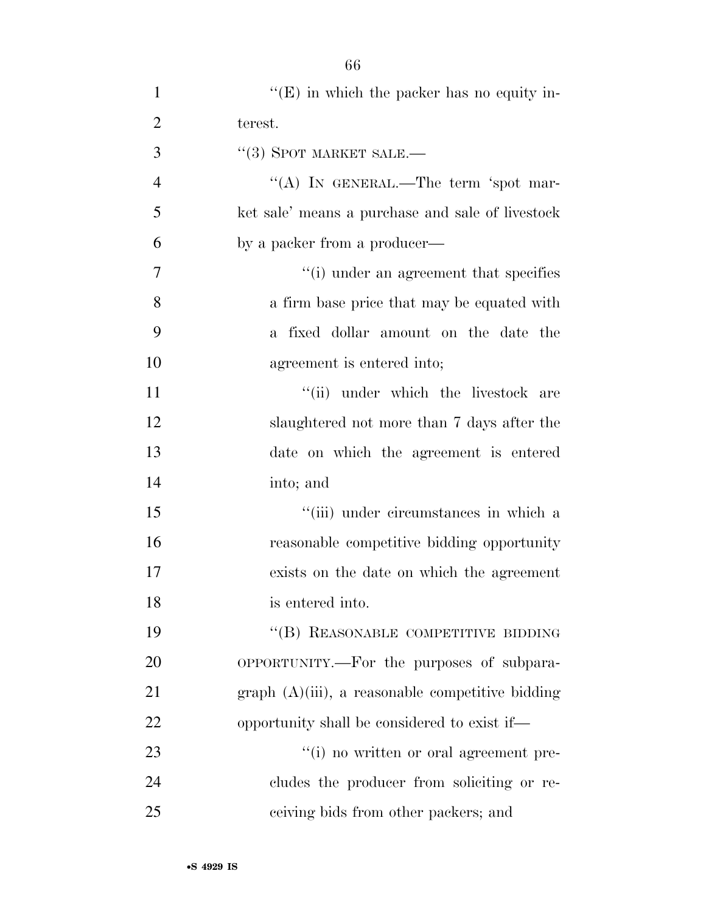''(E) in which the packer has no equity interest.

''(3) SPOT MARKET SALE.—

''(A) IN GENERAL.—The term 'spot market sale' means a purchase and sale of livestock by a packer from a producer—

''(i) under an agreement that specifies a firm base price that may be equated with a fixed dollar amount on the date the agreement is entered into;

''(ii) under which the livestock are slaughtered not more than 7 days after the date on which the agreement is entered into; and

''(iii) under circumstances in which a reasonable competitive bidding opportunity exists on the date on which the agreement is entered into.

''(B) REASONABLE COMPETITIVE BIDDING OPPORTUNITY.—For the purposes of subparagraph (A)(iii), a reasonable competitive bidding opportunity shall be considered to exist if—

''(i) no written or oral agreement precludes the producer from soliciting or receiving bids from other packers; and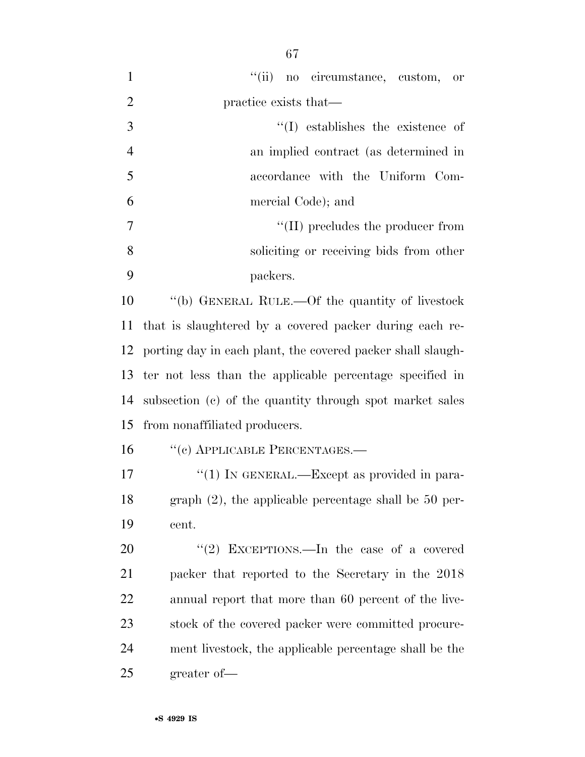"(ii) no circumstance, custom, or practice exists that—

"(I) establishes the existence of an implied contract (as determined in accordance with the Uniform Commercial Code); and

"(II) precludes the producer from soliciting or receiving bids from other packers.

"(b) GENERAL RULE.—Of the quantity of livestock that is slaughtered by a covered packer during each reporting day in each plant, the covered packer shall slaughter not less than the applicable percentage specified in subsection (c) of the quantity through spot market sales from nonaffiliated producers.

"(c) APPLICABLE PERCENTAGES.—

"(1) IN GENERAL.—Except as provided in paragraph (2), the applicable percentage shall be 50 percent.

"(2) EXCEPTIONS.—In the case of a covered packer that reported to the Secretary in the 2018 annual report that more than 60 percent of the livestock of the covered packer were committed procurement livestock, the applicable percentage shall be the greater of—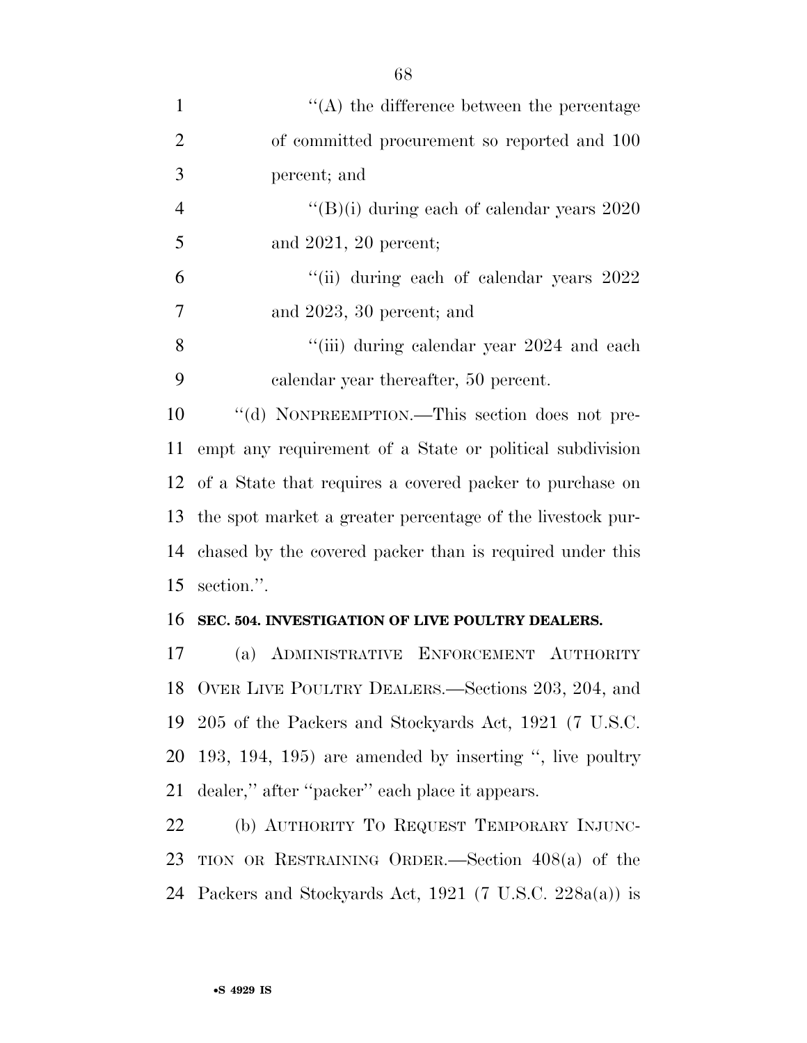"(A) the difference between the percentage of committed procurement so reported and 100 percent; and

"(B)(i) during each of calendar years 2020 and 2021, 20 percent;

"(ii) during each of calendar years 2022 and 2023, 30 percent; and

"(iii) during calendar year 2024 and each calendar year thereafter, 50 percent.

"(d) NONPREEMPTION.—This section does not preempt any requirement of a State or political subdivision of a State that requires a covered packer to purchase on the spot market a greater percentage of the livestock purchased by the covered packer than is required under this section.".

**SEC. 504. INVESTIGATION OF LIVE POULTRY DEALERS.**

(a) ADMINISTRATIVE ENFORCEMENT AUTHORITY OVER LIVE POULTRY DEALERS.—Sections 203, 204, and 205 of the Packers and Stockyards Act, 1921 (7 U.S.C. 193, 194, 195) are amended by inserting ", live poultry dealer," after "packer" each place it appears.

(b) AUTHORITY TO REQUEST TEMPORARY INJUNCTION OR RESTRAINING ORDER.—Section 408(a) of the Packers and Stockyards Act, 1921 (7 U.S.C. 228a(a)) is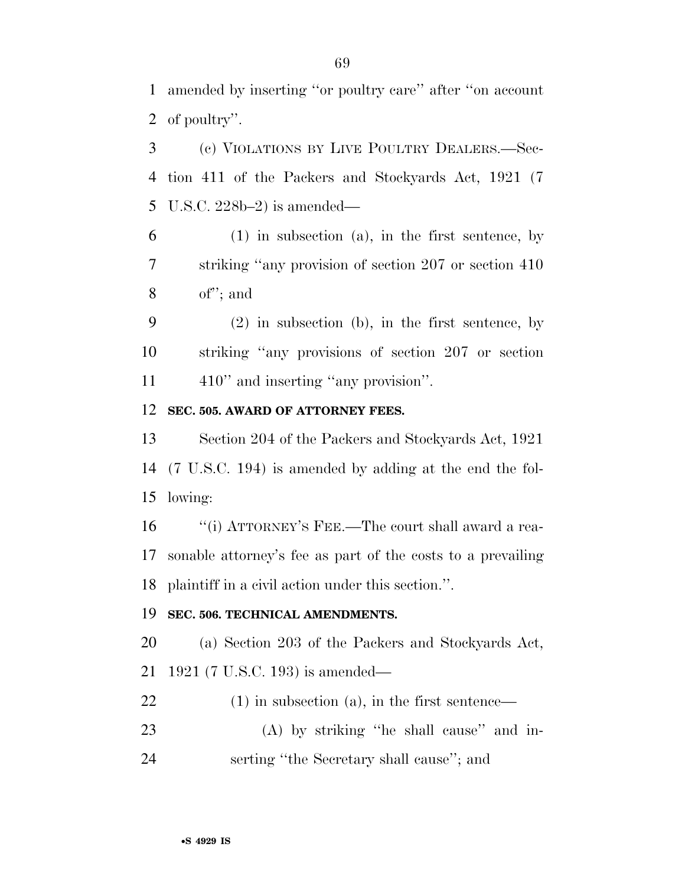amended by inserting ''or poultry care'' after ''on account of poultry''.

(c) VIOLATIONS BY LIVE POULTRY DEALERS.—Section 411 of the Packers and Stockyards Act, 1921 (7 U.S.C. 228b–2) is amended—

(1) in subsection (a), in the first sentence, by striking ''any provision of section 207 or section 410 of''; and

(2) in subsection (b), in the first sentence, by striking ''any provisions of section 207 or section 410'' and inserting ''any provision''.

**SEC. 505. AWARD OF ATTORNEY FEES.**

Section 204 of the Packers and Stockyards Act, 1921 (7 U.S.C. 194) is amended by adding at the end the following:

''(i) ATTORNEY'S FEE.—The court shall award a reasonable attorney's fee as part of the costs to a prevailing plaintiff in a civil action under this section.''.

**SEC. 506. TECHNICAL AMENDMENTS.**

(a) Section 203 of the Packers and Stockyards Act, 1921 (7 U.S.C. 193) is amended—

(1) in subsection (a), in the first sentence—

(A) by striking ''he shall cause'' and inserting ''the Secretary shall cause''; and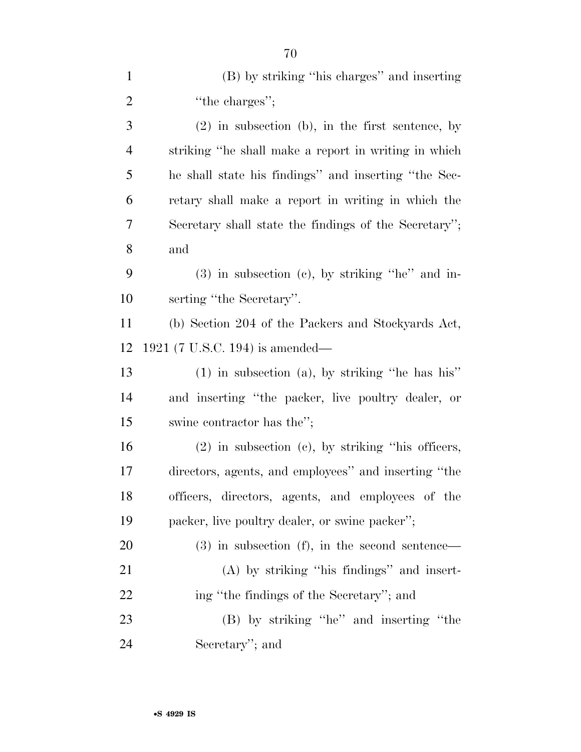(B) by striking ''his charges'' and inserting ''the charges'';

(2) in subsection (b), in the first sentence, by striking ''he shall make a report in writing in which he shall state his findings'' and inserting ''the Secretary shall make a report in writing in which the Secretary shall state the findings of the Secretary''; and

(3) in subsection (c), by striking ''he'' and inserting ''the Secretary''.

(b) Section 204 of the Packers and Stockyards Act, 1921 (7 U.S.C. 194) is amended—

(1) in subsection (a), by striking ''he has his'' and inserting ''the packer, live poultry dealer, or swine contractor has the'';

(2) in subsection (c), by striking ''his officers, directors, agents, and employees'' and inserting ''the officers, directors, agents, and employees of the packer, live poultry dealer, or swine packer'';

(3) in subsection (f), in the second sentence—

(A) by striking ''his findings'' and inserting ''the findings of the Secretary''; and

(B) by striking ''he'' and inserting ''the Secretary''; and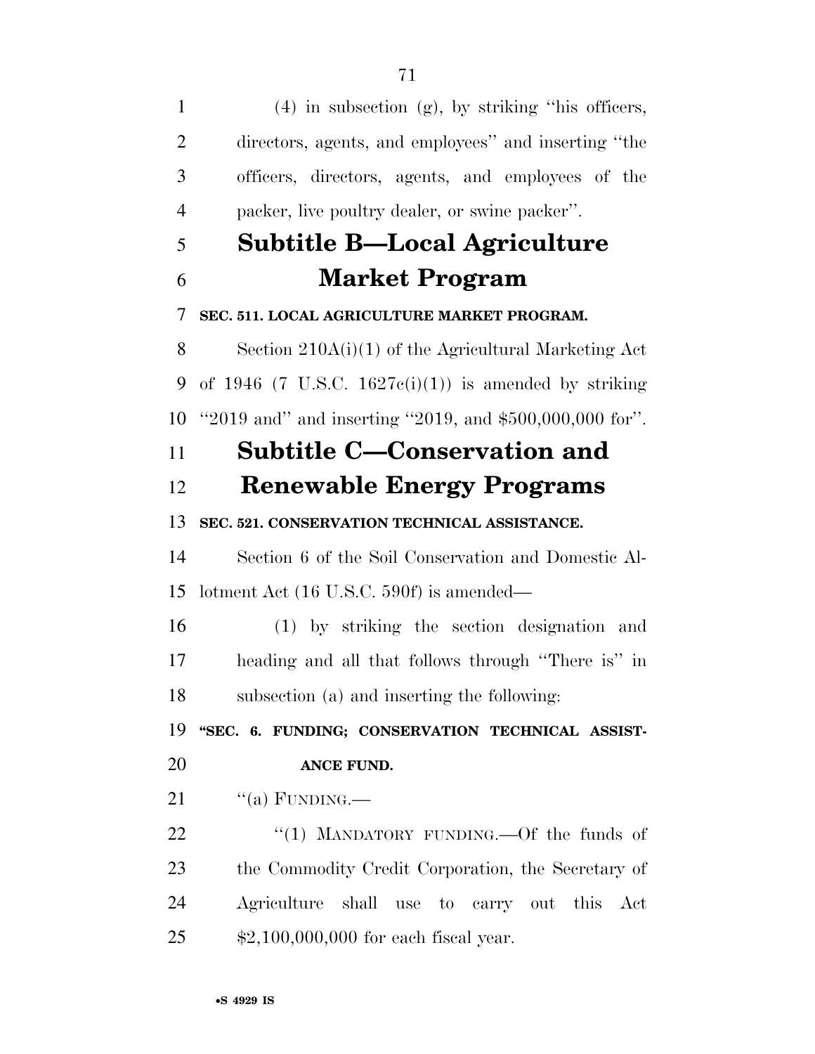(4) in subsection (g), by striking ''his officers, directors, agents, and employees'' and inserting ''the officers, directors, agents, and employees of the packer, live poultry dealer, or swine packer''.

## Subtitle B—Local Agriculture Market Program

**SEC. 511. LOCAL AGRICULTURE MARKET PROGRAM.**

Section 210A(i)(1) of the Agricultural Marketing Act of 1946 (7 U.S.C. 1627c(i)(1)) is amended by striking ''2019 and'' and inserting ''2019, and $500,000,000 for''.

## Subtitle C—Conservation and Renewable Energy Programs

**SEC. 521. CONSERVATION TECHNICAL ASSISTANCE.**

Section 6 of the Soil Conservation and Domestic Allotment Act (16 U.S.C. 590f) is amended—

(1) by striking the section designation and heading and all that follows through ''There is'' in subsection (a) and inserting the following:

**''SEC. 6. FUNDING; CONSERVATION TECHNICAL ASSISTANCE FUND.**

''(a) FUNDING.—

''(1) MANDATORY FUNDING.—Of the funds of the Commodity Credit Corporation, the Secretary of Agriculture shall use to carry out this Act $2,100,000,000 for each fiscal year.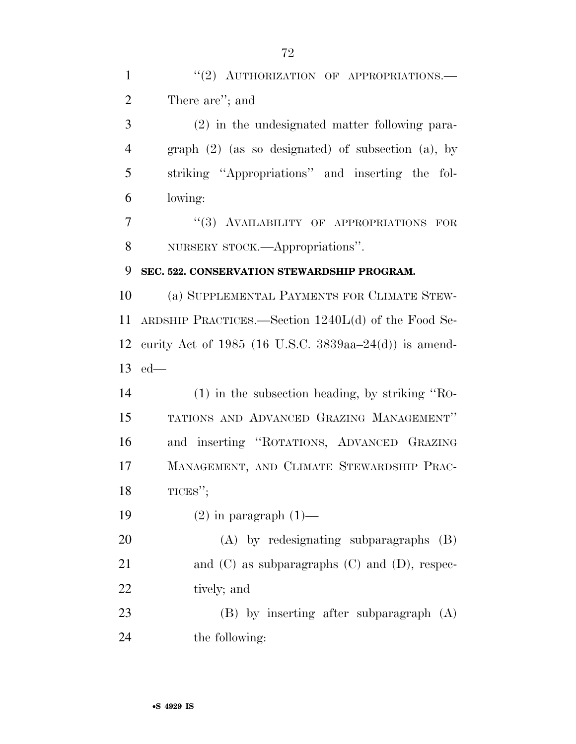"(2) AUTHORIZATION OF APPROPRIATIONS.—There are"; and

(2) in the undesignated matter following paragraph (2) (as so designated) of subsection (a), by striking "Appropriations" and inserting the following:

"(3) AVAILABILITY OF APPROPRIATIONS FOR NURSERY STOCK.—Appropriations".

**SEC. 522. CONSERVATION STEWARDSHIP PROGRAM.**

(a) SUPPLEMENTAL PAYMENTS FOR CLIMATE STEWARDSHIP PRACTICES.—Section 1240L(d) of the Food Security Act of 1985 (16 U.S.C. 3839aa–24(d)) is amended—

(1) in the subsection heading, by striking "ROTATIONS AND ADVANCED GRAZING MANAGEMENT" and inserting "ROTATIONS, ADVANCED GRAZING MANAGEMENT, AND CLIMATE STEWARDSHIP PRACTICES";

(2) in paragraph (1)—

(A) by redesignating subparagraphs (B) and (C) as subparagraphs (C) and (D), respectively; and

(B) by inserting after subparagraph (A) the following: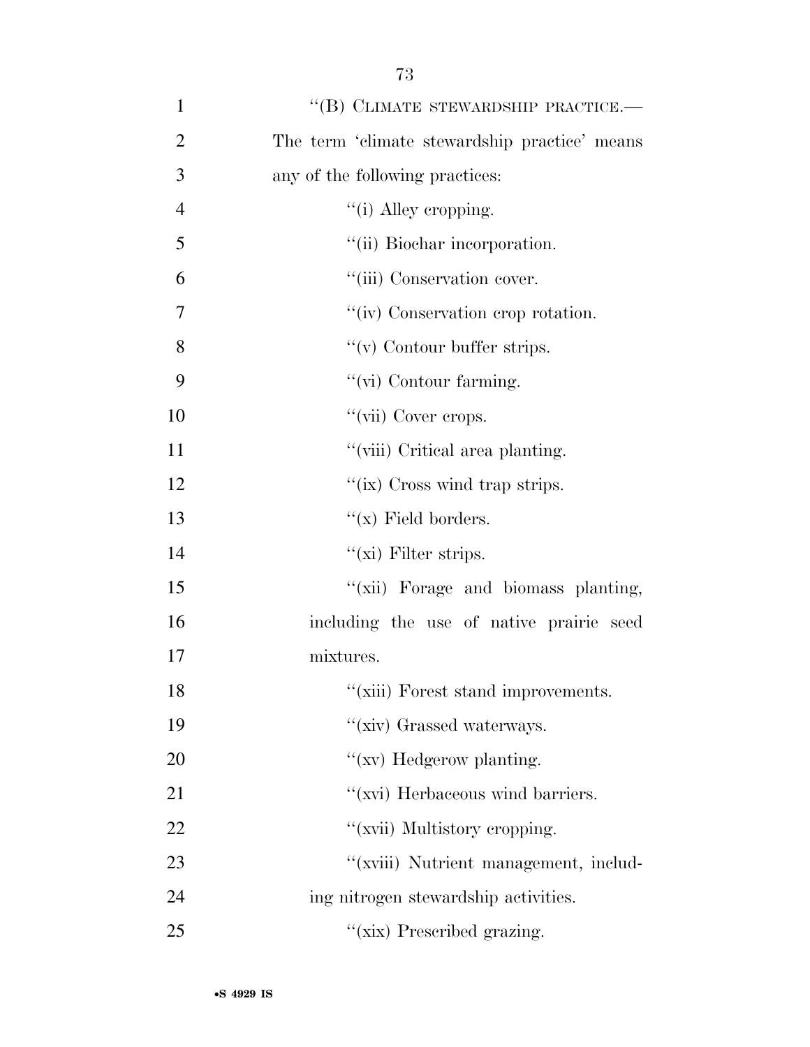"(B) CLIMATE STEWARDSHIP PRACTICE.—The term 'climate stewardship practice' means any of the following practices:

"(i) Alley cropping.

"(ii) Biochar incorporation.

"(iii) Conservation cover.

"(iv) Conservation crop rotation.

"(v) Contour buffer strips.

"(vi) Contour farming.

"(vii) Cover crops.

"(viii) Critical area planting.

"(ix) Cross wind trap strips.

"(x) Field borders.

"(xi) Filter strips.

"(xii) Forage and biomass planting, including the use of native prairie seed mixtures.

"(xiii) Forest stand improvements.

"(xiv) Grassed waterways.

"(xv) Hedgerow planting.

"(xvi) Herbaceous wind barriers.

"(xvii) Multistory cropping.

"(xviii) Nutrient management, including nitrogen stewardship activities.

"(xix) Prescribed grazing.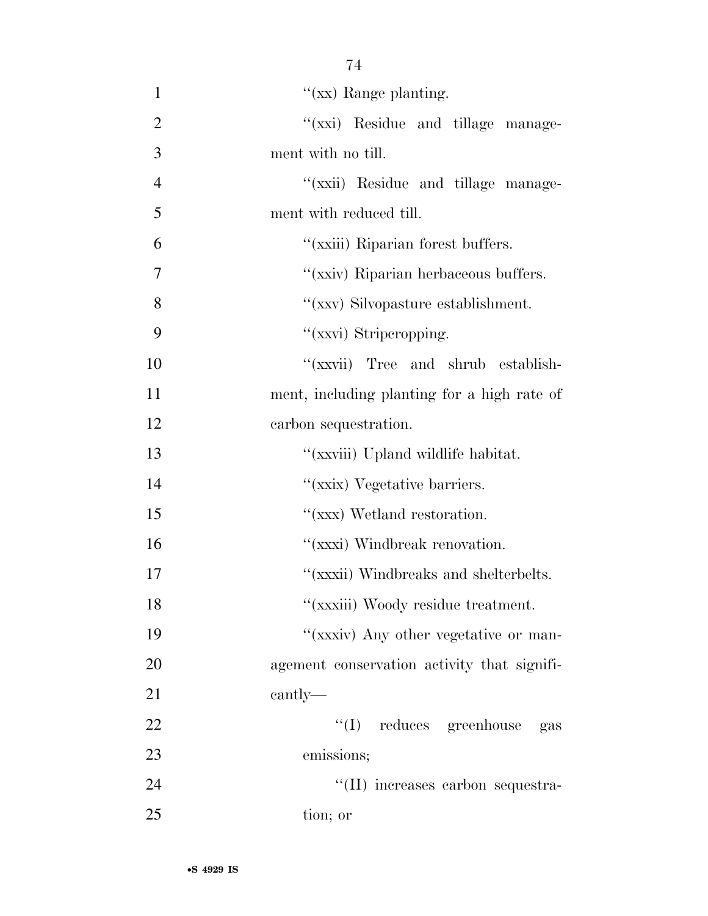''(xx) Range planting.

''(xxi) Residue and tillage management with no till.

''(xxii) Residue and tillage management with reduced till.

''(xxiii) Riparian forest buffers.

''(xxiv) Riparian herbaceous buffers.

''(xxv) Silvopasture establishment.

''(xxvi) Stripcropping.

''(xxvii) Tree and shrub establishment, including planting for a high rate of carbon sequestration.

''(xxviii) Upland wildlife habitat.

''(xxix) Vegetative barriers.

''(xxx) Wetland restoration.

''(xxxi) Windbreak renovation.

''(xxxii) Windbreaks and shelterbelts.

''(xxxiii) Woody residue treatment.

''(xxxiv) Any other vegetative or management conservation activity that significantly—

''(I) reduces greenhouse gas emissions;

''(II) increases carbon sequestration; or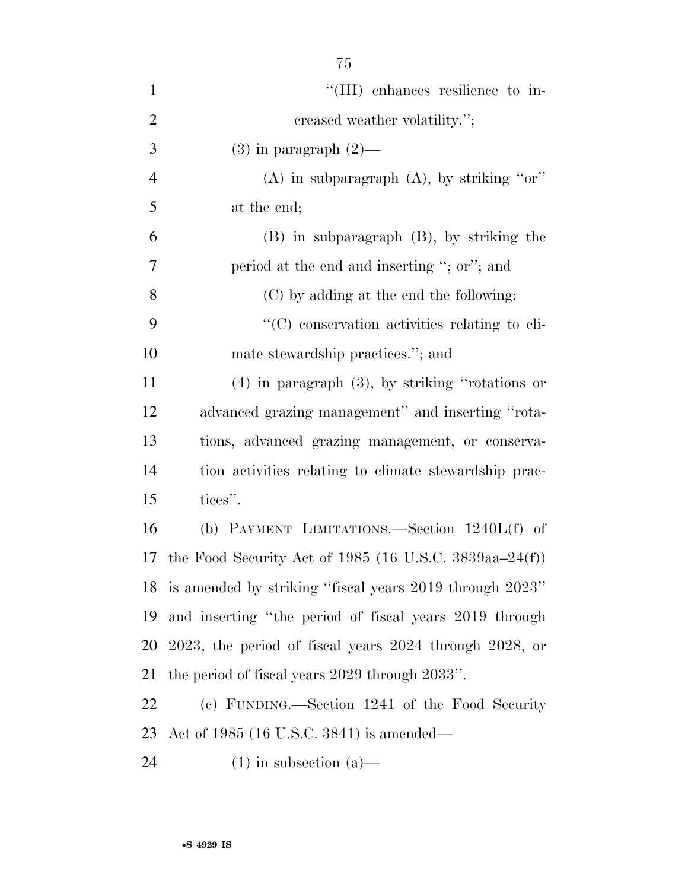"(III) enhances resilience to increased weather volatility.";

(3) in paragraph (2)—

(A) in subparagraph (A), by striking "or" at the end;

(B) in subparagraph (B), by striking the period at the end and inserting "; or"; and

(C) by adding at the end the following:

"(C) conservation activities relating to climate stewardship practices."; and

(4) in paragraph (3), by striking "rotations or advanced grazing management" and inserting "rotations, advanced grazing management, or conservation activities relating to climate stewardship practices".

(b) PAYMENT LIMITATIONS.—Section 1240L(f) of the Food Security Act of 1985 (16 U.S.C. 3839aa–24(f)) is amended by striking "fiscal years 2019 through 2023" and inserting "the period of fiscal years 2019 through 2023, the period of fiscal years 2024 through 2028, or the period of fiscal years 2029 through 2033".

(c) FUNDING.—Section 1241 of the Food Security Act of 1985 (16 U.S.C. 3841) is amended—

(1) in subsection (a)—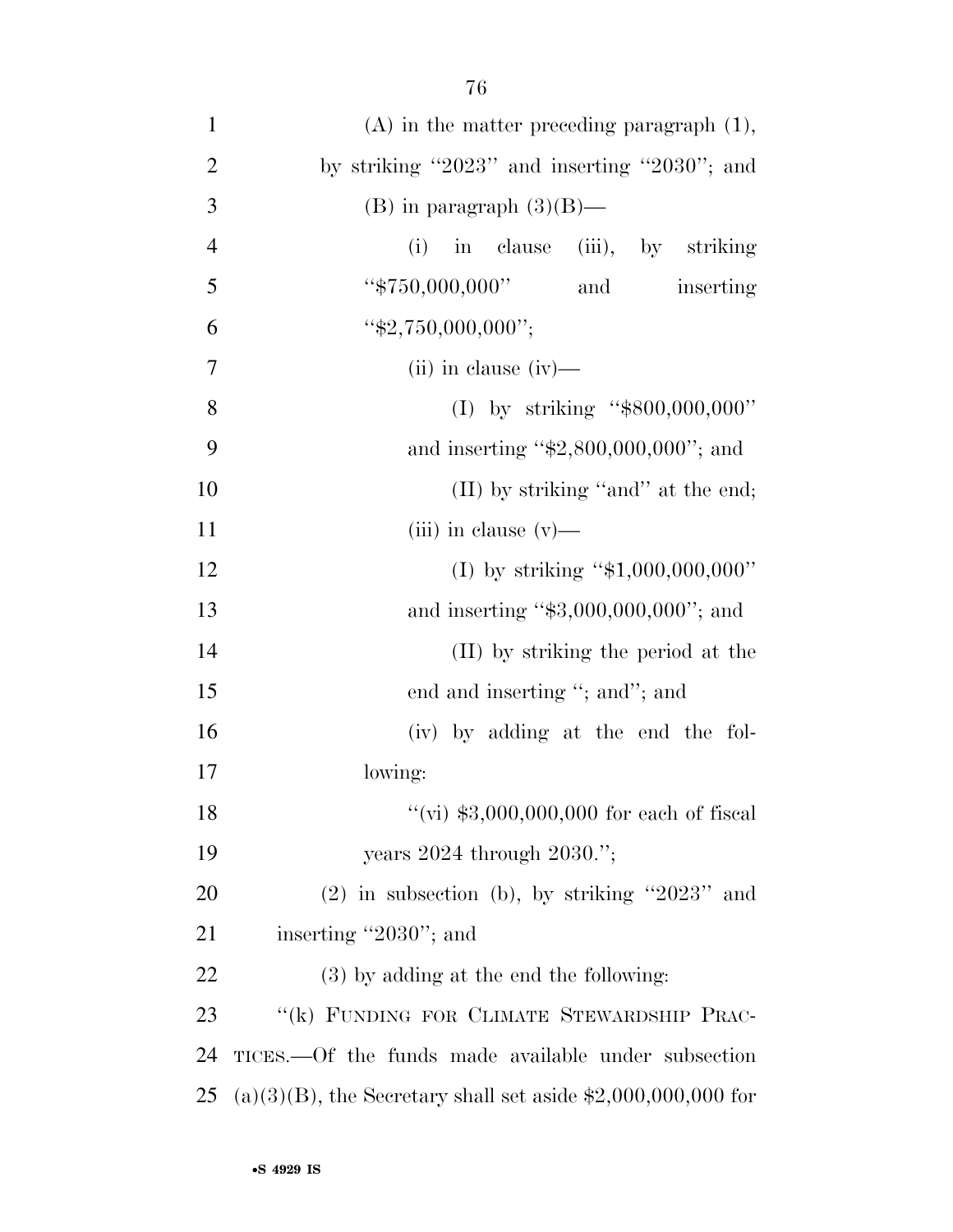(A) in the matter preceding paragraph (1), by striking "2023" and inserting "2030"; and

(B) in paragraph (3)(B)—

(i) in clause (iii), by striking "$750,000,000" and inserting "$2,750,000,000";

(ii) in clause (iv)—

(I) by striking "$800,000,000" and inserting "$2,800,000,000"; and

(II) by striking "and" at the end;

(iii) in clause (v)—

(I) by striking "$1,000,000,000" and inserting "$3,000,000,000"; and

(II) by striking the period at the end and inserting "; and"; and

(iv) by adding at the end the following:

"(vi) $3,000,000,000 for each of fiscal years 2024 through 2030.";

(2) in subsection (b), by striking "2023" and inserting "2030"; and

(3) by adding at the end the following:

"(k) FUNDING FOR CLIMATE STEWARDSHIP PRACTICES.—Of the funds made available under subsection (a)(3)(B), the Secretary shall set aside $2,000,000,000 for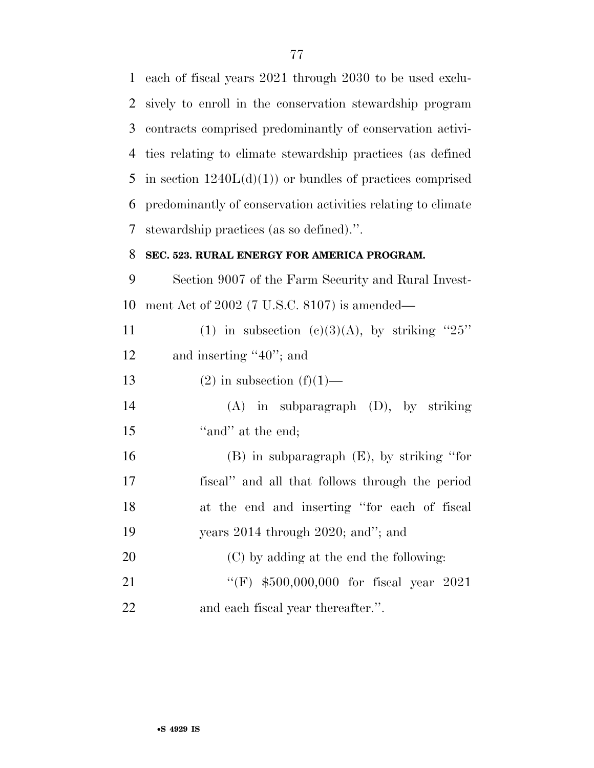each of fiscal years 2021 through 2030 to be used exclusively to enroll in the conservation stewardship program contracts comprised predominantly of conservation activities relating to climate stewardship practices (as defined in section 1240L(d)(1)) or bundles of practices comprised predominantly of conservation activities relating to climate stewardship practices (as so defined).''.

**SEC. 523. RURAL ENERGY FOR AMERICA PROGRAM.**

Section 9007 of the Farm Security and Rural Investment Act of 2002 (7 U.S.C. 8107) is amended—

(1) in subsection (c)(3)(A), by striking ''25'' and inserting ''40''; and

(2) in subsection (f)(1)—

(A) in subparagraph (D), by striking ''and'' at the end;

(B) in subparagraph (E), by striking ''for fiscal'' and all that follows through the period at the end and inserting ''for each of fiscal years 2014 through 2020; and''; and

(C) by adding at the end the following:

''(F) $500,000,000 for fiscal year 2021 and each fiscal year thereafter.''.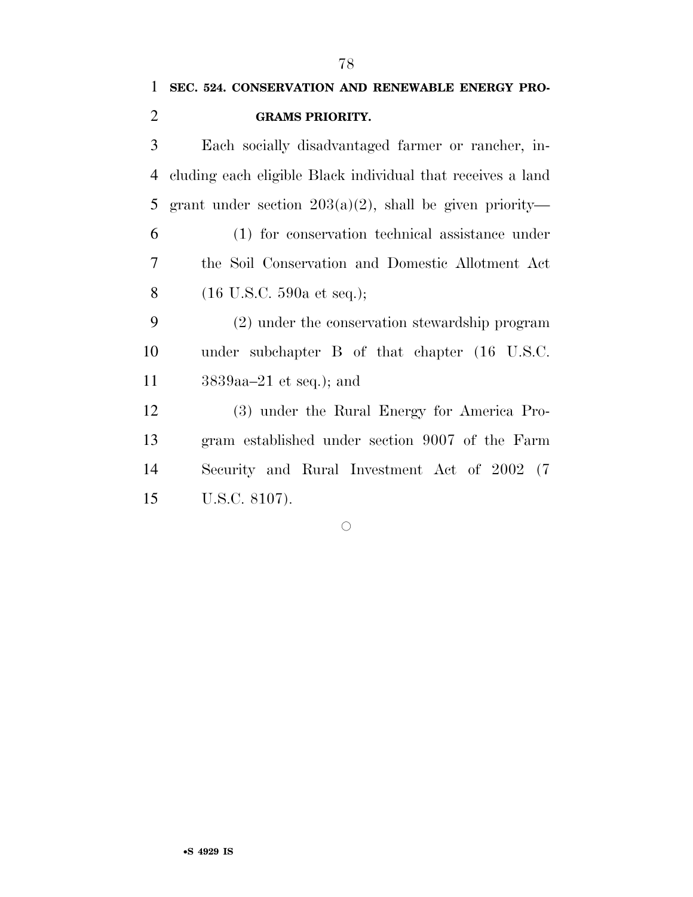### SEC. 524. CONSERVATION AND RENEWABLE ENERGY PROGRAMS PRIORITY.

Each socially disadvantaged farmer or rancher, including each eligible Black individual that receives a land grant under section 203(a)(2), shall be given priority—

(1) for conservation technical assistance under the Soil Conservation and Domestic Allotment Act (16 U.S.C. 590a et seq.);

(2) under the conservation stewardship program under subchapter B of that chapter (16 U.S.C. 3839aa–21 et seq.); and

(3) under the Rural Energy for America Program established under section 9007 of the Farm Security and Rural Investment Act of 2002 (7 U.S.C. 8107).

○